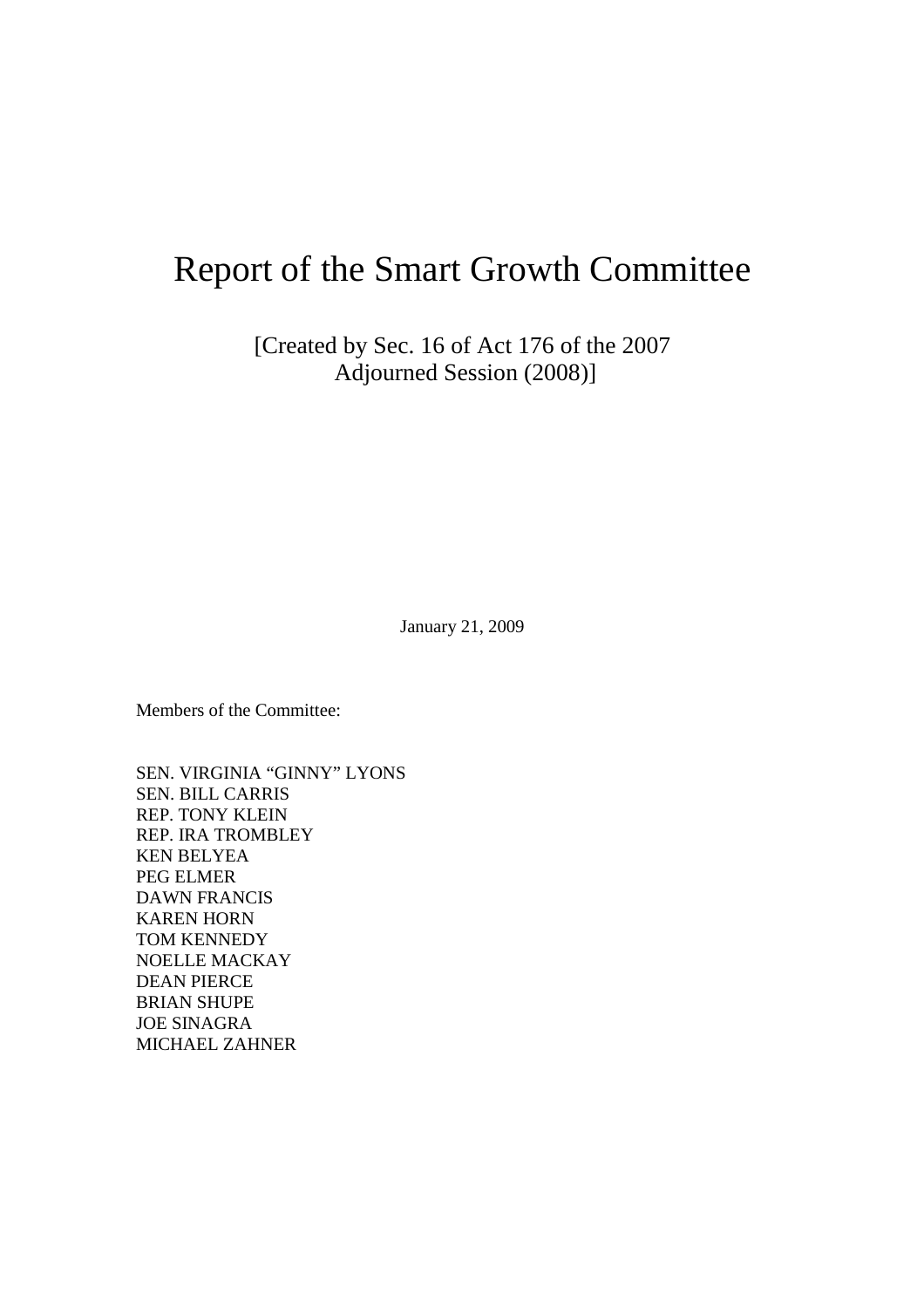# Report of the Smart Growth Committee

[Created by Sec. 16 of Act 176 of the 2007 Adjourned Session (2008)]

January 21, 2009

Members of the Committee:

SEN. VIRGINIA "GINNY" LYONS
SEN. BILL CARRIS
REP. TONY KLEIN
REP. IRA TROMBLEY
KEN BELYEA
PEG ELMER
DAWN FRANCIS
KAREN HORN
TOM KENNEDY
NOELLE MACKAY
DEAN PIERCE
BRIAN SHUPE
JOE SINAGRA
MICHAEL ZAHNER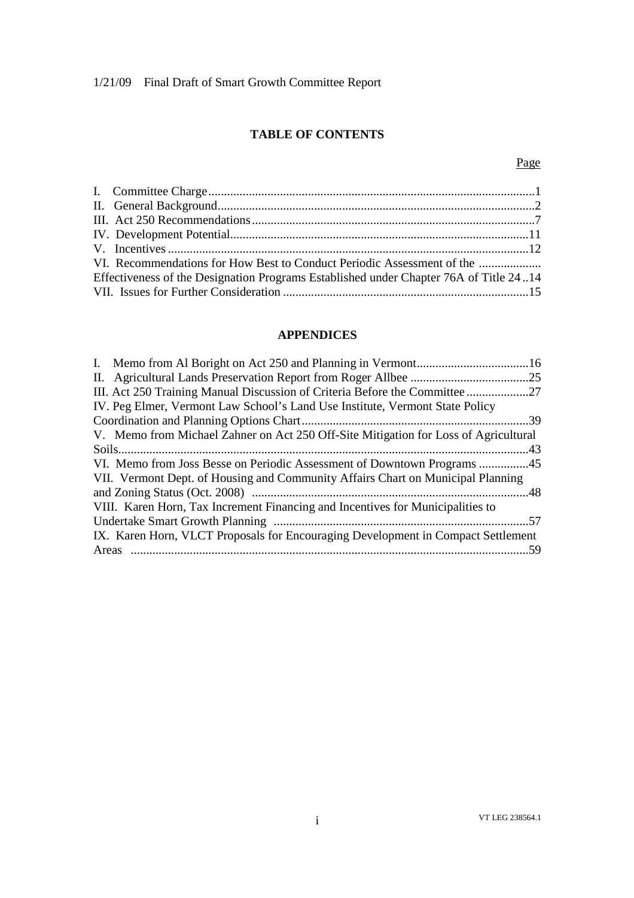1/21/09 Final Draft of Smart Growth Committee Report

## TABLE OF CONTENTS

Page

I. Committee Charge........................................................................................................1
II. General Background......................................................................................................2
III. Act 250 Recommendations...........................................................................................7
IV. Development Potential................................................................................................11
V. Incentives....................................................................................................................12
VI. Recommendations for How Best to Conduct Periodic Assessment of the ....................
Effectiveness of the Designation Programs Established under Chapter 76A of Title 24..14
VII. Issues for Further Consideration ..............................................................................15

## APPENDICES

I. Memo from Al Boright on Act 250 and Planning in Vermont....................................16
II. Agricultural Lands Preservation Report from Roger Allbee ......................................25
III. Act 250 Training Manual Discussion of Criteria Before the Committee....................27
IV. Peg Elmer, Vermont Law School's Land Use Institute, Vermont State Policy Coordination and Planning Options Chart.........................................................................39
V. Memo from Michael Zahner on Act 250 Off-Site Mitigation for Loss of Agricultural Soils...................................................................................................................................43
VI. Memo from Joss Besse on Periodic Assessment of Downtown Programs ................45
VII. Vermont Dept. of Housing and Community Affairs Chart on Municipal Planning and Zoning Status (Oct. 2008) ........................................................................................48
VIII. Karen Horn, Tax Increment Financing and Incentives for Municipalities to Undertake Smart Growth Planning .................................................................................57
IX. Karen Horn, VLCT Proposals for Encouraging Development in Compact Settlement Areas ...............................................................................................................................59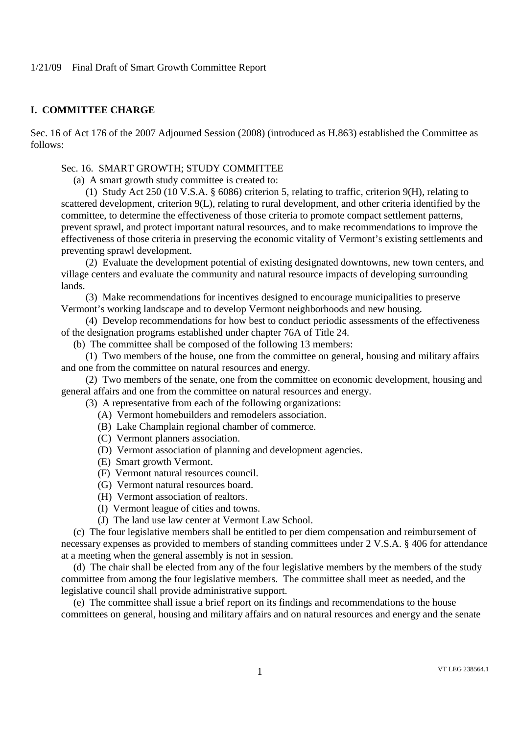1/21/09 Final Draft of Smart Growth Committee Report

## I. COMMITTEE CHARGE

Sec. 16 of Act 176 of the 2007 Adjourned Session (2008) (introduced as H.863) established the Committee as follows:

Sec. 16. SMART GROWTH; STUDY COMMITTEE

(a) A smart growth study committee is created to:

(1) Study Act 250 (10 V.S.A. § 6086) criterion 5, relating to traffic, criterion 9(H), relating to scattered development, criterion 9(L), relating to rural development, and other criteria identified by the committee, to determine the effectiveness of those criteria to promote compact settlement patterns, prevent sprawl, and protect important natural resources, and to make recommendations to improve the effectiveness of those criteria in preserving the economic vitality of Vermont's existing settlements and preventing sprawl development.

(2) Evaluate the development potential of existing designated downtowns, new town centers, and village centers and evaluate the community and natural resource impacts of developing surrounding lands.

(3) Make recommendations for incentives designed to encourage municipalities to preserve Vermont's working landscape and to develop Vermont neighborhoods and new housing.

(4) Develop recommendations for how best to conduct periodic assessments of the effectiveness of the designation programs established under chapter 76A of Title 24.

(b) The committee shall be composed of the following 13 members:

(1) Two members of the house, one from the committee on general, housing and military affairs and one from the committee on natural resources and energy.

(2) Two members of the senate, one from the committee on economic development, housing and general affairs and one from the committee on natural resources and energy.

(3) A representative from each of the following organizations:

(A) Vermont homebuilders and remodelers association.

(B) Lake Champlain regional chamber of commerce.

(C) Vermont planners association.

(D) Vermont association of planning and development agencies.

(E) Smart growth Vermont.

(F) Vermont natural resources council.

(G) Vermont natural resources board.

(H) Vermont association of realtors.

(I) Vermont league of cities and towns.

(J) The land use law center at Vermont Law School.

(c) The four legislative members shall be entitled to per diem compensation and reimbursement of necessary expenses as provided to members of standing committees under 2 V.S.A. § 406 for attendance at a meeting when the general assembly is not in session.

(d) The chair shall be elected from any of the four legislative members by the members of the study committee from among the four legislative members. The committee shall meet as needed, and the legislative council shall provide administrative support.

(e) The committee shall issue a brief report on its findings and recommendations to the house committees on general, housing and military affairs and on natural resources and energy and the senate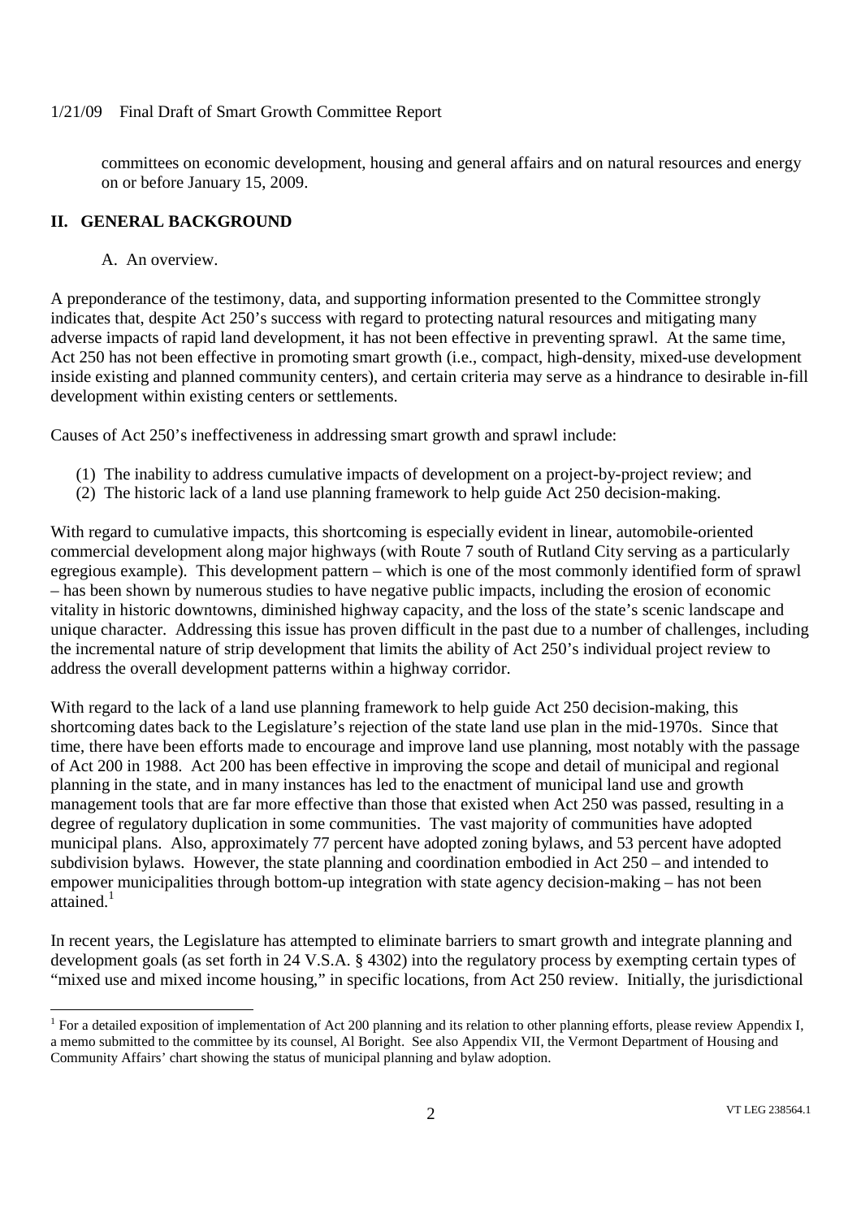committees on economic development, housing and general affairs and on natural resources and energy on or before January 15, 2009.

## II. GENERAL BACKGROUND

### A. An overview.

A preponderance of the testimony, data, and supporting information presented to the Committee strongly indicates that, despite Act 250's success with regard to protecting natural resources and mitigating many adverse impacts of rapid land development, it has not been effective in preventing sprawl. At the same time, Act 250 has not been effective in promoting smart growth (i.e., compact, high-density, mixed-use development inside existing and planned community centers), and certain criteria may serve as a hindrance to desirable in-fill development within existing centers or settlements.

Causes of Act 250's ineffectiveness in addressing smart growth and sprawl include:

(1) The inability to address cumulative impacts of development on a project-by-project review; and
(2) The historic lack of a land use planning framework to help guide Act 250 decision-making.

With regard to cumulative impacts, this shortcoming is especially evident in linear, automobile-oriented commercial development along major highways (with Route 7 south of Rutland City serving as a particularly egregious example). This development pattern – which is one of the most commonly identified form of sprawl – has been shown by numerous studies to have negative public impacts, including the erosion of economic vitality in historic downtowns, diminished highway capacity, and the loss of the state's scenic landscape and unique character. Addressing this issue has proven difficult in the past due to a number of challenges, including the incremental nature of strip development that limits the ability of Act 250's individual project review to address the overall development patterns within a highway corridor.

With regard to the lack of a land use planning framework to help guide Act 250 decision-making, this shortcoming dates back to the Legislature's rejection of the state land use plan in the mid-1970s. Since that time, there have been efforts made to encourage and improve land use planning, most notably with the passage of Act 200 in 1988. Act 200 has been effective in improving the scope and detail of municipal and regional planning in the state, and in many instances has led to the enactment of municipal land use and growth management tools that are far more effective than those that existed when Act 250 was passed, resulting in a degree of regulatory duplication in some communities. The vast majority of communities have adopted municipal plans. Also, approximately 77 percent have adopted zoning bylaws, and 53 percent have adopted subdivision bylaws. However, the state planning and coordination embodied in Act 250 – and intended to empower municipalities through bottom-up integration with state agency decision-making – has not been attained.[1]

In recent years, the Legislature has attempted to eliminate barriers to smart growth and integrate planning and development goals (as set forth in 24 V.S.A. § 4302) into the regulatory process by exempting certain types of "mixed use and mixed income housing," in specific locations, from Act 250 review. Initially, the jurisdictional

[1] For a detailed exposition of implementation of Act 200 planning and its relation to other planning efforts, please review Appendix I, a memo submitted to the committee by its counsel, Al Boright. See also Appendix VII, the Vermont Department of Housing and Community Affairs' chart showing the status of municipal planning and bylaw adoption.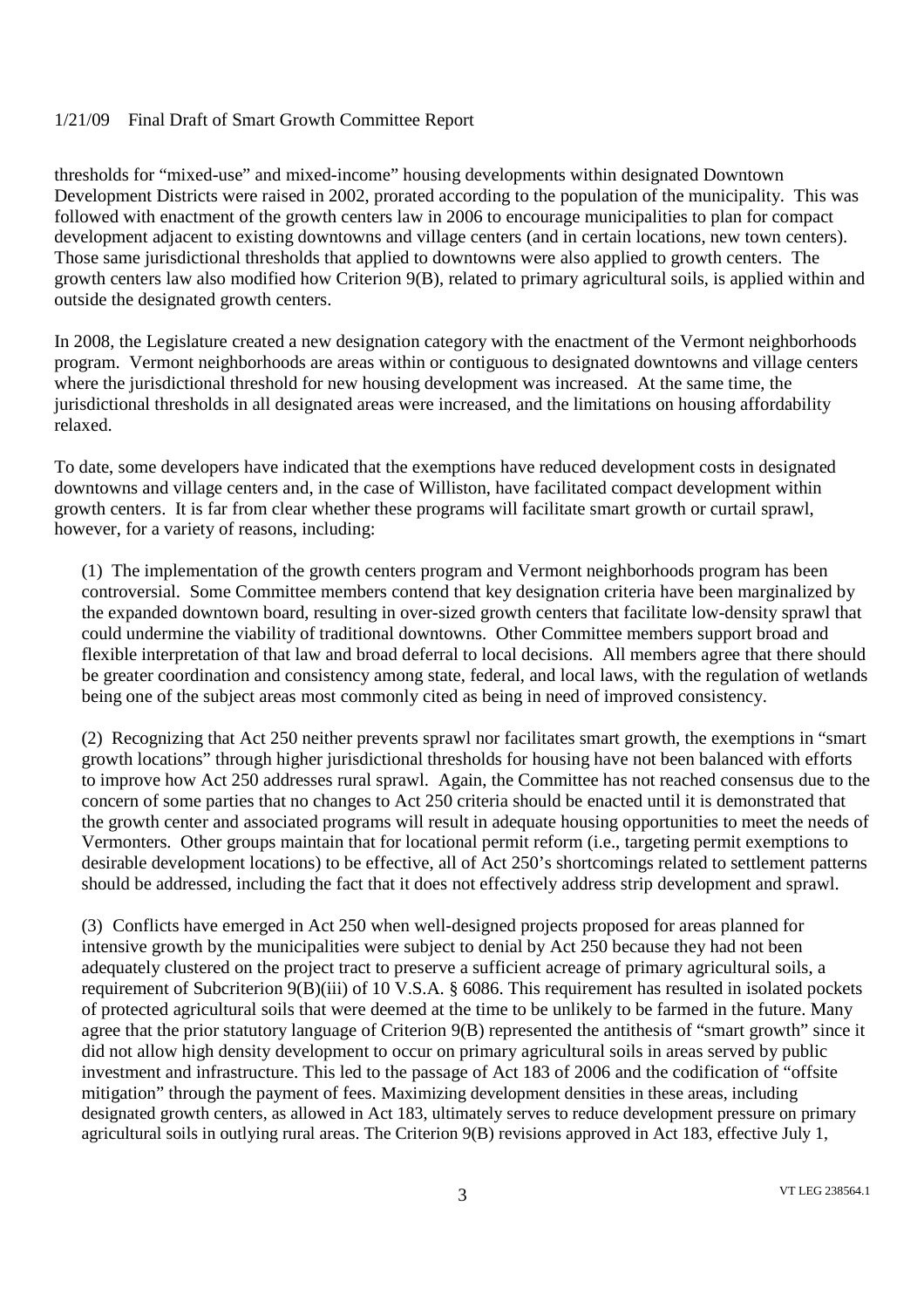thresholds for "mixed-use" and mixed-income" housing developments within designated Downtown Development Districts were raised in 2002, prorated according to the population of the municipality. This was followed with enactment of the growth centers law in 2006 to encourage municipalities to plan for compact development adjacent to existing downtowns and village centers (and in certain locations, new town centers). Those same jurisdictional thresholds that applied to downtowns were also applied to growth centers. The growth centers law also modified how Criterion 9(B), related to primary agricultural soils, is applied within and outside the designated growth centers.

In 2008, the Legislature created a new designation category with the enactment of the Vermont neighborhoods program. Vermont neighborhoods are areas within or contiguous to designated downtowns and village centers where the jurisdictional threshold for new housing development was increased. At the same time, the jurisdictional thresholds in all designated areas were increased, and the limitations on housing affordability relaxed.

To date, some developers have indicated that the exemptions have reduced development costs in designated downtowns and village centers and, in the case of Williston, have facilitated compact development within growth centers. It is far from clear whether these programs will facilitate smart growth or curtail sprawl, however, for a variety of reasons, including:

(1) The implementation of the growth centers program and Vermont neighborhoods program has been controversial. Some Committee members contend that key designation criteria have been marginalized by the expanded downtown board, resulting in over-sized growth centers that facilitate low-density sprawl that could undermine the viability of traditional downtowns. Other Committee members support broad and flexible interpretation of that law and broad deferral to local decisions. All members agree that there should be greater coordination and consistency among state, federal, and local laws, with the regulation of wetlands being one of the subject areas most commonly cited as being in need of improved consistency.

(2) Recognizing that Act 250 neither prevents sprawl nor facilitates smart growth, the exemptions in "smart growth locations" through higher jurisdictional thresholds for housing have not been balanced with efforts to improve how Act 250 addresses rural sprawl. Again, the Committee has not reached consensus due to the concern of some parties that no changes to Act 250 criteria should be enacted until it is demonstrated that the growth center and associated programs will result in adequate housing opportunities to meet the needs of Vermonters. Other groups maintain that for locational permit reform (i.e., targeting permit exemptions to desirable development locations) to be effective, all of Act 250's shortcomings related to settlement patterns should be addressed, including the fact that it does not effectively address strip development and sprawl.

(3) Conflicts have emerged in Act 250 when well-designed projects proposed for areas planned for intensive growth by the municipalities were subject to denial by Act 250 because they had not been adequately clustered on the project tract to preserve a sufficient acreage of primary agricultural soils, a requirement of Subcriterion 9(B)(iii) of 10 V.S.A. § 6086. This requirement has resulted in isolated pockets of protected agricultural soils that were deemed at the time to be unlikely to be farmed in the future. Many agree that the prior statutory language of Criterion 9(B) represented the antithesis of "smart growth" since it did not allow high density development to occur on primary agricultural soils in areas served by public investment and infrastructure. This led to the passage of Act 183 of 2006 and the codification of "offsite mitigation" through the payment of fees. Maximizing development densities in these areas, including designated growth centers, as allowed in Act 183, ultimately serves to reduce development pressure on primary agricultural soils in outlying rural areas. The Criterion 9(B) revisions approved in Act 183, effective July 1,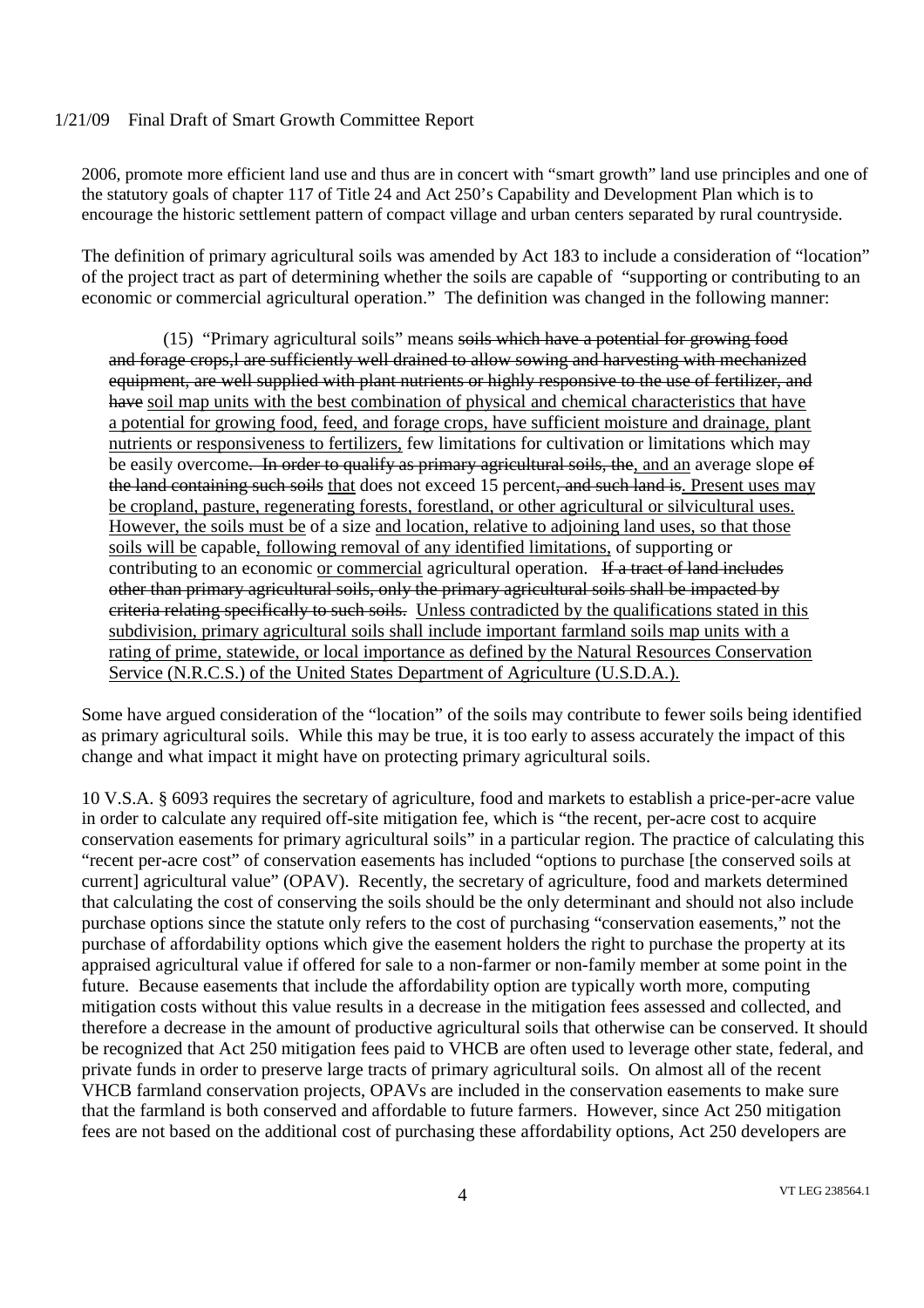2006, promote more efficient land use and thus are in concert with "smart growth" land use principles and one of the statutory goals of chapter 117 of Title 24 and Act 250's Capability and Development Plan which is to encourage the historic settlement pattern of compact village and urban centers separated by rural countryside.

The definition of primary agricultural soils was amended by Act 183 to include a consideration of "location" of the project tract as part of determining whether the soils are capable of "supporting or contributing to an economic or commercial agricultural operation." The definition was changed in the following manner:

(15) "Primary agricultural soils" means ~~soils which have a potential for growing food and forage crops,l are sufficiently well drained to allow sowing and harvesting with mechanized equipment, are well supplied with plant nutrients or highly responsive to the use of fertilizer, and have~~ <u>soil map units with the best combination of physical and chemical characteristics that have a potential for growing food, feed, and forage crops, have sufficient moisture and drainage, plant nutrients or responsiveness to fertilizers,</u> few limitations for cultivation or limitations which may be easily overcome~~. In order to qualify as primary agricultural soils, the~~<u>, and an</u> average slope ~~of the land containing such soils~~ <u>that</u> does not exceed 15 percent~~, and such land is~~<u>. Present uses may be cropland, pasture, regenerating forests, forestland, or other agricultural or silvicultural uses. However, the soils must be</u> of a size <u>and location, relative to adjoining land uses, so that those soils will be</u> capable<u>, following removal of any identified limitations,</u> of supporting or contributing to an economic <u>or commercial</u> agricultural operation. ~~If a tract of land includes other than primary agricultural soils, only the primary agricultural soils shall be impacted by criteria relating specifically to such soils.~~ <u>Unless contradicted by the qualifications stated in this subdivision, primary agricultural soils shall include important farmland soils map units with a rating of prime, statewide, or local importance as defined by the Natural Resources Conservation Service (N.R.C.S.) of the United States Department of Agriculture (U.S.D.A.).</u>

Some have argued consideration of the "location" of the soils may contribute to fewer soils being identified as primary agricultural soils. While this may be true, it is too early to assess accurately the impact of this change and what impact it might have on protecting primary agricultural soils.

10 V.S.A. § 6093 requires the secretary of agriculture, food and markets to establish a price-per-acre value in order to calculate any required off-site mitigation fee, which is "the recent, per-acre cost to acquire conservation easements for primary agricultural soils" in a particular region. The practice of calculating this "recent per-acre cost" of conservation easements has included "options to purchase [the conserved soils at current] agricultural value" (OPAV). Recently, the secretary of agriculture, food and markets determined that calculating the cost of conserving the soils should be the only determinant and should not also include purchase options since the statute only refers to the cost of purchasing "conservation easements," not the purchase of affordability options which give the easement holders the right to purchase the property at its appraised agricultural value if offered for sale to a non-farmer or non-family member at some point in the future. Because easements that include the affordability option are typically worth more, computing mitigation costs without this value results in a decrease in the mitigation fees assessed and collected, and therefore a decrease in the amount of productive agricultural soils that otherwise can be conserved. It should be recognized that Act 250 mitigation fees paid to VHCB are often used to leverage other state, federal, and private funds in order to preserve large tracts of primary agricultural soils. On almost all of the recent VHCB farmland conservation projects, OPAVs are included in the conservation easements to make sure that the farmland is both conserved and affordable to future farmers. However, since Act 250 mitigation fees are not based on the additional cost of purchasing these affordability options, Act 250 developers are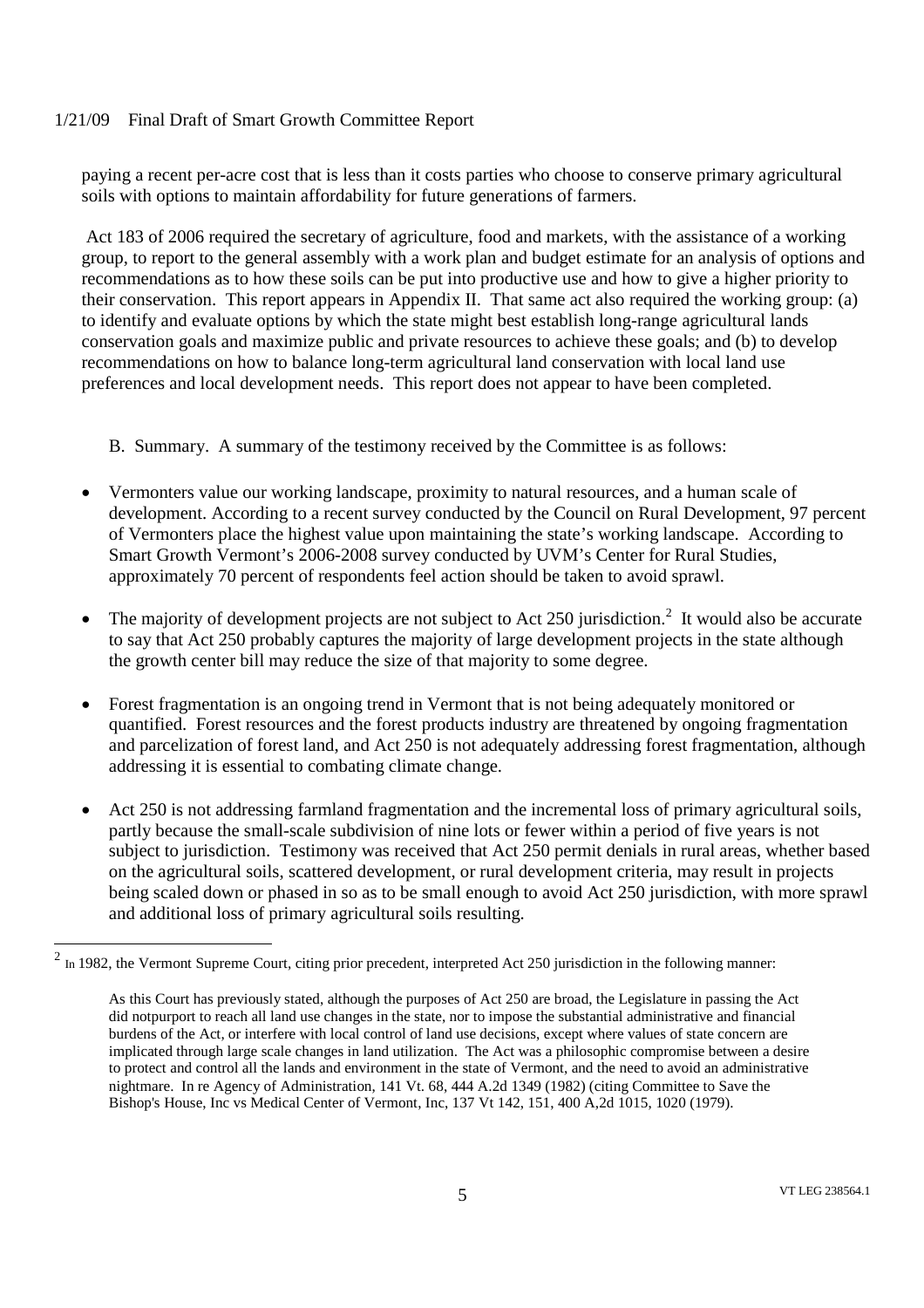paying a recent per-acre cost that is less than it costs parties who choose to conserve primary agricultural soils with options to maintain affordability for future generations of farmers.

Act 183 of 2006 required the secretary of agriculture, food and markets, with the assistance of a working group, to report to the general assembly with a work plan and budget estimate for an analysis of options and recommendations as to how these soils can be put into productive use and how to give a higher priority to their conservation. This report appears in Appendix II. That same act also required the working group: (a) to identify and evaluate options by which the state might best establish long-range agricultural lands conservation goals and maximize public and private resources to achieve these goals; and (b) to develop recommendations on how to balance long-term agricultural land conservation with local land use preferences and local development needs. This report does not appear to have been completed.

B. Summary. A summary of the testimony received by the Committee is as follows:

- Vermonters value our working landscape, proximity to natural resources, and a human scale of development. According to a recent survey conducted by the Council on Rural Development, 97 percent of Vermonters place the highest value upon maintaining the state's working landscape. According to Smart Growth Vermont's 2006-2008 survey conducted by UVM's Center for Rural Studies, approximately 70 percent of respondents feel action should be taken to avoid sprawl.

- The majority of development projects are not subject to Act 250 jurisdiction.[2] It would also be accurate to say that Act 250 probably captures the majority of large development projects in the state although the growth center bill may reduce the size of that majority to some degree.

- Forest fragmentation is an ongoing trend in Vermont that is not being adequately monitored or quantified. Forest resources and the forest products industry are threatened by ongoing fragmentation and parcelization of forest land, and Act 250 is not adequately addressing forest fragmentation, although addressing it is essential to combating climate change.

- Act 250 is not addressing farmland fragmentation and the incremental loss of primary agricultural soils, partly because the small-scale subdivision of nine lots or fewer within a period of five years is not subject to jurisdiction. Testimony was received that Act 250 permit denials in rural areas, whether based on the agricultural soils, scattered development, or rural development criteria, may result in projects being scaled down or phased in so as to be small enough to avoid Act 250 jurisdiction, with more sprawl and additional loss of primary agricultural soils resulting.

---

[2] In 1982, the Vermont Supreme Court, citing prior precedent, interpreted Act 250 jurisdiction in the following manner:

> As this Court has previously stated, although the purposes of Act 250 are broad, the Legislature in passing the Act did notpurport to reach all land use changes in the state, nor to impose the substantial administrative and financial burdens of the Act, or interfere with local control of land use decisions, except where values of state concern are implicated through large scale changes in land utilization. The Act was a philosophic compromise between a desire to protect and control all the lands and environment in the state of Vermont, and the need to avoid an administrative nightmare. In re Agency of Administration, 141 Vt. 68, 444 A.2d 1349 (1982) (citing Committee to Save the Bishop's House, Inc vs Medical Center of Vermont, Inc, 137 Vt 142, 151, 400 A,2d 1015, 1020 (1979).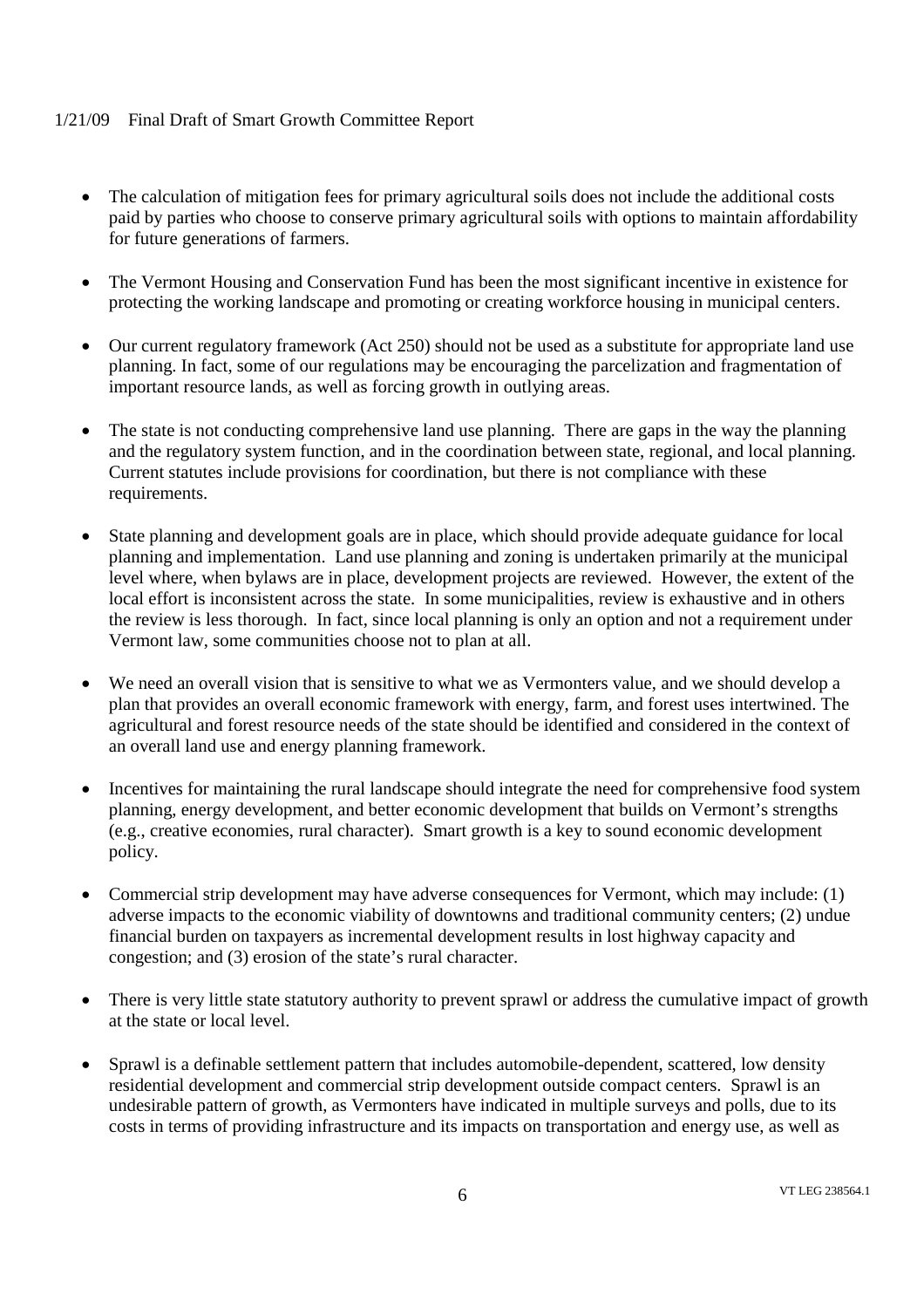- The calculation of mitigation fees for primary agricultural soils does not include the additional costs paid by parties who choose to conserve primary agricultural soils with options to maintain affordability for future generations of farmers.

- The Vermont Housing and Conservation Fund has been the most significant incentive in existence for protecting the working landscape and promoting or creating workforce housing in municipal centers.

- Our current regulatory framework (Act 250) should not be used as a substitute for appropriate land use planning. In fact, some of our regulations may be encouraging the parcelization and fragmentation of important resource lands, as well as forcing growth in outlying areas.

- The state is not conducting comprehensive land use planning. There are gaps in the way the planning and the regulatory system function, and in the coordination between state, regional, and local planning. Current statutes include provisions for coordination, but there is not compliance with these requirements.

- State planning and development goals are in place, which should provide adequate guidance for local planning and implementation. Land use planning and zoning is undertaken primarily at the municipal level where, when bylaws are in place, development projects are reviewed. However, the extent of the local effort is inconsistent across the state. In some municipalities, review is exhaustive and in others the review is less thorough. In fact, since local planning is only an option and not a requirement under Vermont law, some communities choose not to plan at all.

- We need an overall vision that is sensitive to what we as Vermonters value, and we should develop a plan that provides an overall economic framework with energy, farm, and forest uses intertwined. The agricultural and forest resource needs of the state should be identified and considered in the context of an overall land use and energy planning framework.

- Incentives for maintaining the rural landscape should integrate the need for comprehensive food system planning, energy development, and better economic development that builds on Vermont's strengths (e.g., creative economies, rural character). Smart growth is a key to sound economic development policy.

- Commercial strip development may have adverse consequences for Vermont, which may include: (1) adverse impacts to the economic viability of downtowns and traditional community centers; (2) undue financial burden on taxpayers as incremental development results in lost highway capacity and congestion; and (3) erosion of the state's rural character.

- There is very little state statutory authority to prevent sprawl or address the cumulative impact of growth at the state or local level.

- Sprawl is a definable settlement pattern that includes automobile-dependent, scattered, low density residential development and commercial strip development outside compact centers. Sprawl is an undesirable pattern of growth, as Vermonters have indicated in multiple surveys and polls, due to its costs in terms of providing infrastructure and its impacts on transportation and energy use, as well as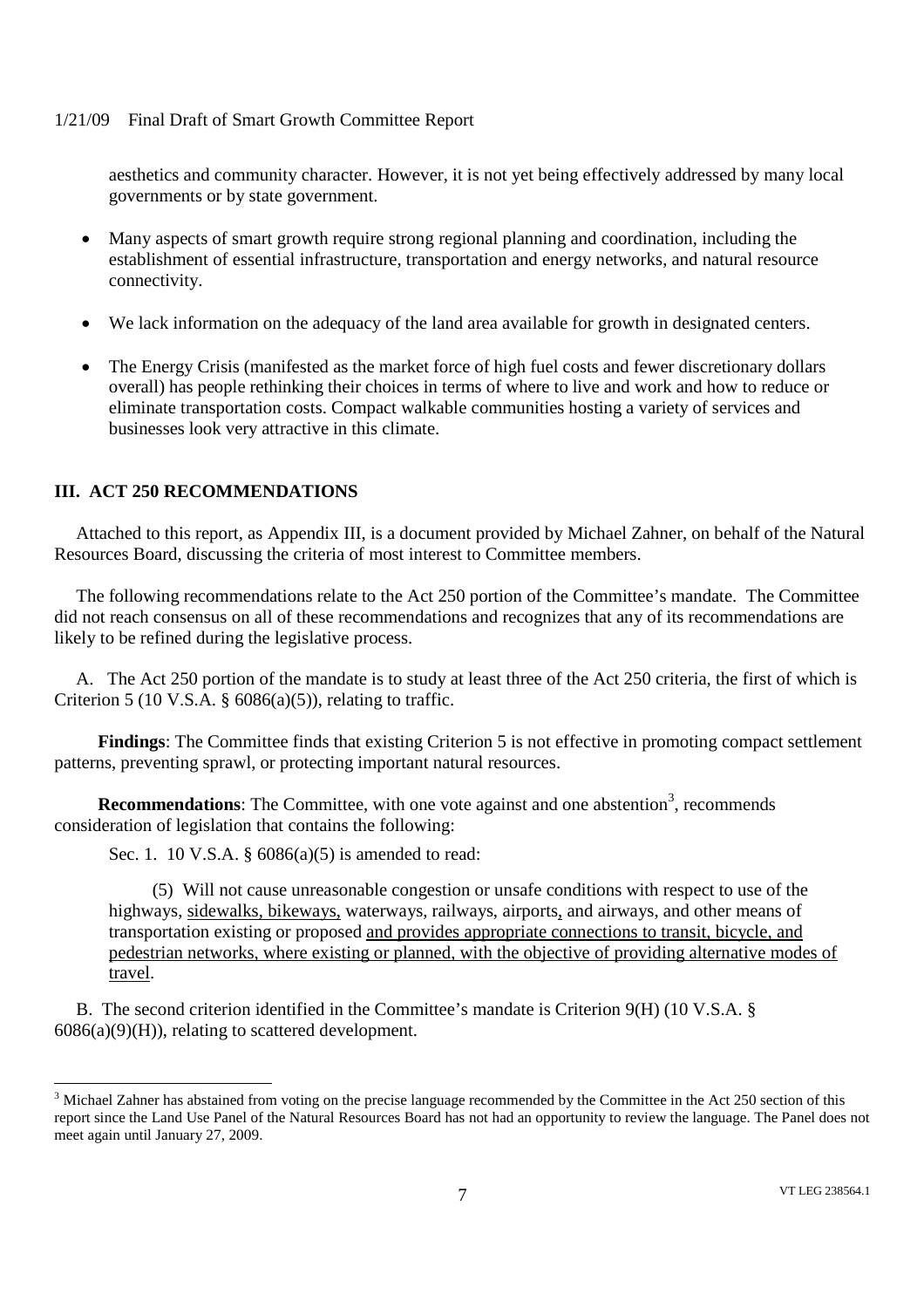aesthetics and community character. However, it is not yet being effectively addressed by many local governments or by state government.

- Many aspects of smart growth require strong regional planning and coordination, including the establishment of essential infrastructure, transportation and energy networks, and natural resource connectivity.
- We lack information on the adequacy of the land area available for growth in designated centers.
- The Energy Crisis (manifested as the market force of high fuel costs and fewer discretionary dollars overall) has people rethinking their choices in terms of where to live and work and how to reduce or eliminate transportation costs. Compact walkable communities hosting a variety of services and businesses look very attractive in this climate.

## III. ACT 250 RECOMMENDATIONS

Attached to this report, as Appendix III, is a document provided by Michael Zahner, on behalf of the Natural Resources Board, discussing the criteria of most interest to Committee members.

The following recommendations relate to the Act 250 portion of the Committee's mandate. The Committee did not reach consensus on all of these recommendations and recognizes that any of its recommendations are likely to be refined during the legislative process.

A. The Act 250 portion of the mandate is to study at least three of the Act 250 criteria, the first of which is Criterion 5 (10 V.S.A. § 6086(a)(5)), relating to traffic.

**Findings**: The Committee finds that existing Criterion 5 is not effective in promoting compact settlement patterns, preventing sprawl, or protecting important natural resources.

**Recommendations**: The Committee, with one vote against and one abstention[3], recommends consideration of legislation that contains the following:

Sec. 1. 10 V.S.A. § 6086(a)(5) is amended to read:

(5) Will not cause unreasonable congestion or unsafe conditions with respect to use of the highways, <u>sidewalks, bikeways,</u> waterways, railways, airports, and airways, and other means of transportation existing or proposed <u>and provides appropriate connections to transit, bicycle, and pedestrian networks, where existing or planned, with the objective of providing alternative modes of travel</u>.

B. The second criterion identified in the Committee's mandate is Criterion 9(H) (10 V.S.A. § 6086(a)(9)(H)), relating to scattered development.

---

[3] Michael Zahner has abstained from voting on the precise language recommended by the Committee in the Act 250 section of this report since the Land Use Panel of the Natural Resources Board has not had an opportunity to review the language. The Panel does not meet again until January 27, 2009.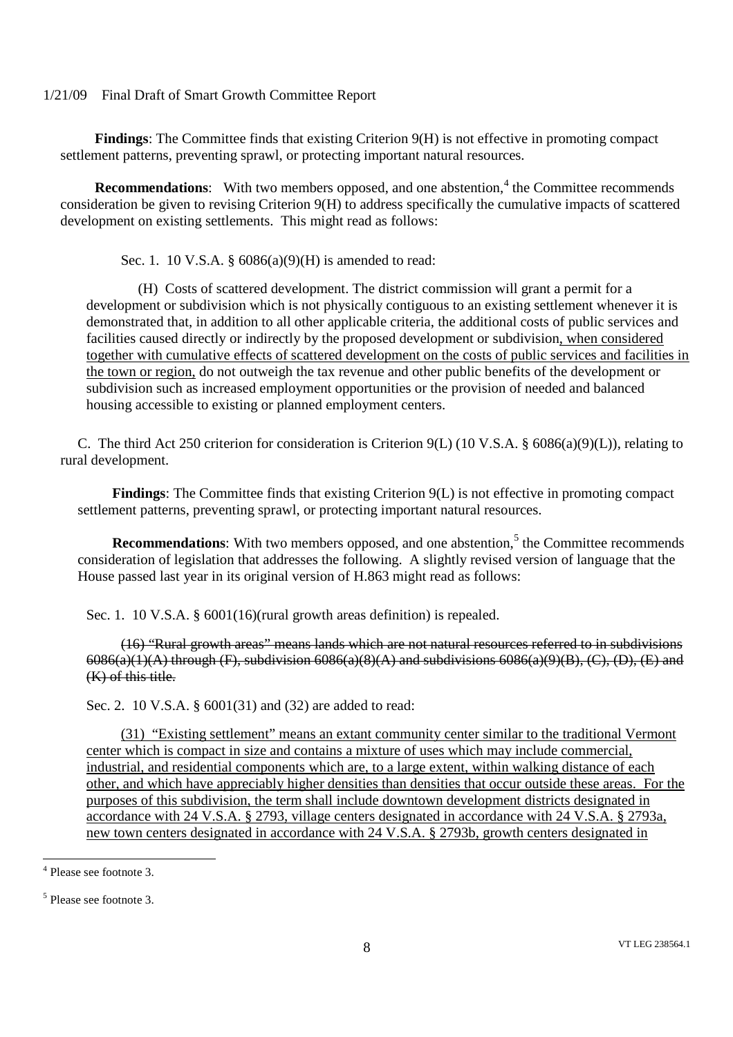**Findings**: The Committee finds that existing Criterion 9(H) is not effective in promoting compact settlement patterns, preventing sprawl, or protecting important natural resources.

**Recommendations**: With two members opposed, and one abstention,[4] the Committee recommends consideration be given to revising Criterion 9(H) to address specifically the cumulative impacts of scattered development on existing settlements. This might read as follows:

Sec. 1. 10 V.S.A. § 6086(a)(9)(H) is amended to read:

(H) Costs of scattered development. The district commission will grant a permit for a development or subdivision which is not physically contiguous to an existing settlement whenever it is demonstrated that, in addition to all other applicable criteria, the additional costs of public services and facilities caused directly or indirectly by the proposed development or subdivision<u>, when considered together with cumulative effects of scattered development on the costs of public services and facilities in the town or region,</u> do not outweigh the tax revenue and other public benefits of the development or subdivision such as increased employment opportunities or the provision of needed and balanced housing accessible to existing or planned employment centers.

C. The third Act 250 criterion for consideration is Criterion 9(L) (10 V.S.A. § 6086(a)(9)(L)), relating to rural development.

**Findings**: The Committee finds that existing Criterion 9(L) is not effective in promoting compact settlement patterns, preventing sprawl, or protecting important natural resources.

**Recommendations**: With two members opposed, and one abstention,[5] the Committee recommends consideration of legislation that addresses the following. A slightly revised version of language that the House passed last year in its original version of H.863 might read as follows:

Sec. 1. 10 V.S.A. § 6001(16)(rural growth areas definition) is repealed.

~~(16) "Rural growth areas" means lands which are not natural resources referred to in subdivisions 6086(a)(1)(A) through (F), subdivision 6086(a)(8)(A) and subdivisions 6086(a)(9)(B), (C), (D), (E) and (K) of this title.~~

Sec. 2. 10 V.S.A. § 6001(31) and (32) are added to read:

<u>(31) "Existing settlement" means an extant community center similar to the traditional Vermont center which is compact in size and contains a mixture of uses which may include commercial, industrial, and residential components which are, to a large extent, within walking distance of each other, and which have appreciably higher densities than densities that occur outside these areas. For the purposes of this subdivision, the term shall include downtown development districts designated in accordance with 24 V.S.A. § 2793, village centers designated in accordance with 24 V.S.A. § 2793a, new town centers designated in accordance with 24 V.S.A. § 2793b, growth centers designated in</u>

---

[4] Please see footnote 3.

[5] Please see footnote 3.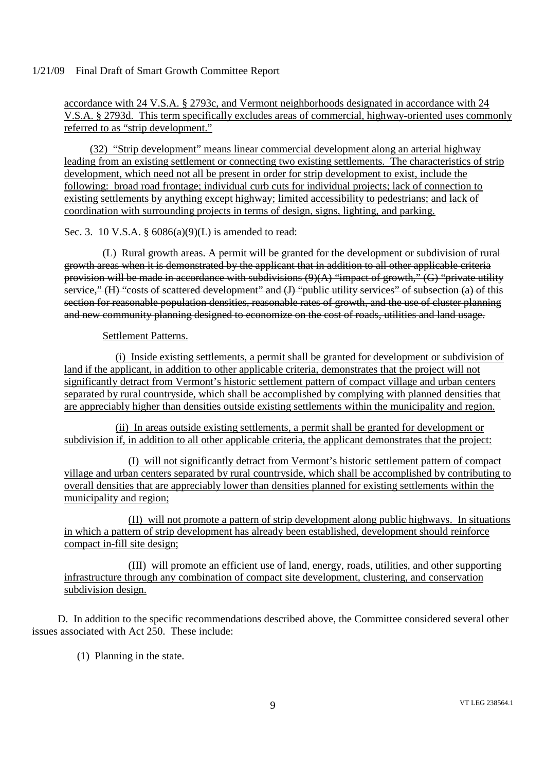accordance with 24 V.S.A. § 2793c, and Vermont neighborhoods designated in accordance with 24 V.S.A. § 2793d. This term specifically excludes areas of commercial, highway-oriented uses commonly referred to as "strip development."

(32) "Strip development" means linear commercial development along an arterial highway leading from an existing settlement or connecting two existing settlements. The characteristics of strip development, which need not all be present in order for strip development to exist, include the following: broad road frontage; individual curb cuts for individual projects; lack of connection to existing settlements by anything except highway; limited accessibility to pedestrians; and lack of coordination with surrounding projects in terms of design, signs, lighting, and parking.

Sec. 3. 10 V.S.A. § 6086(a)(9)(L) is amended to read:

(L) ~~Rural growth areas. A permit will be granted for the development or subdivision of rural growth areas when it is demonstrated by the applicant that in addition to all other applicable criteria provision will be made in accordance with subdivisions (9)(A) "impact of growth," (G) "private utility service," (H) "costs of scattered development" and (J) "public utility services" of subsection (a) of this section for reasonable population densities, reasonable rates of growth, and the use of cluster planning and new community planning designed to economize on the cost of roads, utilities and land usage.~~

Settlement Patterns.

(i) Inside existing settlements, a permit shall be granted for development or subdivision of land if the applicant, in addition to other applicable criteria, demonstrates that the project will not significantly detract from Vermont's historic settlement pattern of compact village and urban centers separated by rural countryside, which shall be accomplished by complying with planned densities that are appreciably higher than densities outside existing settlements within the municipality and region.

(ii) In areas outside existing settlements, a permit shall be granted for development or subdivision if, in addition to all other applicable criteria, the applicant demonstrates that the project:

(I) will not significantly detract from Vermont's historic settlement pattern of compact village and urban centers separated by rural countryside, which shall be accomplished by contributing to overall densities that are appreciably lower than densities planned for existing settlements within the municipality and region;

(II) will not promote a pattern of strip development along public highways. In situations in which a pattern of strip development has already been established, development should reinforce compact in-fill site design;

(III) will promote an efficient use of land, energy, roads, utilities, and other supporting infrastructure through any combination of compact site development, clustering, and conservation subdivision design.

D. In addition to the specific recommendations described above, the Committee considered several other issues associated with Act 250. These include:

(1) Planning in the state.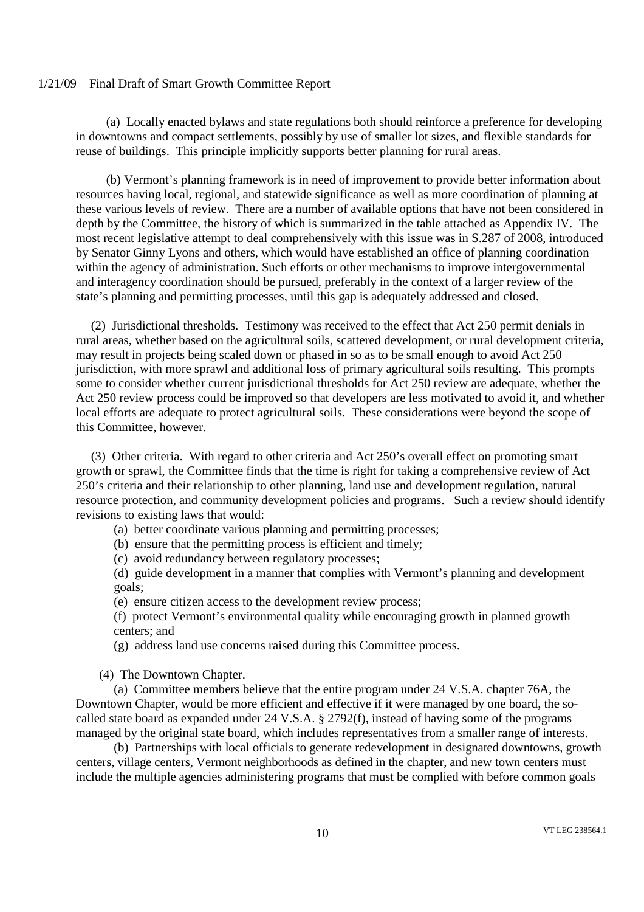(a) Locally enacted bylaws and state regulations both should reinforce a preference for developing in downtowns and compact settlements, possibly by use of smaller lot sizes, and flexible standards for reuse of buildings. This principle implicitly supports better planning for rural areas.

(b) Vermont's planning framework is in need of improvement to provide better information about resources having local, regional, and statewide significance as well as more coordination of planning at these various levels of review. There are a number of available options that have not been considered in depth by the Committee, the history of which is summarized in the table attached as Appendix IV. The most recent legislative attempt to deal comprehensively with this issue was in S.287 of 2008, introduced by Senator Ginny Lyons and others, which would have established an office of planning coordination within the agency of administration. Such efforts or other mechanisms to improve intergovernmental and interagency coordination should be pursued, preferably in the context of a larger review of the state's planning and permitting processes, until this gap is adequately addressed and closed.

(2) Jurisdictional thresholds. Testimony was received to the effect that Act 250 permit denials in rural areas, whether based on the agricultural soils, scattered development, or rural development criteria, may result in projects being scaled down or phased in so as to be small enough to avoid Act 250 jurisdiction, with more sprawl and additional loss of primary agricultural soils resulting. This prompts some to consider whether current jurisdictional thresholds for Act 250 review are adequate, whether the Act 250 review process could be improved so that developers are less motivated to avoid it, and whether local efforts are adequate to protect agricultural soils. These considerations were beyond the scope of this Committee, however.

(3) Other criteria. With regard to other criteria and Act 250's overall effect on promoting smart growth or sprawl, the Committee finds that the time is right for taking a comprehensive review of Act 250's criteria and their relationship to other planning, land use and development regulation, natural resource protection, and community development policies and programs. Such a review should identify revisions to existing laws that would:

(a) better coordinate various planning and permitting processes;
(b) ensure that the permitting process is efficient and timely;
(c) avoid redundancy between regulatory processes;
(d) guide development in a manner that complies with Vermont's planning and development goals;
(e) ensure citizen access to the development review process;
(f) protect Vermont's environmental quality while encouraging growth in planned growth centers; and
(g) address land use concerns raised during this Committee process.

(4) The Downtown Chapter.

(a) Committee members believe that the entire program under 24 V.S.A. chapter 76A, the Downtown Chapter, would be more efficient and effective if it were managed by one board, the so-called state board as expanded under 24 V.S.A. § 2792(f), instead of having some of the programs managed by the original state board, which includes representatives from a smaller range of interests.

(b) Partnerships with local officials to generate redevelopment in designated downtowns, growth centers, village centers, Vermont neighborhoods as defined in the chapter, and new town centers must include the multiple agencies administering programs that must be complied with before common goals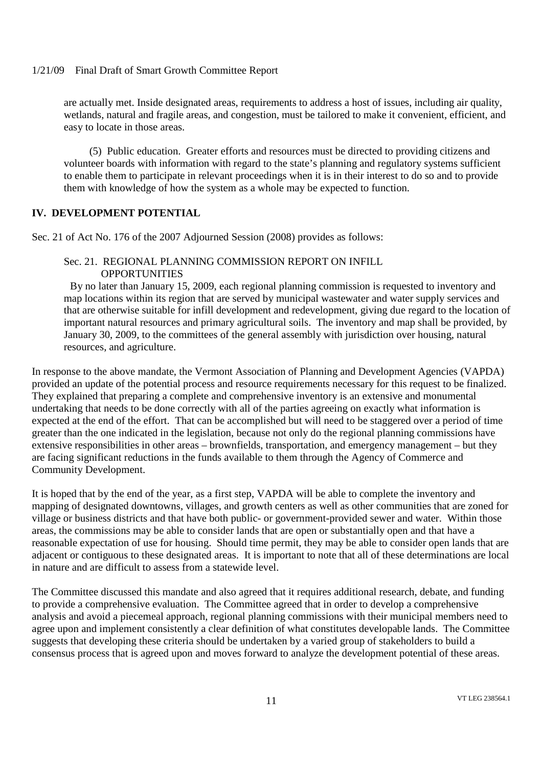are actually met. Inside designated areas, requirements to address a host of issues, including air quality, wetlands, natural and fragile areas, and congestion, must be tailored to make it convenient, efficient, and easy to locate in those areas.

(5) Public education. Greater efforts and resources must be directed to providing citizens and volunteer boards with information with regard to the state's planning and regulatory systems sufficient to enable them to participate in relevant proceedings when it is in their interest to do so and to provide them with knowledge of how the system as a whole may be expected to function.

## IV. DEVELOPMENT POTENTIAL

Sec. 21 of Act No. 176 of the 2007 Adjourned Session (2008) provides as follows:

> Sec. 21. REGIONAL PLANNING COMMISSION REPORT ON INFILL OPPORTUNITIES
>
> By no later than January 15, 2009, each regional planning commission is requested to inventory and map locations within its region that are served by municipal wastewater and water supply services and that are otherwise suitable for infill development and redevelopment, giving due regard to the location of important natural resources and primary agricultural soils. The inventory and map shall be provided, by January 30, 2009, to the committees of the general assembly with jurisdiction over housing, natural resources, and agriculture.

In response to the above mandate, the Vermont Association of Planning and Development Agencies (VAPDA) provided an update of the potential process and resource requirements necessary for this request to be finalized. They explained that preparing a complete and comprehensive inventory is an extensive and monumental undertaking that needs to be done correctly with all of the parties agreeing on exactly what information is expected at the end of the effort. That can be accomplished but will need to be staggered over a period of time greater than the one indicated in the legislation, because not only do the regional planning commissions have extensive responsibilities in other areas – brownfields, transportation, and emergency management – but they are facing significant reductions in the funds available to them through the Agency of Commerce and Community Development.

It is hoped that by the end of the year, as a first step, VAPDA will be able to complete the inventory and mapping of designated downtowns, villages, and growth centers as well as other communities that are zoned for village or business districts and that have both public- or government-provided sewer and water. Within those areas, the commissions may be able to consider lands that are open or substantially open and that have a reasonable expectation of use for housing. Should time permit, they may be able to consider open lands that are adjacent or contiguous to these designated areas. It is important to note that all of these determinations are local in nature and are difficult to assess from a statewide level.

The Committee discussed this mandate and also agreed that it requires additional research, debate, and funding to provide a comprehensive evaluation. The Committee agreed that in order to develop a comprehensive analysis and avoid a piecemeal approach, regional planning commissions with their municipal members need to agree upon and implement consistently a clear definition of what constitutes developable lands. The Committee suggests that developing these criteria should be undertaken by a varied group of stakeholders to build a consensus process that is agreed upon and moves forward to analyze the development potential of these areas.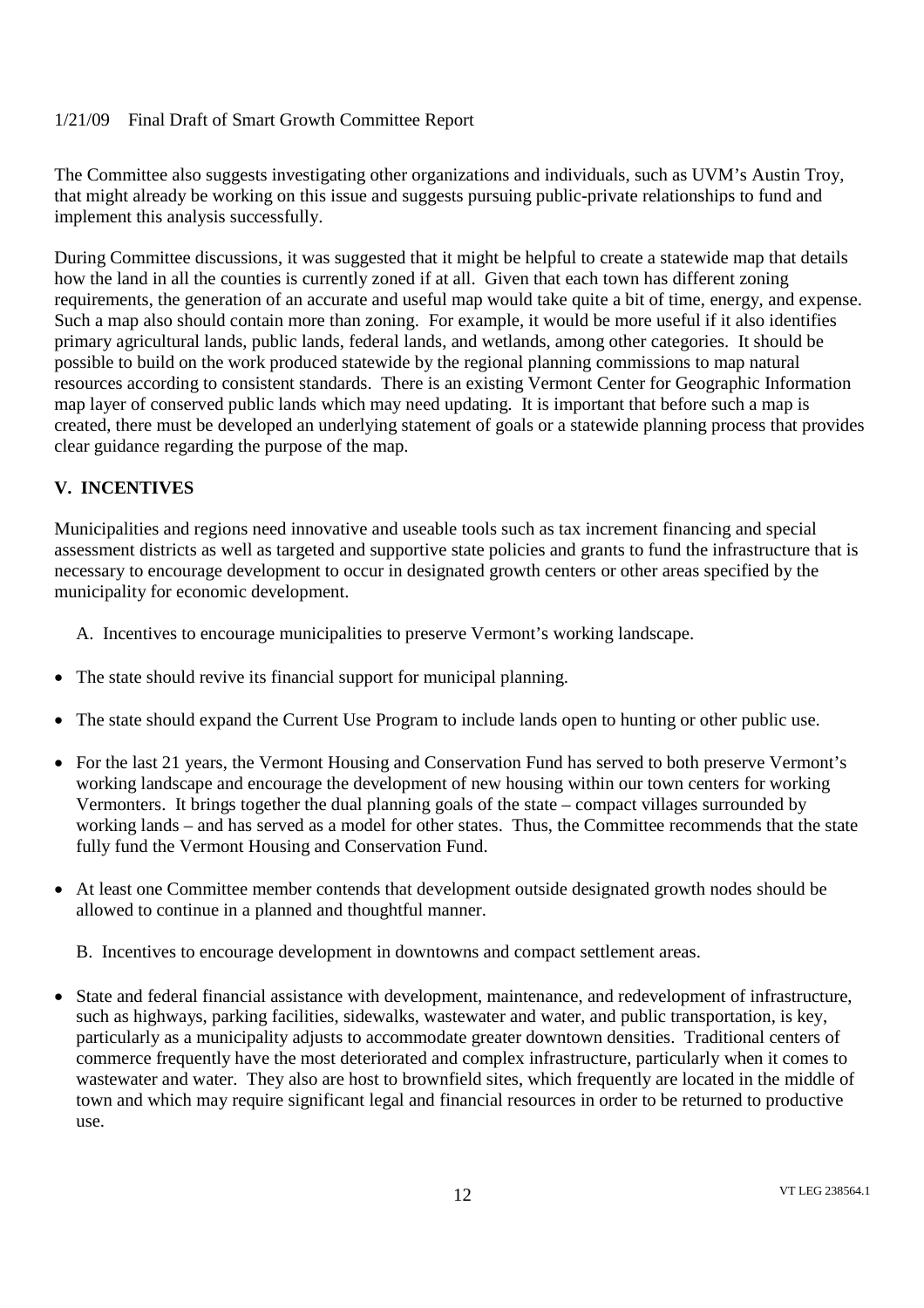The Committee also suggests investigating other organizations and individuals, such as UVM's Austin Troy, that might already be working on this issue and suggests pursuing public-private relationships to fund and implement this analysis successfully.

During Committee discussions, it was suggested that it might be helpful to create a statewide map that details how the land in all the counties is currently zoned if at all. Given that each town has different zoning requirements, the generation of an accurate and useful map would take quite a bit of time, energy, and expense. Such a map also should contain more than zoning. For example, it would be more useful if it also identifies primary agricultural lands, public lands, federal lands, and wetlands, among other categories. It should be possible to build on the work produced statewide by the regional planning commissions to map natural resources according to consistent standards. There is an existing Vermont Center for Geographic Information map layer of conserved public lands which may need updating. It is important that before such a map is created, there must be developed an underlying statement of goals or a statewide planning process that provides clear guidance regarding the purpose of the map.

## V. INCENTIVES

Municipalities and regions need innovative and useable tools such as tax increment financing and special assessment districts as well as targeted and supportive state policies and grants to fund the infrastructure that is necessary to encourage development to occur in designated growth centers or other areas specified by the municipality for economic development.

A. Incentives to encourage municipalities to preserve Vermont's working landscape.

- The state should revive its financial support for municipal planning.
- The state should expand the Current Use Program to include lands open to hunting or other public use.
- For the last 21 years, the Vermont Housing and Conservation Fund has served to both preserve Vermont's working landscape and encourage the development of new housing within our town centers for working Vermonters. It brings together the dual planning goals of the state – compact villages surrounded by working lands – and has served as a model for other states. Thus, the Committee recommends that the state fully fund the Vermont Housing and Conservation Fund.
- At least one Committee member contends that development outside designated growth nodes should be allowed to continue in a planned and thoughtful manner.

B. Incentives to encourage development in downtowns and compact settlement areas.

- State and federal financial assistance with development, maintenance, and redevelopment of infrastructure, such as highways, parking facilities, sidewalks, wastewater and water, and public transportation, is key, particularly as a municipality adjusts to accommodate greater downtown densities. Traditional centers of commerce frequently have the most deteriorated and complex infrastructure, particularly when it comes to wastewater and water. They also are host to brownfield sites, which frequently are located in the middle of town and which may require significant legal and financial resources in order to be returned to productive use.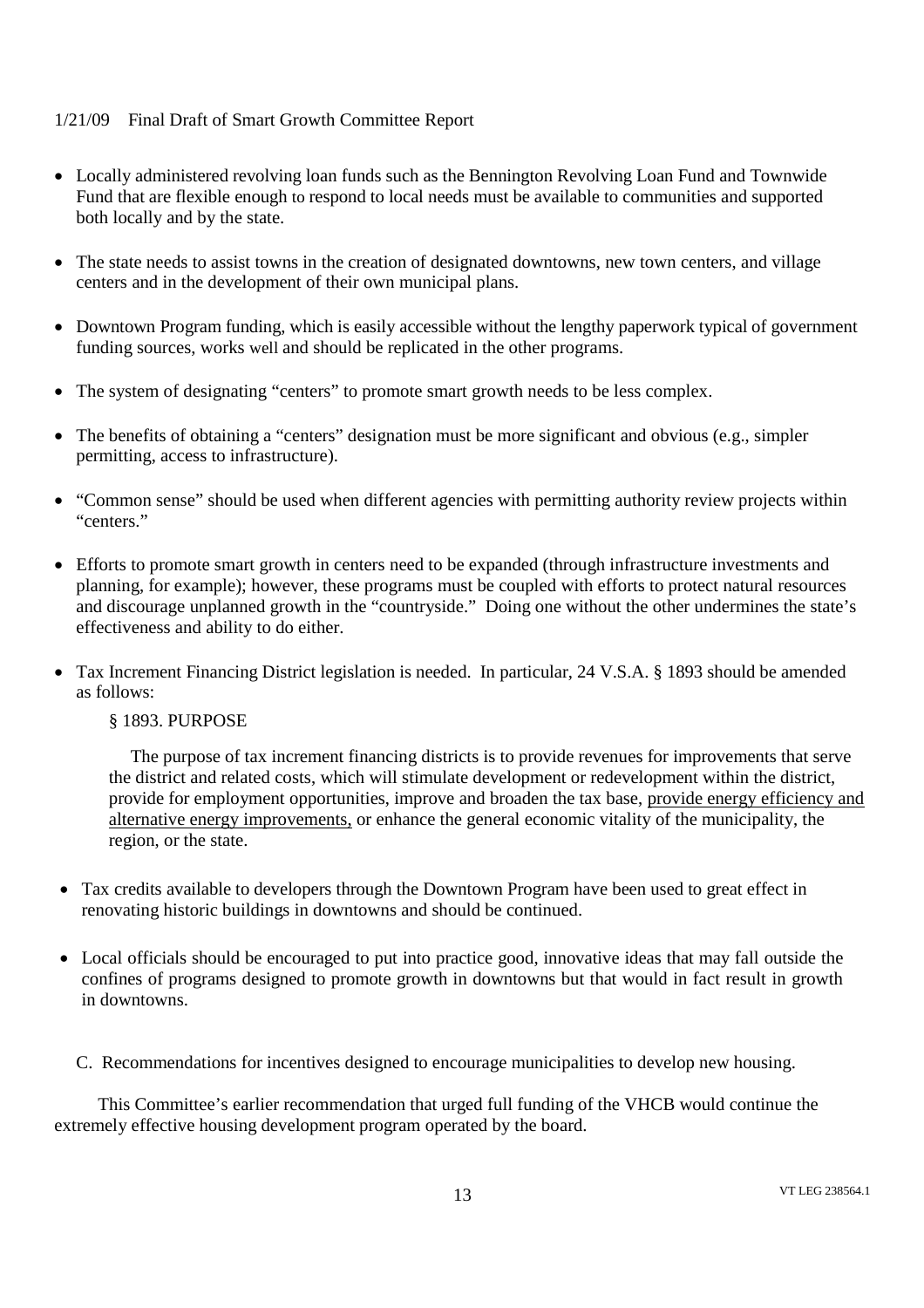- Locally administered revolving loan funds such as the Bennington Revolving Loan Fund and Townwide Fund that are flexible enough to respond to local needs must be available to communities and supported both locally and by the state.

- The state needs to assist towns in the creation of designated downtowns, new town centers, and village centers and in the development of their own municipal plans.

- Downtown Program funding, which is easily accessible without the lengthy paperwork typical of government funding sources, works well and should be replicated in the other programs.

- The system of designating "centers" to promote smart growth needs to be less complex.

- The benefits of obtaining a "centers" designation must be more significant and obvious (e.g., simpler permitting, access to infrastructure).

- "Common sense" should be used when different agencies with permitting authority review projects within "centers."

- Efforts to promote smart growth in centers need to be expanded (through infrastructure investments and planning, for example); however, these programs must be coupled with efforts to protect natural resources and discourage unplanned growth in the "countryside." Doing one without the other undermines the state's effectiveness and ability to do either.

- Tax Increment Financing District legislation is needed. In particular, 24 V.S.A. § 1893 should be amended as follows:

  § 1893. PURPOSE

  The purpose of tax increment financing districts is to provide revenues for improvements that serve the district and related costs, which will stimulate development or redevelopment within the district, provide for employment opportunities, improve and broaden the tax base, <u>provide energy efficiency and alternative energy improvements,</u> or enhance the general economic vitality of the municipality, the region, or the state.

- Tax credits available to developers through the Downtown Program have been used to great effect in renovating historic buildings in downtowns and should be continued.

- Local officials should be encouraged to put into practice good, innovative ideas that may fall outside the confines of programs designed to promote growth in downtowns but that would in fact result in growth in downtowns.

C. Recommendations for incentives designed to encourage municipalities to develop new housing.

This Committee's earlier recommendation that urged full funding of the VHCB would continue the extremely effective housing development program operated by the board.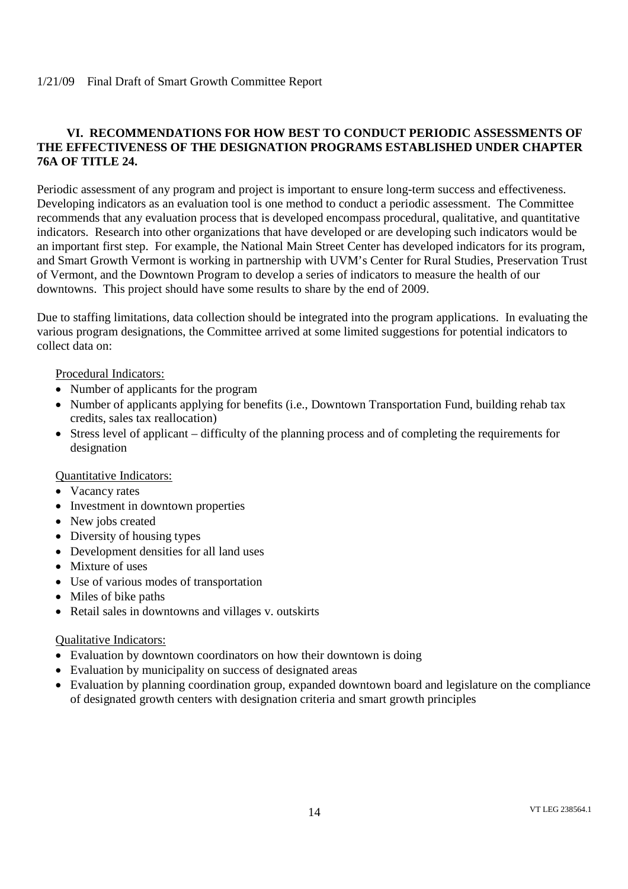## VI. RECOMMENDATIONS FOR HOW BEST TO CONDUCT PERIODIC ASSESSMENTS OF THE EFFECTIVENESS OF THE DESIGNATION PROGRAMS ESTABLISHED UNDER CHAPTER 76A OF TITLE 24.

Periodic assessment of any program and project is important to ensure long-term success and effectiveness. Developing indicators as an evaluation tool is one method to conduct a periodic assessment. The Committee recommends that any evaluation process that is developed encompass procedural, qualitative, and quantitative indicators. Research into other organizations that have developed or are developing such indicators would be an important first step. For example, the National Main Street Center has developed indicators for its program, and Smart Growth Vermont is working in partnership with UVM's Center for Rural Studies, Preservation Trust of Vermont, and the Downtown Program to develop a series of indicators to measure the health of our downtowns. This project should have some results to share by the end of 2009.

Due to staffing limitations, data collection should be integrated into the program applications. In evaluating the various program designations, the Committee arrived at some limited suggestions for potential indicators to collect data on:

<u>Procedural Indicators:</u>

- Number of applicants for the program
- Number of applicants applying for benefits (i.e., Downtown Transportation Fund, building rehab tax credits, sales tax reallocation)
- Stress level of applicant – difficulty of the planning process and of completing the requirements for designation

<u>Quantitative Indicators:</u>

- Vacancy rates
- Investment in downtown properties
- New jobs created
- Diversity of housing types
- Development densities for all land uses
- Mixture of uses
- Use of various modes of transportation
- Miles of bike paths
- Retail sales in downtowns and villages v. outskirts

<u>Qualitative Indicators:</u>

- Evaluation by downtown coordinators on how their downtown is doing
- Evaluation by municipality on success of designated areas
- Evaluation by planning coordination group, expanded downtown board and legislature on the compliance of designated growth centers with designation criteria and smart growth principles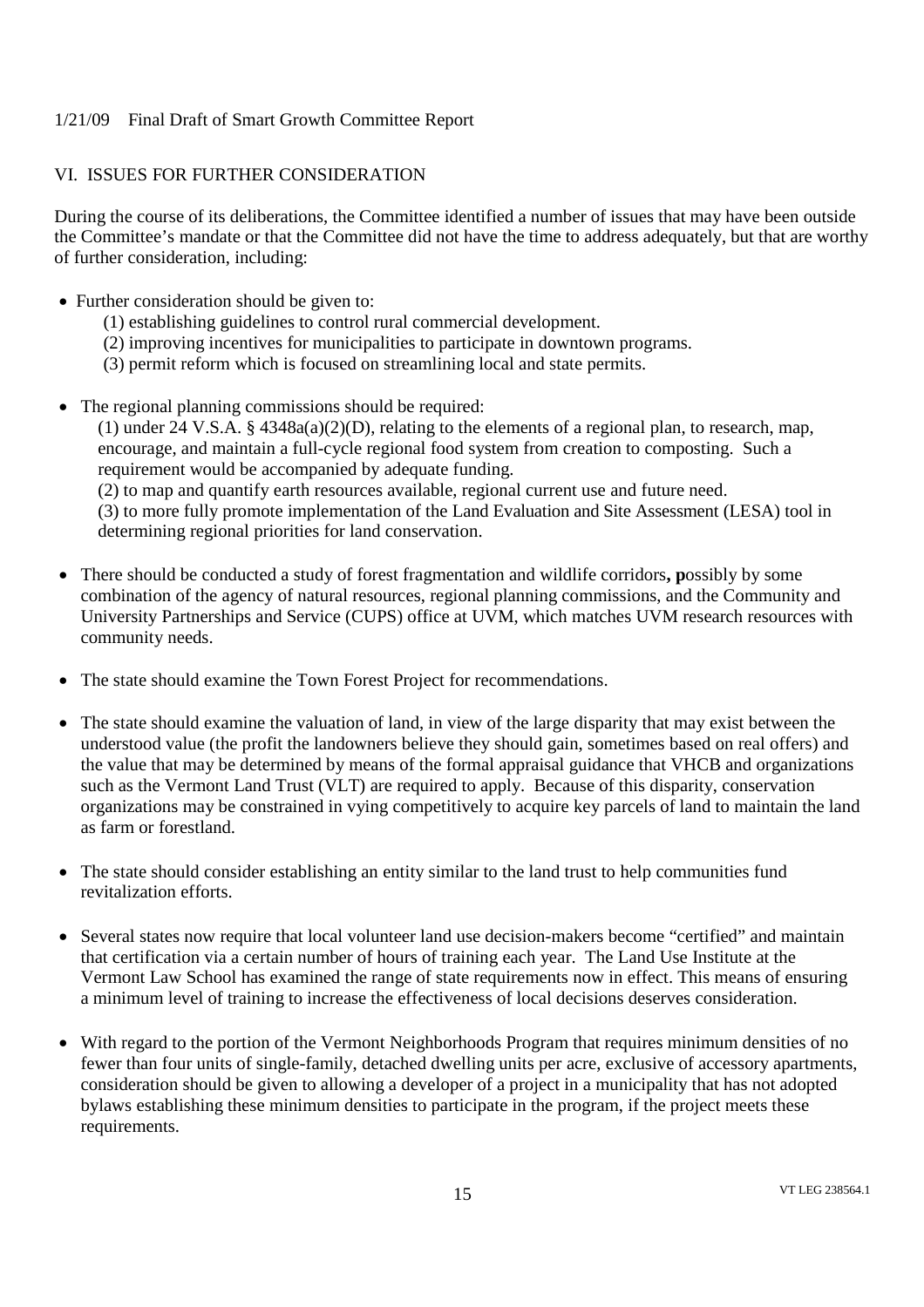## VI. ISSUES FOR FURTHER CONSIDERATION

During the course of its deliberations, the Committee identified a number of issues that may have been outside the Committee's mandate or that the Committee did not have the time to address adequately, but that are worthy of further consideration, including:

- Further consideration should be given to:
  (1) establishing guidelines to control rural commercial development.
  (2) improving incentives for municipalities to participate in downtown programs.
  (3) permit reform which is focused on streamlining local and state permits.

- The regional planning commissions should be required:
  (1) under 24 V.S.A. § 4348a(a)(2)(D), relating to the elements of a regional plan, to research, map, encourage, and maintain a full-cycle regional food system from creation to composting. Such a requirement would be accompanied by adequate funding.
  (2) to map and quantify earth resources available, regional current use and future need.
  (3) to more fully promote implementation of the Land Evaluation and Site Assessment (LESA) tool in determining regional priorities for land conservation.

- There should be conducted a study of forest fragmentation and wildlife corridors**, p**ossibly by some combination of the agency of natural resources, regional planning commissions, and the Community and University Partnerships and Service (CUPS) office at UVM, which matches UVM research resources with community needs.

- The state should examine the Town Forest Project for recommendations.

- The state should examine the valuation of land, in view of the large disparity that may exist between the understood value (the profit the landowners believe they should gain, sometimes based on real offers) and the value that may be determined by means of the formal appraisal guidance that VHCB and organizations such as the Vermont Land Trust (VLT) are required to apply. Because of this disparity, conservation organizations may be constrained in vying competitively to acquire key parcels of land to maintain the land as farm or forestland.

- The state should consider establishing an entity similar to the land trust to help communities fund revitalization efforts.

- Several states now require that local volunteer land use decision-makers become "certified" and maintain that certification via a certain number of hours of training each year. The Land Use Institute at the Vermont Law School has examined the range of state requirements now in effect. This means of ensuring a minimum level of training to increase the effectiveness of local decisions deserves consideration.

- With regard to the portion of the Vermont Neighborhoods Program that requires minimum densities of no fewer than four units of single-family, detached dwelling units per acre, exclusive of accessory apartments, consideration should be given to allowing a developer of a project in a municipality that has not adopted bylaws establishing these minimum densities to participate in the program, if the project meets these requirements.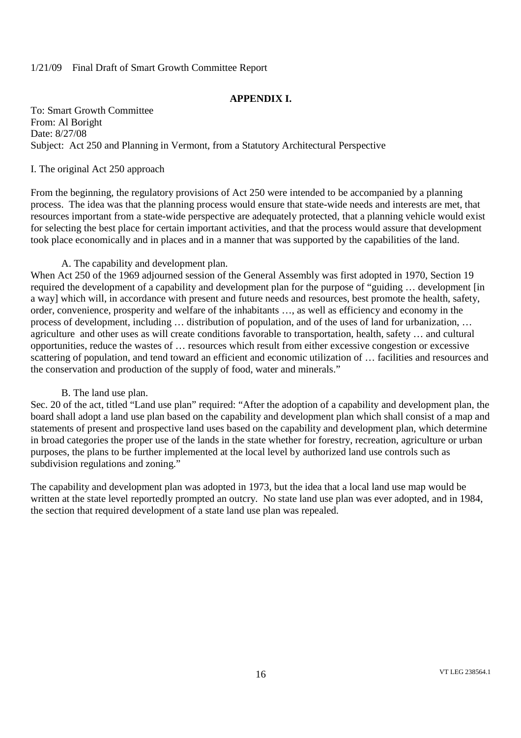## APPENDIX I.

To: Smart Growth Committee
From: Al Boright
Date: 8/27/08
Subject: Act 250 and Planning in Vermont, from a Statutory Architectural Perspective

### I. The original Act 250 approach

From the beginning, the regulatory provisions of Act 250 were intended to be accompanied by a planning process. The idea was that the planning process would ensure that state-wide needs and interests are met, that resources important from a state-wide perspective are adequately protected, that a planning vehicle would exist for selecting the best place for certain important activities, and that the process would assure that development took place economically and in places and in a manner that was supported by the capabilities of the land.

#### A. The capability and development plan.

When Act 250 of the 1969 adjourned session of the General Assembly was first adopted in 1970, Section 19 required the development of a capability and development plan for the purpose of "guiding … development [in a way] which will, in accordance with present and future needs and resources, best promote the health, safety, order, convenience, prosperity and welfare of the inhabitants …, as well as efficiency and economy in the process of development, including … distribution of population, and of the uses of land for urbanization, … agriculture and other uses as will create conditions favorable to transportation, health, safety … and cultural opportunities, reduce the wastes of … resources which result from either excessive congestion or excessive scattering of population, and tend toward an efficient and economic utilization of … facilities and resources and the conservation and production of the supply of food, water and minerals."

#### B. The land use plan.

Sec. 20 of the act, titled "Land use plan" required: "After the adoption of a capability and development plan, the board shall adopt a land use plan based on the capability and development plan which shall consist of a map and statements of present and prospective land uses based on the capability and development plan, which determine in broad categories the proper use of the lands in the state whether for forestry, recreation, agriculture or urban purposes, the plans to be further implemented at the local level by authorized land use controls such as subdivision regulations and zoning."

The capability and development plan was adopted in 1973, but the idea that a local land use map would be written at the state level reportedly prompted an outcry. No state land use plan was ever adopted, and in 1984, the section that required development of a state land use plan was repealed.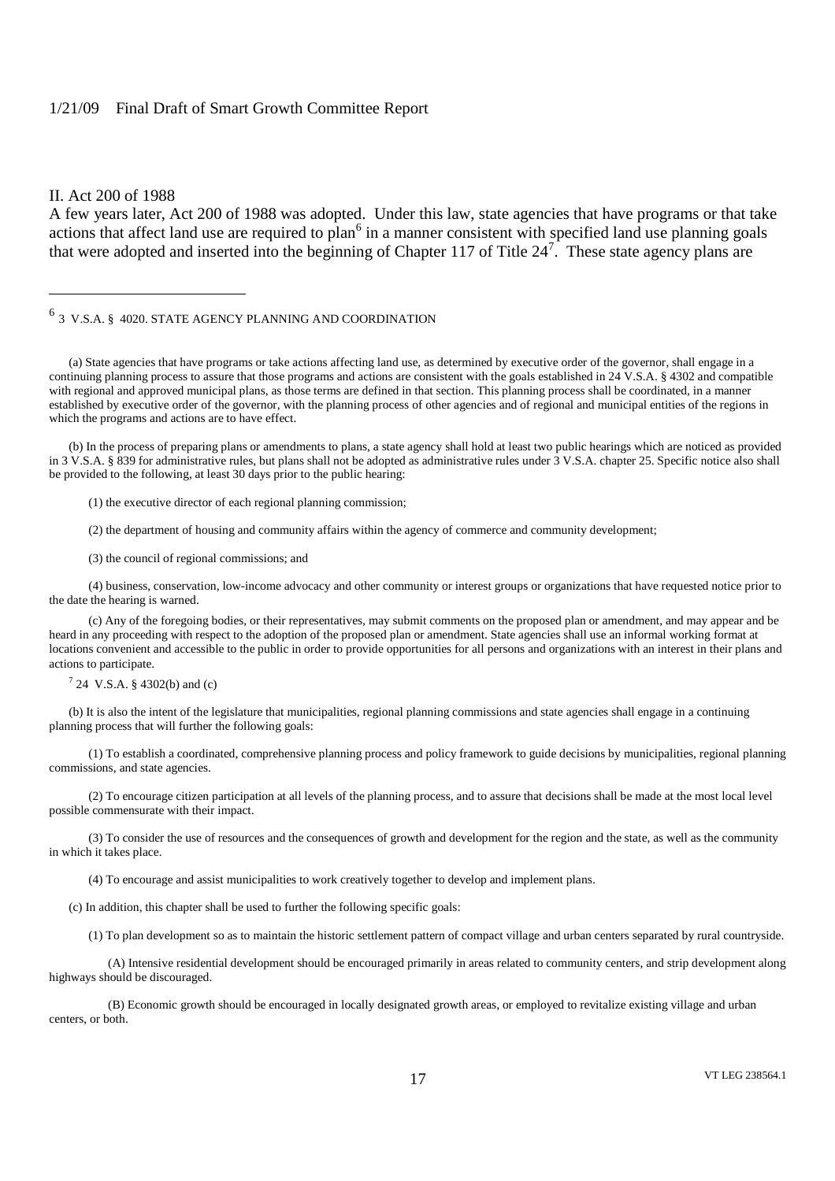## II. Act 200 of 1988

A few years later, Act 200 of 1988 was adopted. Under this law, state agencies that have programs or that take actions that affect land use are required to plan[6] in a manner consistent with specified land use planning goals that were adopted and inserted into the beginning of Chapter 117 of Title 24[7]. These state agency plans are

---

[6] 3 V.S.A. § 4020. STATE AGENCY PLANNING AND COORDINATION

(a) State agencies that have programs or take actions affecting land use, as determined by executive order of the governor, shall engage in a continuing planning process to assure that those programs and actions are consistent with the goals established in 24 V.S.A. § 4302 and compatible with regional and approved municipal plans, as those terms are defined in that section. This planning process shall be coordinated, in a manner established by executive order of the governor, with the planning process of other agencies and of regional and municipal entities of the regions in which the programs and actions are to have effect.

(b) In the process of preparing plans or amendments to plans, a state agency shall hold at least two public hearings which are noticed as provided in 3 V.S.A. § 839 for administrative rules, but plans shall not be adopted as administrative rules under 3 V.S.A. chapter 25. Specific notice also shall be provided to the following, at least 30 days prior to the public hearing:

(1) the executive director of each regional planning commission;

(2) the department of housing and community affairs within the agency of commerce and community development;

(3) the council of regional commissions; and

(4) business, conservation, low-income advocacy and other community or interest groups or organizations that have requested notice prior to the date the hearing is warned.

(c) Any of the foregoing bodies, or their representatives, may submit comments on the proposed plan or amendment, and may appear and be heard in any proceeding with respect to the adoption of the proposed plan or amendment. State agencies shall use an informal working format at locations convenient and accessible to the public in order to provide opportunities for all persons and organizations with an interest in their plans and actions to participate.

[7] 24 V.S.A. § 4302(b) and (c)

(b) It is also the intent of the legislature that municipalities, regional planning commissions and state agencies shall engage in a continuing planning process that will further the following goals:

(1) To establish a coordinated, comprehensive planning process and policy framework to guide decisions by municipalities, regional planning commissions, and state agencies.

(2) To encourage citizen participation at all levels of the planning process, and to assure that decisions shall be made at the most local level possible commensurate with their impact.

(3) To consider the use of resources and the consequences of growth and development for the region and the state, as well as the community in which it takes place.

(4) To encourage and assist municipalities to work creatively together to develop and implement plans.

(c) In addition, this chapter shall be used to further the following specific goals:

(1) To plan development so as to maintain the historic settlement pattern of compact village and urban centers separated by rural countryside.

(A) Intensive residential development should be encouraged primarily in areas related to community centers, and strip development along highways should be discouraged.

(B) Economic growth should be encouraged in locally designated growth areas, or employed to revitalize existing village and urban centers, or both.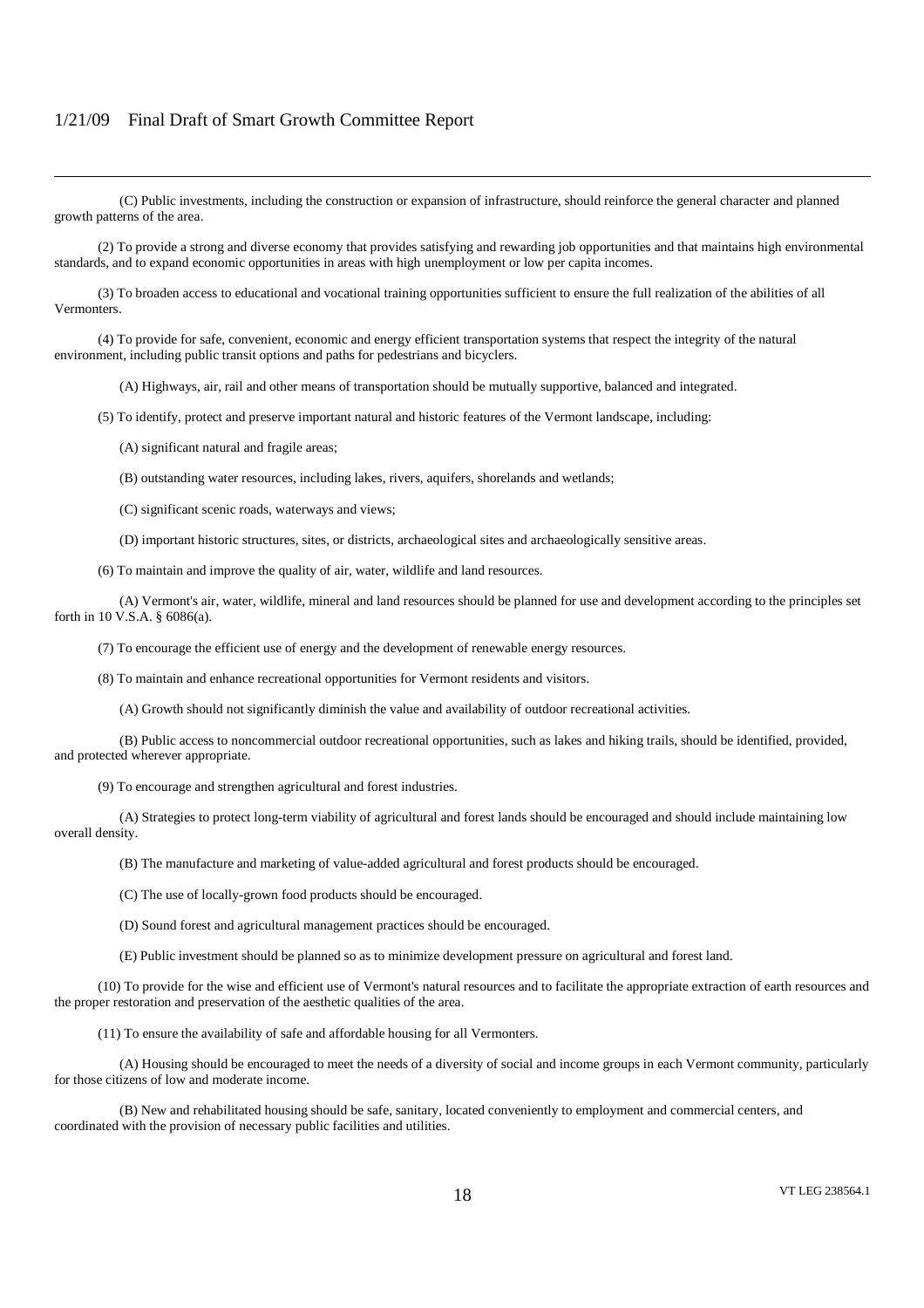(C) Public investments, including the construction or expansion of infrastructure, should reinforce the general character and planned growth patterns of the area.

(2) To provide a strong and diverse economy that provides satisfying and rewarding job opportunities and that maintains high environmental standards, and to expand economic opportunities in areas with high unemployment or low per capita incomes.

(3) To broaden access to educational and vocational training opportunities sufficient to ensure the full realization of the abilities of all Vermonters.

(4) To provide for safe, convenient, economic and energy efficient transportation systems that respect the integrity of the natural environment, including public transit options and paths for pedestrians and bicyclers.

(A) Highways, air, rail and other means of transportation should be mutually supportive, balanced and integrated.

(5) To identify, protect and preserve important natural and historic features of the Vermont landscape, including:

(A) significant natural and fragile areas;

(B) outstanding water resources, including lakes, rivers, aquifers, shorelands and wetlands;

(C) significant scenic roads, waterways and views;

(D) important historic structures, sites, or districts, archaeological sites and archaeologically sensitive areas.

(6) To maintain and improve the quality of air, water, wildlife and land resources.

(A) Vermont's air, water, wildlife, mineral and land resources should be planned for use and development according to the principles set forth in 10 V.S.A. § 6086(a).

(7) To encourage the efficient use of energy and the development of renewable energy resources.

(8) To maintain and enhance recreational opportunities for Vermont residents and visitors.

(A) Growth should not significantly diminish the value and availability of outdoor recreational activities.

(B) Public access to noncommercial outdoor recreational opportunities, such as lakes and hiking trails, should be identified, provided, and protected wherever appropriate.

(9) To encourage and strengthen agricultural and forest industries.

(A) Strategies to protect long-term viability of agricultural and forest lands should be encouraged and should include maintaining low overall density.

(B) The manufacture and marketing of value-added agricultural and forest products should be encouraged.

(C) The use of locally-grown food products should be encouraged.

(D) Sound forest and agricultural management practices should be encouraged.

(E) Public investment should be planned so as to minimize development pressure on agricultural and forest land.

(10) To provide for the wise and efficient use of Vermont's natural resources and to facilitate the appropriate extraction of earth resources and the proper restoration and preservation of the aesthetic qualities of the area.

(11) To ensure the availability of safe and affordable housing for all Vermonters.

(A) Housing should be encouraged to meet the needs of a diversity of social and income groups in each Vermont community, particularly for those citizens of low and moderate income.

(B) New and rehabilitated housing should be safe, sanitary, located conveniently to employment and commercial centers, and coordinated with the provision of necessary public facilities and utilities.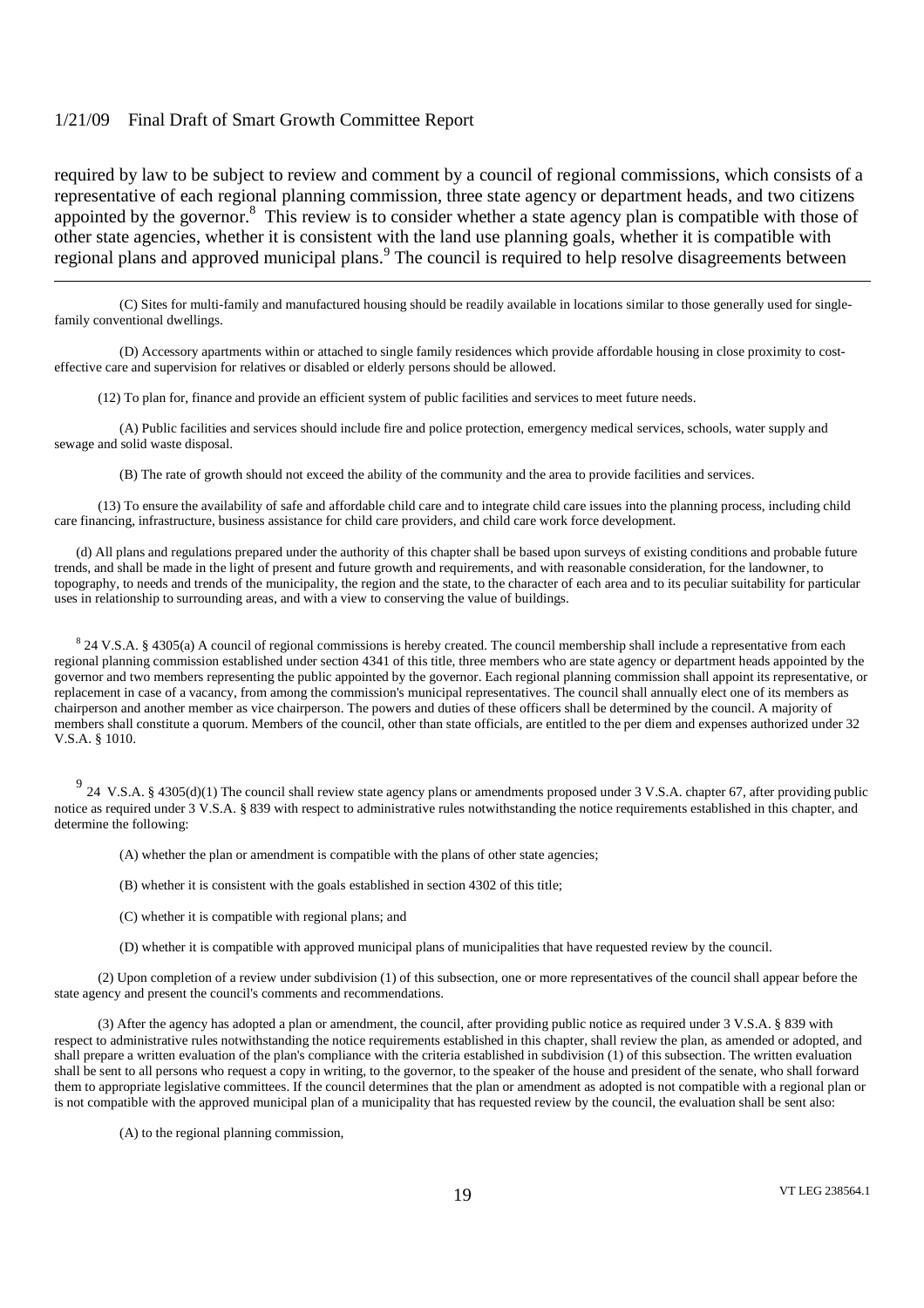required by law to be subject to review and comment by a council of regional commissions, which consists of a representative of each regional planning commission, three state agency or department heads, and two citizens appointed by the governor.[8] This review is to consider whether a state agency plan is compatible with those of other state agencies, whether it is consistent with the land use planning goals, whether it is compatible with regional plans and approved municipal plans.[9] The council is required to help resolve disagreements between

---

(C) Sites for multi-family and manufactured housing should be readily available in locations similar to those generally used for single-family conventional dwellings.

(D) Accessory apartments within or attached to single family residences which provide affordable housing in close proximity to cost-effective care and supervision for relatives or disabled or elderly persons should be allowed.

(12) To plan for, finance and provide an efficient system of public facilities and services to meet future needs.

(A) Public facilities and services should include fire and police protection, emergency medical services, schools, water supply and sewage and solid waste disposal.

(B) The rate of growth should not exceed the ability of the community and the area to provide facilities and services.

(13) To ensure the availability of safe and affordable child care and to integrate child care issues into the planning process, including child care financing, infrastructure, business assistance for child care providers, and child care work force development.

(d) All plans and regulations prepared under the authority of this chapter shall be based upon surveys of existing conditions and probable future trends, and shall be made in the light of present and future growth and requirements, and with reasonable consideration, for the landowner, to topography, to needs and trends of the municipality, the region and the state, to the character of each area and to its peculiar suitability for particular uses in relationship to surrounding areas, and with a view to conserving the value of buildings.

[8] 24 V.S.A. § 4305(a) A council of regional commissions is hereby created. The council membership shall include a representative from each regional planning commission established under section 4341 of this title, three members who are state agency or department heads appointed by the governor and two members representing the public appointed by the governor. Each regional planning commission shall appoint its representative, or replacement in case of a vacancy, from among the commission's municipal representatives. The council shall annually elect one of its members as chairperson and another member as vice chairperson. The powers and duties of these officers shall be determined by the council. A majority of members shall constitute a quorum. Members of the council, other than state officials, are entitled to the per diem and expenses authorized under 32 V.S.A. § 1010.

[9] 24 V.S.A. § 4305(d)(1) The council shall review state agency plans or amendments proposed under 3 V.S.A. chapter 67, after providing public notice as required under 3 V.S.A. § 839 with respect to administrative rules notwithstanding the notice requirements established in this chapter, and determine the following:

(A) whether the plan or amendment is compatible with the plans of other state agencies;

(B) whether it is consistent with the goals established in section 4302 of this title;

(C) whether it is compatible with regional plans; and

(D) whether it is compatible with approved municipal plans of municipalities that have requested review by the council.

(2) Upon completion of a review under subdivision (1) of this subsection, one or more representatives of the council shall appear before the state agency and present the council's comments and recommendations.

(3) After the agency has adopted a plan or amendment, the council, after providing public notice as required under 3 V.S.A. § 839 with respect to administrative rules notwithstanding the notice requirements established in this chapter, shall review the plan, as amended or adopted, and shall prepare a written evaluation of the plan's compliance with the criteria established in subdivision (1) of this subsection. The written evaluation shall be sent to all persons who request a copy in writing, to the governor, to the speaker of the house and president of the senate, who shall forward them to appropriate legislative committees. If the council determines that the plan or amendment as adopted is not compatible with a regional plan or is not compatible with the approved municipal plan of a municipality that has requested review by the council, the evaluation shall be sent also:

(A) to the regional planning commission,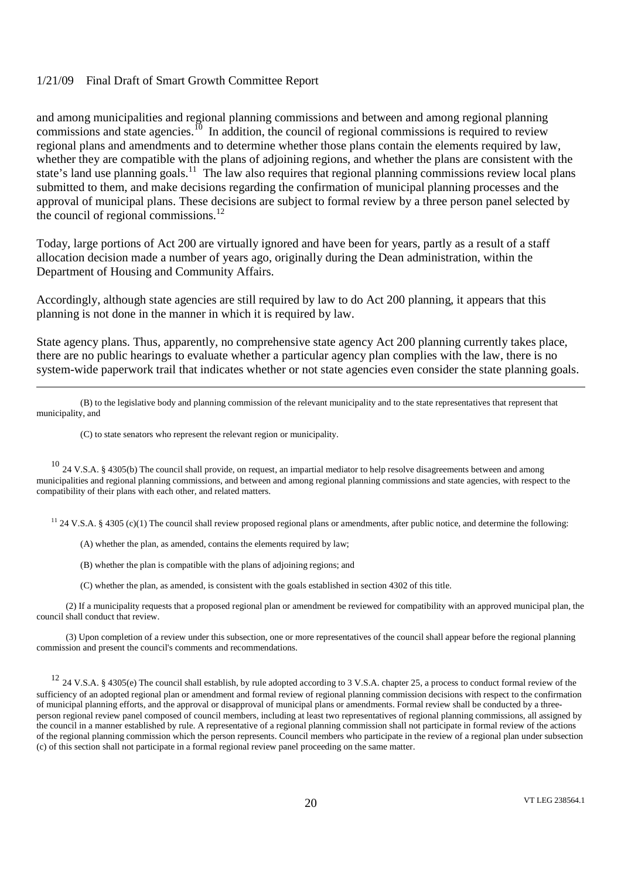and among municipalities and regional planning commissions and between and among regional planning commissions and state agencies.[10] In addition, the council of regional commissions is required to review regional plans and amendments and to determine whether those plans contain the elements required by law, whether they are compatible with the plans of adjoining regions, and whether the plans are consistent with the state's land use planning goals.[11] The law also requires that regional planning commissions review local plans submitted to them, and make decisions regarding the confirmation of municipal planning processes and the approval of municipal plans. These decisions are subject to formal review by a three person panel selected by the council of regional commissions.[12]

Today, large portions of Act 200 are virtually ignored and have been for years, partly as a result of a staff allocation decision made a number of years ago, originally during the Dean administration, within the Department of Housing and Community Affairs.

Accordingly, although state agencies are still required by law to do Act 200 planning, it appears that this planning is not done in the manner in which it is required by law.

State agency plans. Thus, apparently, no comprehensive state agency Act 200 planning currently takes place, there are no public hearings to evaluate whether a particular agency plan complies with the law, there is no system-wide paperwork trail that indicates whether or not state agencies even consider the state planning goals.

---

(B) to the legislative body and planning commission of the relevant municipality and to the state representatives that represent that municipality, and

(C) to state senators who represent the relevant region or municipality.

[10] 24 V.S.A. § 4305(b) The council shall provide, on request, an impartial mediator to help resolve disagreements between and among municipalities and regional planning commissions, and between and among regional planning commissions and state agencies, with respect to the compatibility of their plans with each other, and related matters.

[11] 24 V.S.A. § 4305 (c)(1) The council shall review proposed regional plans or amendments, after public notice, and determine the following:

(A) whether the plan, as amended, contains the elements required by law;

(B) whether the plan is compatible with the plans of adjoining regions; and

(C) whether the plan, as amended, is consistent with the goals established in section 4302 of this title.

(2) If a municipality requests that a proposed regional plan or amendment be reviewed for compatibility with an approved municipal plan, the council shall conduct that review.

(3) Upon completion of a review under this subsection, one or more representatives of the council shall appear before the regional planning commission and present the council's comments and recommendations.

[12] 24 V.S.A. § 4305(e) The council shall establish, by rule adopted according to 3 V.S.A. chapter 25, a process to conduct formal review of the sufficiency of an adopted regional plan or amendment and formal review of regional planning commission decisions with respect to the confirmation of municipal planning efforts, and the approval or disapproval of municipal plans or amendments. Formal review shall be conducted by a three-person regional review panel composed of council members, including at least two representatives of regional planning commissions, all assigned by the council in a manner established by rule. A representative of a regional planning commission shall not participate in formal review of the actions of the regional planning commission which the person represents. Council members who participate in the review of a regional plan under subsection (c) of this section shall not participate in a formal regional review panel proceeding on the same matter.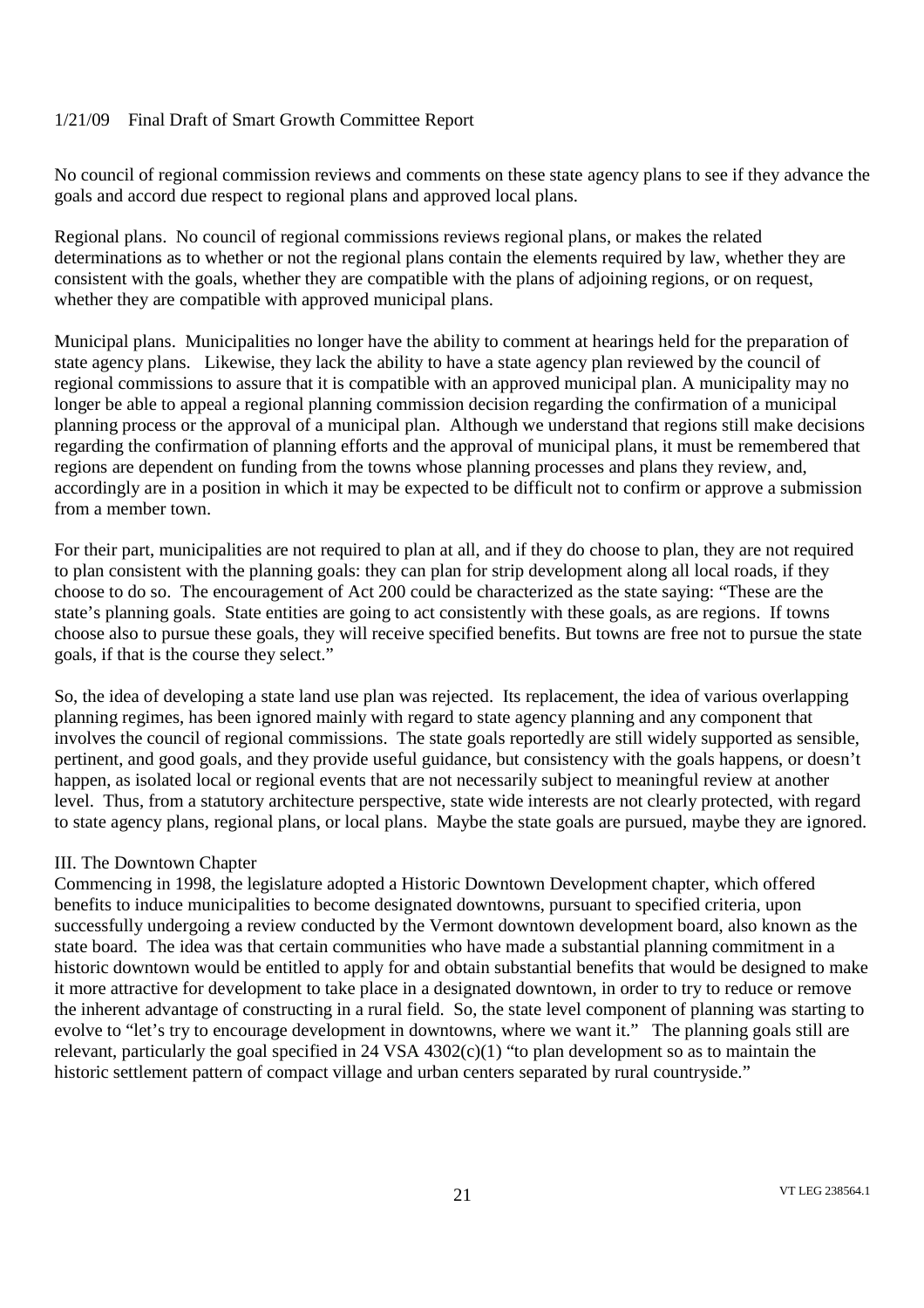No council of regional commission reviews and comments on these state agency plans to see if they advance the goals and accord due respect to regional plans and approved local plans.

Regional plans. No council of regional commissions reviews regional plans, or makes the related determinations as to whether or not the regional plans contain the elements required by law, whether they are consistent with the goals, whether they are compatible with the plans of adjoining regions, or on request, whether they are compatible with approved municipal plans.

Municipal plans. Municipalities no longer have the ability to comment at hearings held for the preparation of state agency plans. Likewise, they lack the ability to have a state agency plan reviewed by the council of regional commissions to assure that it is compatible with an approved municipal plan. A municipality may no longer be able to appeal a regional planning commission decision regarding the confirmation of a municipal planning process or the approval of a municipal plan. Although we understand that regions still make decisions regarding the confirmation of planning efforts and the approval of municipal plans, it must be remembered that regions are dependent on funding from the towns whose planning processes and plans they review, and, accordingly are in a position in which it may be expected to be difficult not to confirm or approve a submission from a member town.

For their part, municipalities are not required to plan at all, and if they do choose to plan, they are not required to plan consistent with the planning goals: they can plan for strip development along all local roads, if they choose to do so. The encouragement of Act 200 could be characterized as the state saying: "These are the state's planning goals. State entities are going to act consistently with these goals, as are regions. If towns choose also to pursue these goals, they will receive specified benefits. But towns are free not to pursue the state goals, if that is the course they select."

So, the idea of developing a state land use plan was rejected. Its replacement, the idea of various overlapping planning regimes, has been ignored mainly with regard to state agency planning and any component that involves the council of regional commissions. The state goals reportedly are still widely supported as sensible, pertinent, and good goals, and they provide useful guidance, but consistency with the goals happens, or doesn't happen, as isolated local or regional events that are not necessarily subject to meaningful review at another level. Thus, from a statutory architecture perspective, state wide interests are not clearly protected, with regard to state agency plans, regional plans, or local plans. Maybe the state goals are pursued, maybe they are ignored.

## III. The Downtown Chapter

Commencing in 1998, the legislature adopted a Historic Downtown Development chapter, which offered benefits to induce municipalities to become designated downtowns, pursuant to specified criteria, upon successfully undergoing a review conducted by the Vermont downtown development board, also known as the state board. The idea was that certain communities who have made a substantial planning commitment in a historic downtown would be entitled to apply for and obtain substantial benefits that would be designed to make it more attractive for development to take place in a designated downtown, in order to try to reduce or remove the inherent advantage of constructing in a rural field. So, the state level component of planning was starting to evolve to "let's try to encourage development in downtowns, where we want it." The planning goals still are relevant, particularly the goal specified in 24 VSA 4302(c)(1) "to plan development so as to maintain the historic settlement pattern of compact village and urban centers separated by rural countryside."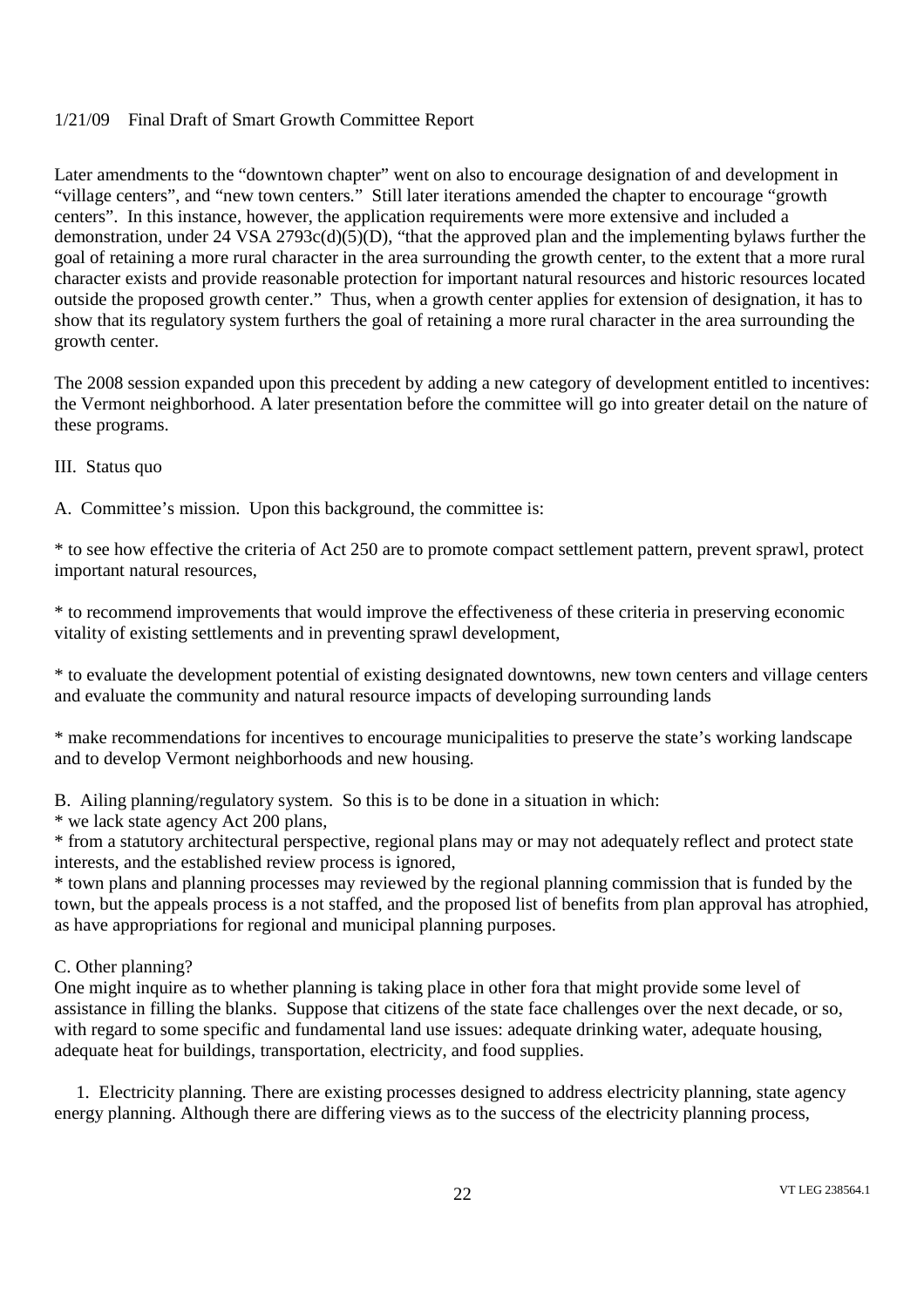Later amendments to the "downtown chapter" went on also to encourage designation of and development in "village centers", and "new town centers." Still later iterations amended the chapter to encourage "growth centers". In this instance, however, the application requirements were more extensive and included a demonstration, under 24 VSA 2793c(d)(5)(D), "that the approved plan and the implementing bylaws further the goal of retaining a more rural character in the area surrounding the growth center, to the extent that a more rural character exists and provide reasonable protection for important natural resources and historic resources located outside the proposed growth center." Thus, when a growth center applies for extension of designation, it has to show that its regulatory system furthers the goal of retaining a more rural character in the area surrounding the growth center.

The 2008 session expanded upon this precedent by adding a new category of development entitled to incentives: the Vermont neighborhood. A later presentation before the committee will go into greater detail on the nature of these programs.

III. Status quo

A. Committee's mission. Upon this background, the committee is:

* to see how effective the criteria of Act 250 are to promote compact settlement pattern, prevent sprawl, protect important natural resources,

* to recommend improvements that would improve the effectiveness of these criteria in preserving economic vitality of existing settlements and in preventing sprawl development,

* to evaluate the development potential of existing designated downtowns, new town centers and village centers and evaluate the community and natural resource impacts of developing surrounding lands

* make recommendations for incentives to encourage municipalities to preserve the state's working landscape and to develop Vermont neighborhoods and new housing.

B. Ailing planning/regulatory system. So this is to be done in a situation in which:

* we lack state agency Act 200 plans,

* from a statutory architectural perspective, regional plans may or may not adequately reflect and protect state interests, and the established review process is ignored,

* town plans and planning processes may reviewed by the regional planning commission that is funded by the town, but the appeals process is a not staffed, and the proposed list of benefits from plan approval has atrophied, as have appropriations for regional and municipal planning purposes.

C. Other planning?

One might inquire as to whether planning is taking place in other fora that might provide some level of assistance in filling the blanks. Suppose that citizens of the state face challenges over the next decade, or so, with regard to some specific and fundamental land use issues: adequate drinking water, adequate housing, adequate heat for buildings, transportation, electricity, and food supplies.

1. Electricity planning. There are existing processes designed to address electricity planning, state agency energy planning. Although there are differing views as to the success of the electricity planning process,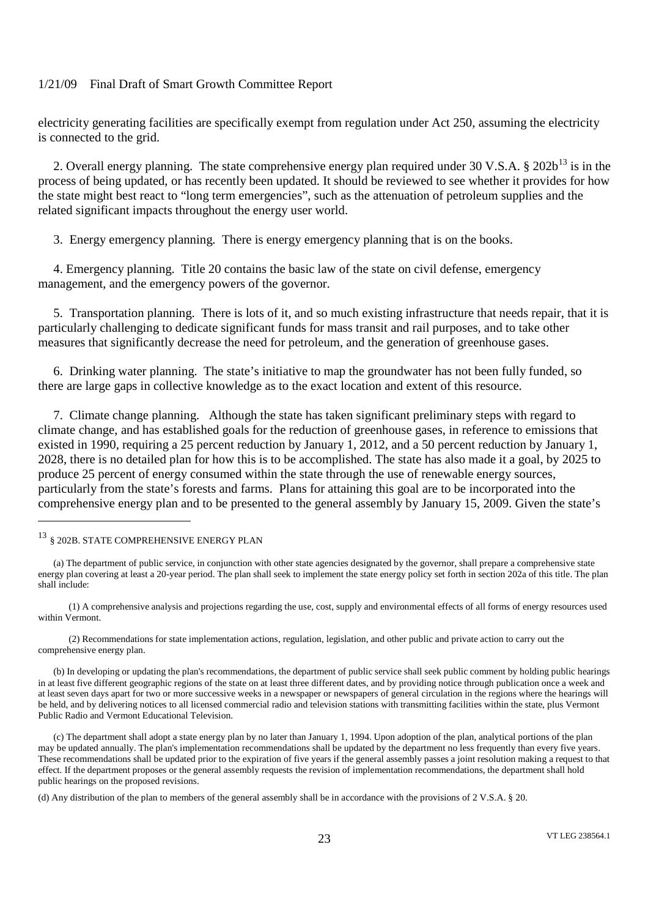electricity generating facilities are specifically exempt from regulation under Act 250, assuming the electricity is connected to the grid.

2. Overall energy planning. The state comprehensive energy plan required under 30 V.S.A. § 202b[13] is in the process of being updated, or has recently been updated. It should be reviewed to see whether it provides for how the state might best react to "long term emergencies", such as the attenuation of petroleum supplies and the related significant impacts throughout the energy user world.

3. Energy emergency planning. There is energy emergency planning that is on the books.

4. Emergency planning. Title 20 contains the basic law of the state on civil defense, emergency management, and the emergency powers of the governor.

5. Transportation planning. There is lots of it, and so much existing infrastructure that needs repair, that it is particularly challenging to dedicate significant funds for mass transit and rail purposes, and to take other measures that significantly decrease the need for petroleum, and the generation of greenhouse gases.

6. Drinking water planning. The state's initiative to map the groundwater has not been fully funded, so there are large gaps in collective knowledge as to the exact location and extent of this resource.

7. Climate change planning. Although the state has taken significant preliminary steps with regard to climate change, and has established goals for the reduction of greenhouse gases, in reference to emissions that existed in 1990, requiring a 25 percent reduction by January 1, 2012, and a 50 percent reduction by January 1, 2028, there is no detailed plan for how this is to be accomplished. The state has also made it a goal, by 2025 to produce 25 percent of energy consumed within the state through the use of renewable energy sources, particularly from the state's forests and farms. Plans for attaining this goal are to be incorporated into the comprehensive energy plan and to be presented to the general assembly by January 15, 2009. Given the state's

---

[13] § 202B. STATE COMPREHENSIVE ENERGY PLAN

(a) The department of public service, in conjunction with other state agencies designated by the governor, shall prepare a comprehensive state energy plan covering at least a 20-year period. The plan shall seek to implement the state energy policy set forth in section 202a of this title. The plan shall include:

(1) A comprehensive analysis and projections regarding the use, cost, supply and environmental effects of all forms of energy resources used within Vermont.

(2) Recommendations for state implementation actions, regulation, legislation, and other public and private action to carry out the comprehensive energy plan.

(b) In developing or updating the plan's recommendations, the department of public service shall seek public comment by holding public hearings in at least five different geographic regions of the state on at least three different dates, and by providing notice through publication once a week and at least seven days apart for two or more successive weeks in a newspaper or newspapers of general circulation in the regions where the hearings will be held, and by delivering notices to all licensed commercial radio and television stations with transmitting facilities within the state, plus Vermont Public Radio and Vermont Educational Television.

(c) The department shall adopt a state energy plan by no later than January 1, 1994. Upon adoption of the plan, analytical portions of the plan may be updated annually. The plan's implementation recommendations shall be updated by the department no less frequently than every five years. These recommendations shall be updated prior to the expiration of five years if the general assembly passes a joint resolution making a request to that effect. If the department proposes or the general assembly requests the revision of implementation recommendations, the department shall hold public hearings on the proposed revisions.

(d) Any distribution of the plan to members of the general assembly shall be in accordance with the provisions of 2 V.S.A. § 20.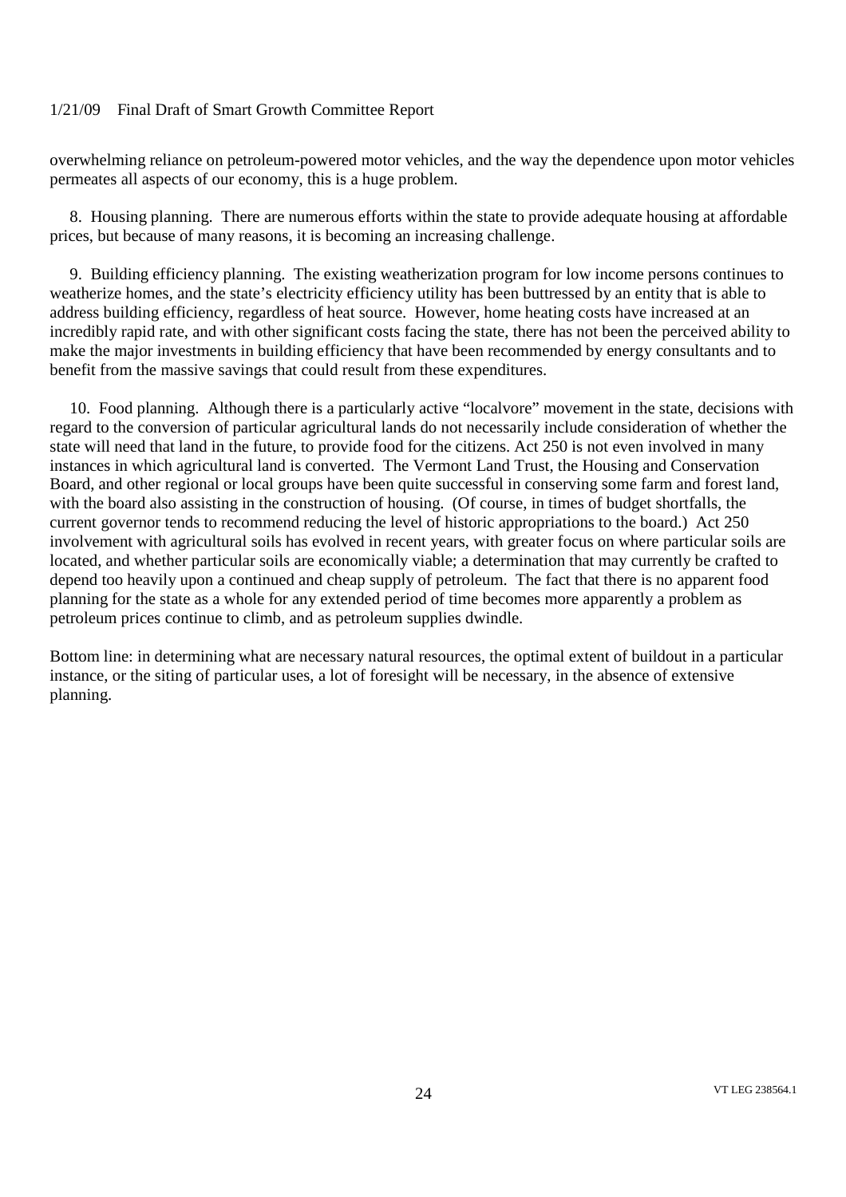overwhelming reliance on petroleum-powered motor vehicles, and the way the dependence upon motor vehicles permeates all aspects of our economy, this is a huge problem.

8. Housing planning. There are numerous efforts within the state to provide adequate housing at affordable prices, but because of many reasons, it is becoming an increasing challenge.

9. Building efficiency planning. The existing weatherization program for low income persons continues to weatherize homes, and the state's electricity efficiency utility has been buttressed by an entity that is able to address building efficiency, regardless of heat source. However, home heating costs have increased at an incredibly rapid rate, and with other significant costs facing the state, there has not been the perceived ability to make the major investments in building efficiency that have been recommended by energy consultants and to benefit from the massive savings that could result from these expenditures.

10. Food planning. Although there is a particularly active "localvore" movement in the state, decisions with regard to the conversion of particular agricultural lands do not necessarily include consideration of whether the state will need that land in the future, to provide food for the citizens. Act 250 is not even involved in many instances in which agricultural land is converted. The Vermont Land Trust, the Housing and Conservation Board, and other regional or local groups have been quite successful in conserving some farm and forest land, with the board also assisting in the construction of housing. (Of course, in times of budget shortfalls, the current governor tends to recommend reducing the level of historic appropriations to the board.) Act 250 involvement with agricultural soils has evolved in recent years, with greater focus on where particular soils are located, and whether particular soils are economically viable; a determination that may currently be crafted to depend too heavily upon a continued and cheap supply of petroleum. The fact that there is no apparent food planning for the state as a whole for any extended period of time becomes more apparently a problem as petroleum prices continue to climb, and as petroleum supplies dwindle.

Bottom line: in determining what are necessary natural resources, the optimal extent of buildout in a particular instance, or the siting of particular uses, a lot of foresight will be necessary, in the absence of extensive planning.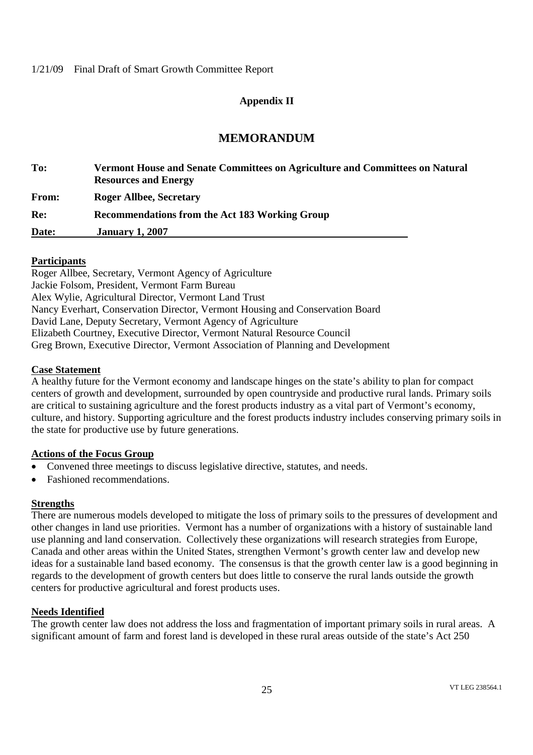## Appendix II

# MEMORANDUM

**To:** **Vermont House and Senate Committees on Agriculture and Committees on Natural Resources and Energy**

**From:** **Roger Allbee, Secretary**

**Re:** **Recommendations from the Act 183 Working Group**

**Date:** **January 1, 2007**

**Participants**

Roger Allbee, Secretary, Vermont Agency of Agriculture
Jackie Folsom, President, Vermont Farm Bureau
Alex Wylie, Agricultural Director, Vermont Land Trust
Nancy Everhart, Conservation Director, Vermont Housing and Conservation Board
David Lane, Deputy Secretary, Vermont Agency of Agriculture
Elizabeth Courtney, Executive Director, Vermont Natural Resource Council
Greg Brown, Executive Director, Vermont Association of Planning and Development

**Case Statement**

A healthy future for the Vermont economy and landscape hinges on the state's ability to plan for compact centers of growth and development, surrounded by open countryside and productive rural lands. Primary soils are critical to sustaining agriculture and the forest products industry as a vital part of Vermont's economy, culture, and history. Supporting agriculture and the forest products industry includes conserving primary soils in the state for productive use by future generations.

**Actions of the Focus Group**

- Convened three meetings to discuss legislative directive, statutes, and needs.
- Fashioned recommendations.

**Strengths**

There are numerous models developed to mitigate the loss of primary soils to the pressures of development and other changes in land use priorities. Vermont has a number of organizations with a history of sustainable land use planning and land conservation. Collectively these organizations will research strategies from Europe, Canada and other areas within the United States, strengthen Vermont's growth center law and develop new ideas for a sustainable land based economy. The consensus is that the growth center law is a good beginning in regards to the development of growth centers but does little to conserve the rural lands outside the growth centers for productive agricultural and forest products uses.

**Needs Identified**

The growth center law does not address the loss and fragmentation of important primary soils in rural areas. A significant amount of farm and forest land is developed in these rural areas outside of the state's Act 250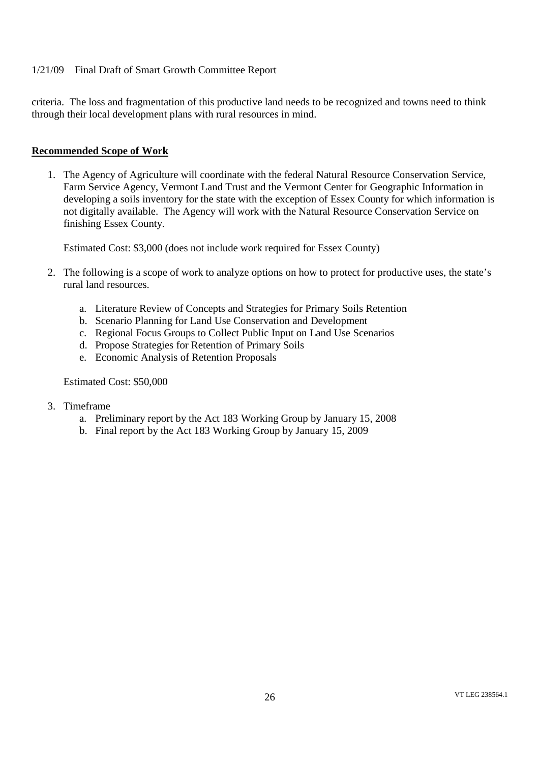criteria. The loss and fragmentation of this productive land needs to be recognized and towns need to think through their local development plans with rural resources in mind.

**Recommended Scope of Work**

1. The Agency of Agriculture will coordinate with the federal Natural Resource Conservation Service, Farm Service Agency, Vermont Land Trust and the Vermont Center for Geographic Information in developing a soils inventory for the state with the exception of Essex County for which information is not digitally available. The Agency will work with the Natural Resource Conservation Service on finishing Essex County.

   Estimated Cost: $3,000 (does not include work required for Essex County)

2. The following is a scope of work to analyze options on how to protect for productive uses, the state's rural land resources.

   a. Literature Review of Concepts and Strategies for Primary Soils Retention
   b. Scenario Planning for Land Use Conservation and Development
   c. Regional Focus Groups to Collect Public Input on Land Use Scenarios
   d. Propose Strategies for Retention of Primary Soils
   e. Economic Analysis of Retention Proposals

   Estimated Cost: $50,000

3. Timeframe
   a. Preliminary report by the Act 183 Working Group by January 15, 2008
   b. Final report by the Act 183 Working Group by January 15, 2009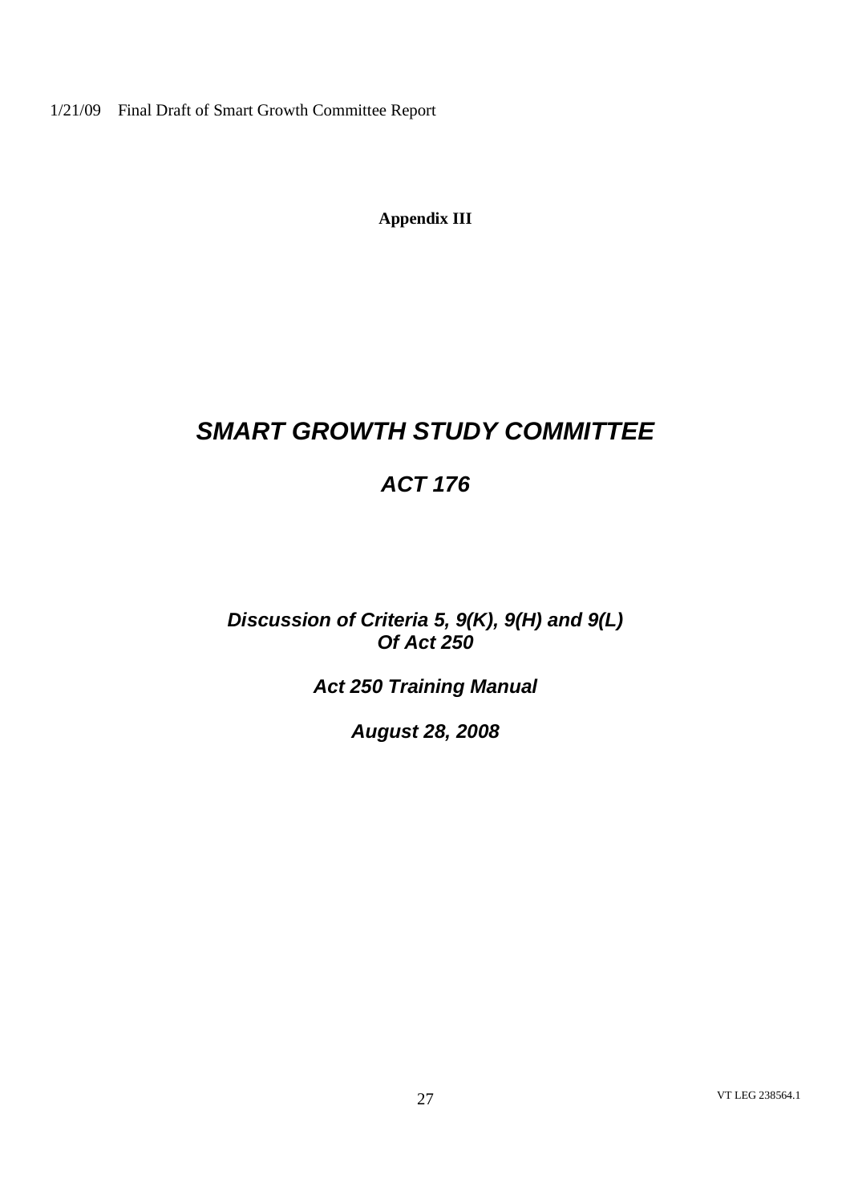**Appendix III**

# *SMART GROWTH STUDY COMMITTEE*

## *ACT 176*

### *Discussion of Criteria 5, 9(K), 9(H) and 9(L) Of Act 250*

### *Act 250 Training Manual*

### *August 28, 2008*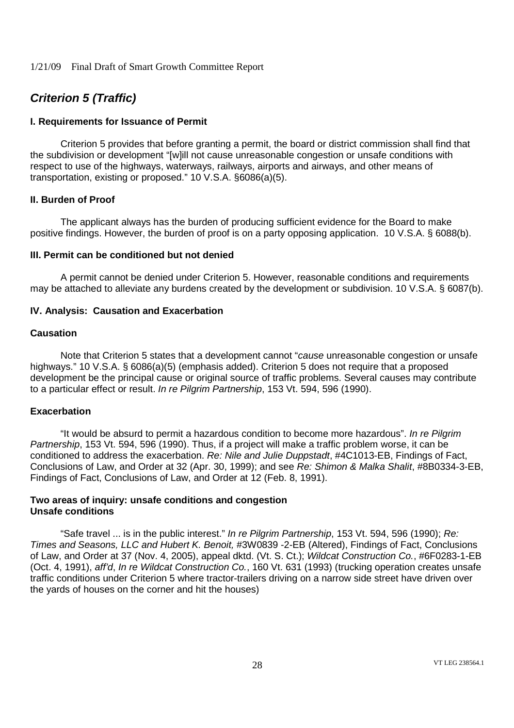## *Criterion 5 (Traffic)*

### I. Requirements for Issuance of Permit

Criterion 5 provides that before granting a permit, the board or district commission shall find that the subdivision or development "[w]ill not cause unreasonable congestion or unsafe conditions with respect to use of the highways, waterways, railways, airports and airways, and other means of transportation, existing or proposed." 10 V.S.A. §6086(a)(5).

### II. Burden of Proof

The applicant always has the burden of producing sufficient evidence for the Board to make positive findings. However, the burden of proof is on a party opposing application. 10 V.S.A. § 6088(b).

### III. Permit can be conditioned but not denied

A permit cannot be denied under Criterion 5. However, reasonable conditions and requirements may be attached to alleviate any burdens created by the development or subdivision. 10 V.S.A. § 6087(b).

### IV. Analysis: Causation and Exacerbation

#### Causation

Note that Criterion 5 states that a development cannot "*cause* unreasonable congestion or unsafe highways." 10 V.S.A. § 6086(a)(5) (emphasis added). Criterion 5 does not require that a proposed development be the principal cause or original source of traffic problems. Several causes may contribute to a particular effect or result. *In re Pilgrim Partnership*, 153 Vt. 594, 596 (1990).

#### Exacerbation

"It would be absurd to permit a hazardous condition to become more hazardous". *In re Pilgrim Partnership*, 153 Vt. 594, 596 (1990). Thus, if a project will make a traffic problem worse, it can be conditioned to address the exacerbation. *Re: Nile and Julie Duppstadt*, #4C1013-EB, Findings of Fact, Conclusions of Law, and Order at 32 (Apr. 30, 1999); and see *Re: Shimon & Malka Shalit*, #8B0334-3-EB, Findings of Fact, Conclusions of Law, and Order at 12 (Feb. 8, 1991).

#### Two areas of inquiry: unsafe conditions and congestion
#### Unsafe conditions

"Safe travel ... is in the public interest." *In re Pilgrim Partnership*, 153 Vt. 594, 596 (1990); *Re: Times and Seasons, LLC and Hubert K. Benoit,* #3W0839 -2-EB (Altered), Findings of Fact, Conclusions of Law, and Order at 37 (Nov. 4, 2005), appeal dktd. (Vt. S. Ct.); *Wildcat Construction Co.*, #6F0283-1-EB (Oct. 4, 1991), *aff'd*, *In re Wildcat Construction Co.*, 160 Vt. 631 (1993) (trucking operation creates unsafe traffic conditions under Criterion 5 where tractor-trailers driving on a narrow side street have driven over the yards of houses on the corner and hit the houses)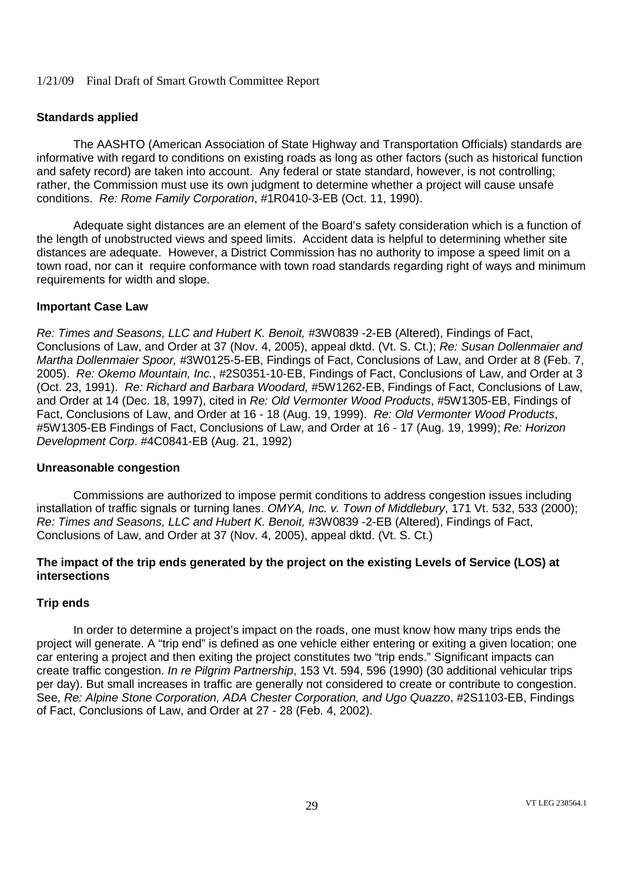### Standards applied

The AASHTO (American Association of State Highway and Transportation Officials) standards are informative with regard to conditions on existing roads as long as other factors (such as historical function and safety record) are taken into account. Any federal or state standard, however, is not controlling; rather, the Commission must use its own judgment to determine whether a project will cause unsafe conditions. *Re: Rome Family Corporation*, #1R0410-3-EB (Oct. 11, 1990).

Adequate sight distances are an element of the Board's safety consideration which is a function of the length of unobstructed views and speed limits. Accident data is helpful to determining whether site distances are adequate. However, a District Commission has no authority to impose a speed limit on a town road, nor can it require conformance with town road standards regarding right of ways and minimum requirements for width and slope.

### Important Case Law

*Re: Times and Seasons, LLC and Hubert K. Benoit,* #3W0839 -2-EB (Altered), Findings of Fact, Conclusions of Law, and Order at 37 (Nov. 4, 2005), appeal dktd. (Vt. S. Ct.); *Re: Susan Dollenmaier and Martha Dollenmaier Spoor,* #3W0125-5-EB, Findings of Fact, Conclusions of Law, and Order at 8 (Feb. 7, 2005). *Re: Okemo Mountain, Inc.*, #2S0351-10-EB, Findings of Fact, Conclusions of Law, and Order at 3 (Oct. 23, 1991). *Re: Richard and Barbara Woodard,* #5W1262-EB, Findings of Fact, Conclusions of Law, and Order at 14 (Dec. 18, 1997), cited in *Re: Old Vermonter Wood Products*, #5W1305-EB, Findings of Fact, Conclusions of Law, and Order at 16 - 18 (Aug. 19, 1999). *Re: Old Vermonter Wood Products*, #5W1305-EB Findings of Fact, Conclusions of Law, and Order at 16 - 17 (Aug. 19, 1999); *Re: Horizon Development Corp*. #4C0841-EB (Aug. 21, 1992)

### Unreasonable congestion

Commissions are authorized to impose permit conditions to address congestion issues including installation of traffic signals or turning lanes. *OMYA, Inc. v. Town of Middlebury*, 171 Vt. 532, 533 (2000); *Re: Times and Seasons, LLC and Hubert K. Benoit,* #3W0839 -2-EB (Altered), Findings of Fact, Conclusions of Law, and Order at 37 (Nov. 4, 2005), appeal dktd. (Vt. S. Ct.)

### The impact of the trip ends generated by the project on the existing Levels of Service (LOS) at intersections

### Trip ends

In order to determine a project's impact on the roads, one must know how many trips ends the project will generate. A "trip end" is defined as one vehicle either entering or exiting a given location; one car entering a project and then exiting the project constitutes two "trip ends." Significant impacts can create traffic congestion. *In re Pilgrim Partnership*, 153 Vt. 594, 596 (1990) (30 additional vehicular trips per day). But small increases in traffic are generally not considered to create or contribute to congestion. See, *Re: Alpine Stone Corporation, ADA Chester Corporation, and Ugo Quazzo*, #2S1103-EB, Findings of Fact, Conclusions of Law, and Order at 27 - 28 (Feb. 4, 2002).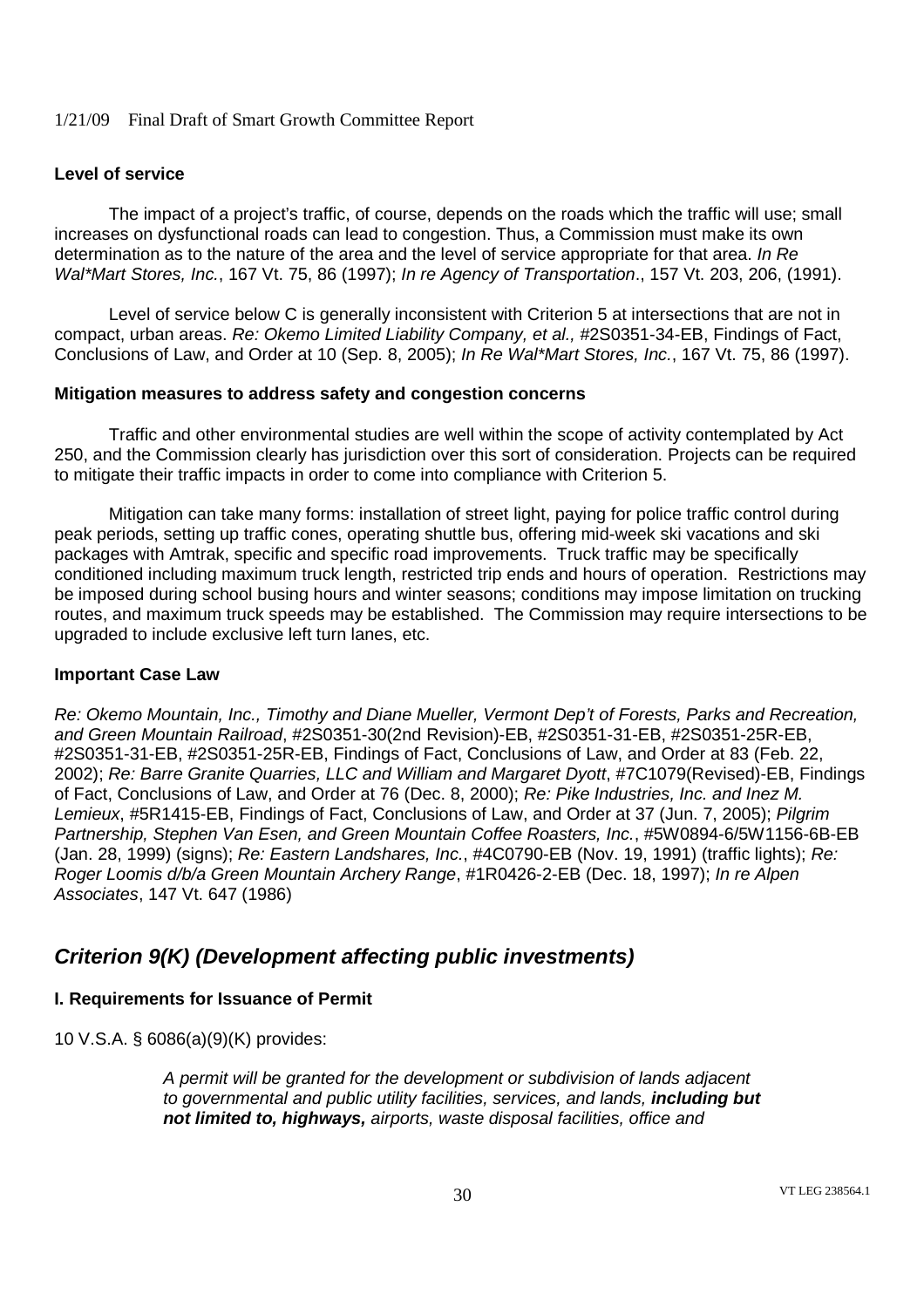### Level of service

The impact of a project's traffic, of course, depends on the roads which the traffic will use; small increases on dysfunctional roads can lead to congestion. Thus, a Commission must make its own determination as to the nature of the area and the level of service appropriate for that area. *In Re Wal\*Mart Stores, Inc.*, 167 Vt. 75, 86 (1997); *In re Agency of Transportation*., 157 Vt. 203, 206, (1991).

Level of service below C is generally inconsistent with Criterion 5 at intersections that are not in compact, urban areas. *Re: Okemo Limited Liability Company, et al.,* #2S0351-34-EB, Findings of Fact, Conclusions of Law, and Order at 10 (Sep. 8, 2005); *In Re Wal\*Mart Stores, Inc.*, 167 Vt. 75, 86 (1997).

### Mitigation measures to address safety and congestion concerns

Traffic and other environmental studies are well within the scope of activity contemplated by Act 250, and the Commission clearly has jurisdiction over this sort of consideration. Projects can be required to mitigate their traffic impacts in order to come into compliance with Criterion 5.

Mitigation can take many forms: installation of street light, paying for police traffic control during peak periods, setting up traffic cones, operating shuttle bus, offering mid-week ski vacations and ski packages with Amtrak, specific and specific road improvements. Truck traffic may be specifically conditioned including maximum truck length, restricted trip ends and hours of operation. Restrictions may be imposed during school busing hours and winter seasons; conditions may impose limitation on trucking routes, and maximum truck speeds may be established. The Commission may require intersections to be upgraded to include exclusive left turn lanes, etc.

### Important Case Law

*Re: Okemo Mountain, Inc., Timothy and Diane Mueller, Vermont Dep't of Forests, Parks and Recreation, and Green Mountain Railroad*, #2S0351-30(2nd Revision)-EB, #2S0351-31-EB, #2S0351-25R-EB, #2S0351-31-EB, #2S0351-25R-EB, Findings of Fact, Conclusions of Law, and Order at 83 (Feb. 22, 2002); *Re: Barre Granite Quarries, LLC and William and Margaret Dyott*, #7C1079(Revised)-EB, Findings of Fact, Conclusions of Law, and Order at 76 (Dec. 8, 2000); *Re: Pike Industries, Inc. and Inez M. Lemieux*, #5R1415-EB, Findings of Fact, Conclusions of Law, and Order at 37 (Jun. 7, 2005); *Pilgrim Partnership, Stephen Van Esen, and Green Mountain Coffee Roasters, Inc.*, #5W0894-6/5W1156-6B-EB (Jan. 28, 1999) (signs); *Re: Eastern Landshares, Inc.*, #4C0790-EB (Nov. 19, 1991) (traffic lights); *Re: Roger Loomis d/b/a Green Mountain Archery Range*, #1R0426-2-EB (Dec. 18, 1997); *In re Alpen Associates*, 147 Vt. 647 (1986)

## *Criterion 9(K) (Development affecting public investments)*

### I. Requirements for Issuance of Permit

10 V.S.A. § 6086(a)(9)(K) provides:

> *A permit will be granted for the development or subdivision of lands adjacent to governmental and public utility facilities, services, and lands,* ***including but not limited to, highways,*** *airports, waste disposal facilities, office and*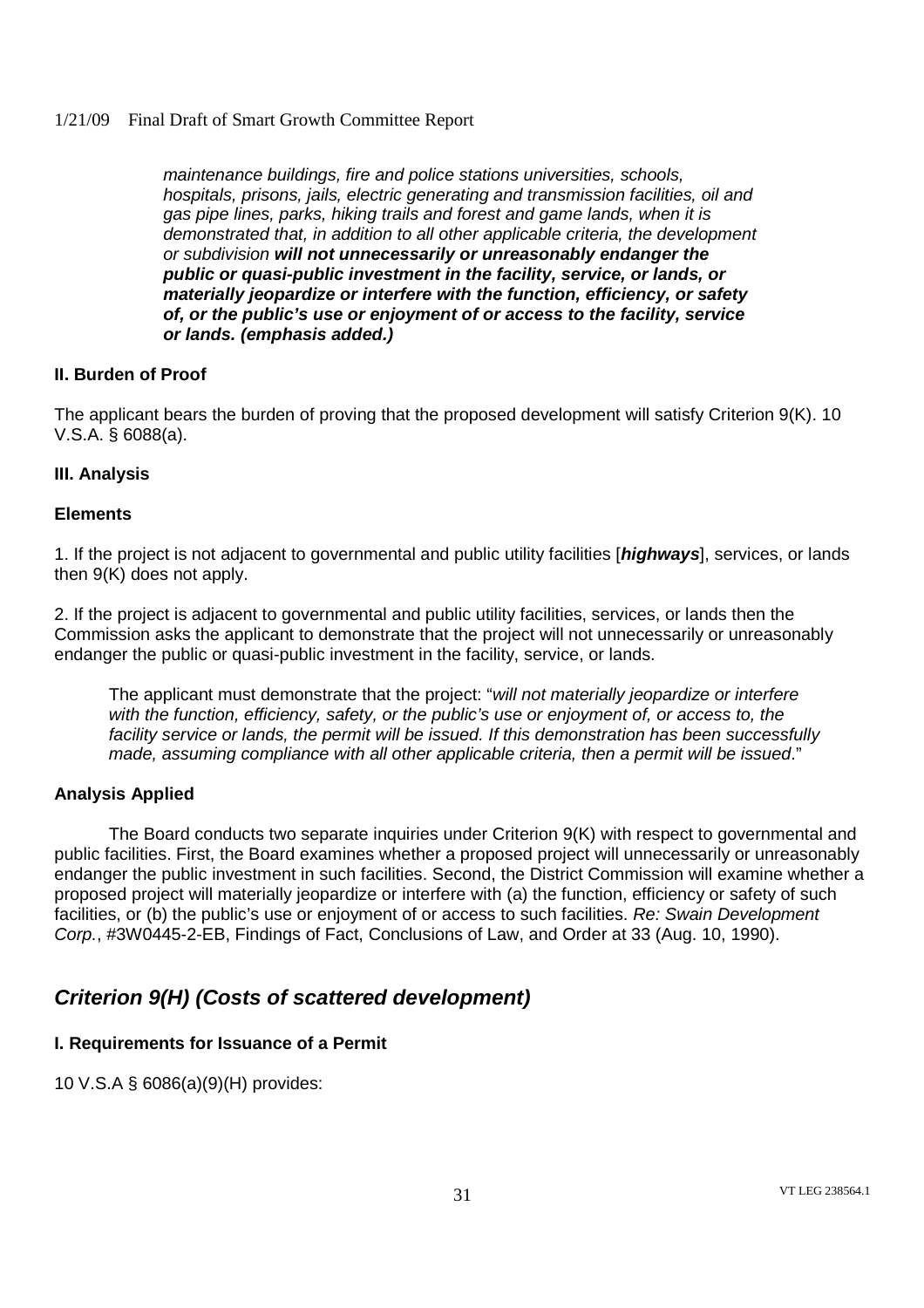> *maintenance buildings, fire and police stations universities, schools, hospitals, prisons, jails, electric generating and transmission facilities, oil and gas pipe lines, parks, hiking trails and forest and game lands, when it is demonstrated that, in addition to all other applicable criteria, the development or subdivision* ***will not unnecessarily or unreasonably endanger the public or quasi-public investment in the facility, service, or lands, or materially jeopardize or interfere with the function, efficiency, or safety of, or the public's use or enjoyment of or access to the facility, service or lands. (emphasis added.)***

### II. Burden of Proof

The applicant bears the burden of proving that the proposed development will satisfy Criterion 9(K). 10 V.S.A. § 6088(a).

### III. Analysis

#### Elements

1. If the project is not adjacent to governmental and public utility facilities [***highways***], services, or lands then 9(K) does not apply.

2. If the project is adjacent to governmental and public utility facilities, services, or lands then the Commission asks the applicant to demonstrate that the project will not unnecessarily or unreasonably endanger the public or quasi-public investment in the facility, service, or lands.

> The applicant must demonstrate that the project: "*will not materially jeopardize or interfere with the function, efficiency, safety, or the public's use or enjoyment of, or access to, the facility service or lands, the permit will be issued. If this demonstration has been successfully made, assuming compliance with all other applicable criteria, then a permit will be issued*."

#### Analysis Applied

The Board conducts two separate inquiries under Criterion 9(K) with respect to governmental and public facilities. First, the Board examines whether a proposed project will unnecessarily or unreasonably endanger the public investment in such facilities. Second, the District Commission will examine whether a proposed project will materially jeopardize or interfere with (a) the function, efficiency or safety of such facilities, or (b) the public's use or enjoyment of or access to such facilities. *Re: Swain Development Corp.*, #3W0445-2-EB, Findings of Fact, Conclusions of Law, and Order at 33 (Aug. 10, 1990).

## *Criterion 9(H) (Costs of scattered development)*

### I. Requirements for Issuance of a Permit

10 V.S.A § 6086(a)(9)(H) provides: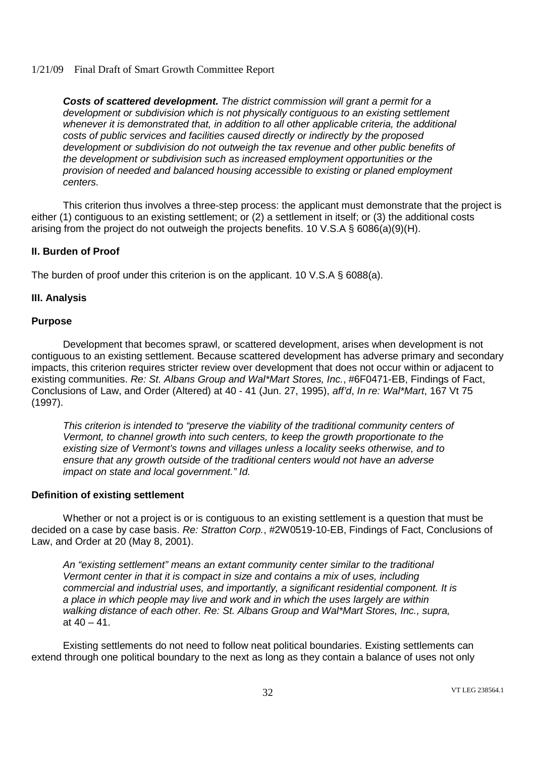***Costs of scattered development.*** *The district commission will grant a permit for a development or subdivision which is not physically contiguous to an existing settlement whenever it is demonstrated that, in addition to all other applicable criteria, the additional costs of public services and facilities caused directly or indirectly by the proposed development or subdivision do not outweigh the tax revenue and other public benefits of the development or subdivision such as increased employment opportunities or the provision of needed and balanced housing accessible to existing or planed employment centers.*

This criterion thus involves a three-step process: the applicant must demonstrate that the project is either (1) contiguous to an existing settlement; or (2) a settlement in itself; or (3) the additional costs arising from the project do not outweigh the projects benefits. 10 V.S.A § 6086(a)(9)(H).

### II. Burden of Proof

The burden of proof under this criterion is on the applicant. 10 V.S.A § 6088(a).

### III. Analysis

#### Purpose

Development that becomes sprawl, or scattered development, arises when development is not contiguous to an existing settlement. Because scattered development has adverse primary and secondary impacts, this criterion requires stricter review over development that does not occur within or adjacent to existing communities. *Re: St. Albans Group and Wal\*Mart Stores, Inc.*, #6F0471-EB, Findings of Fact, Conclusions of Law, and Order (Altered) at 40 - 41 (Jun. 27, 1995), *aff'd*, *In re: Wal\*Mart*, 167 Vt 75 (1997).

*This criterion is intended to "preserve the viability of the traditional community centers of Vermont, to channel growth into such centers, to keep the growth proportionate to the existing size of Vermont's towns and villages unless a locality seeks otherwise, and to ensure that any growth outside of the traditional centers would not have an adverse impact on state and local government." Id.*

#### Definition of existing settlement

Whether or not a project is or is contiguous to an existing settlement is a question that must be decided on a case by case basis. *Re: Stratton Corp.*, #2W0519-10-EB, Findings of Fact, Conclusions of Law, and Order at 20 (May 8, 2001).

*An "existing settlement" means an extant community center similar to the traditional Vermont center in that it is compact in size and contains a mix of uses, including commercial and industrial uses, and importantly, a significant residential component. It is a place in which people may live and work and in which the uses largely are within walking distance of each other. Re: St. Albans Group and Wal\*Mart Stores, Inc., supra,* at 40 – 41.

Existing settlements do not need to follow neat political boundaries. Existing settlements can extend through one political boundary to the next as long as they contain a balance of uses not only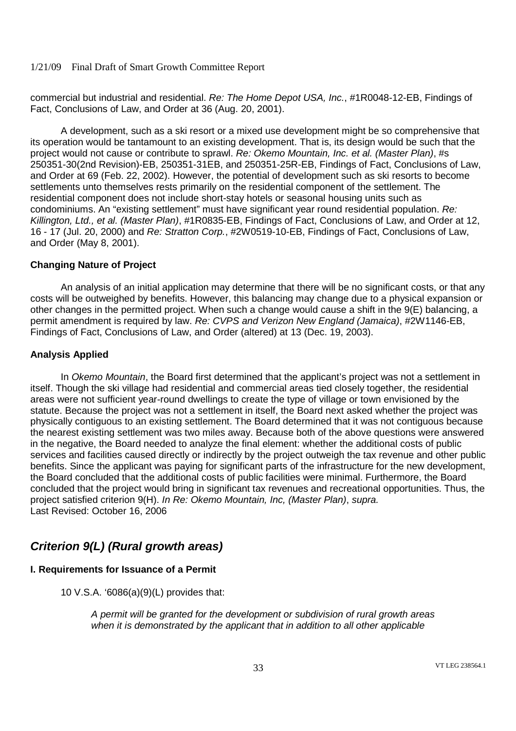commercial but industrial and residential. *Re: The Home Depot USA, Inc.*, #1R0048-12-EB, Findings of Fact, Conclusions of Law, and Order at 36 (Aug. 20, 2001).

A development, such as a ski resort or a mixed use development might be so comprehensive that its operation would be tantamount to an existing development. That is, its design would be such that the project would not cause or contribute to sprawl. *Re: Okemo Mountain, Inc. et al. (Master Plan)*, #s 250351-30(2nd Revision)-EB, 250351-31EB, and 250351-25R-EB, Findings of Fact, Conclusions of Law, and Order at 69 (Feb. 22, 2002). However, the potential of development such as ski resorts to become settlements unto themselves rests primarily on the residential component of the settlement. The residential component does not include short-stay hotels or seasonal housing units such as condominiums. An "existing settlement" must have significant year round residential population. *Re: Killington, Ltd., et al. (Master Plan)*, #1R0835-EB, Findings of Fact, Conclusions of Law, and Order at 12, 16 - 17 (Jul. 20, 2000) and *Re: Stratton Corp.*, #2W0519-10-EB, Findings of Fact, Conclusions of Law, and Order (May 8, 2001).

**Changing Nature of Project**

An analysis of an initial application may determine that there will be no significant costs, or that any costs will be outweighed by benefits. However, this balancing may change due to a physical expansion or other changes in the permitted project. When such a change would cause a shift in the 9(E) balancing, a permit amendment is required by law. *Re: CVPS and Verizon New England (Jamaica)*, #2W1146-EB, Findings of Fact, Conclusions of Law, and Order (altered) at 13 (Dec. 19, 2003).

**Analysis Applied**

In *Okemo Mountain*, the Board first determined that the applicant's project was not a settlement in itself. Though the ski village had residential and commercial areas tied closely together, the residential areas were not sufficient year-round dwellings to create the type of village or town envisioned by the statute. Because the project was not a settlement in itself, the Board next asked whether the project was physically contiguous to an existing settlement. The Board determined that it was not contiguous because the nearest existing settlement was two miles away. Because both of the above questions were answered in the negative, the Board needed to analyze the final element: whether the additional costs of public services and facilities caused directly or indirectly by the project outweigh the tax revenue and other public benefits. Since the applicant was paying for significant parts of the infrastructure for the new development, the Board concluded that the additional costs of public facilities were minimal. Furthermore, the Board concluded that the project would bring in significant tax revenues and recreational opportunities. Thus, the project satisfied criterion 9(H). *In Re: Okemo Mountain, Inc, (Master Plan)*, *supra.*
Last Revised: October 16, 2006

## *Criterion 9(L) (Rural growth areas)*

**I. Requirements for Issuance of a Permit**

10 V.S.A. '6086(a)(9)(L) provides that:

> *A permit will be granted for the development or subdivision of rural growth areas when it is demonstrated by the applicant that in addition to all other applicable*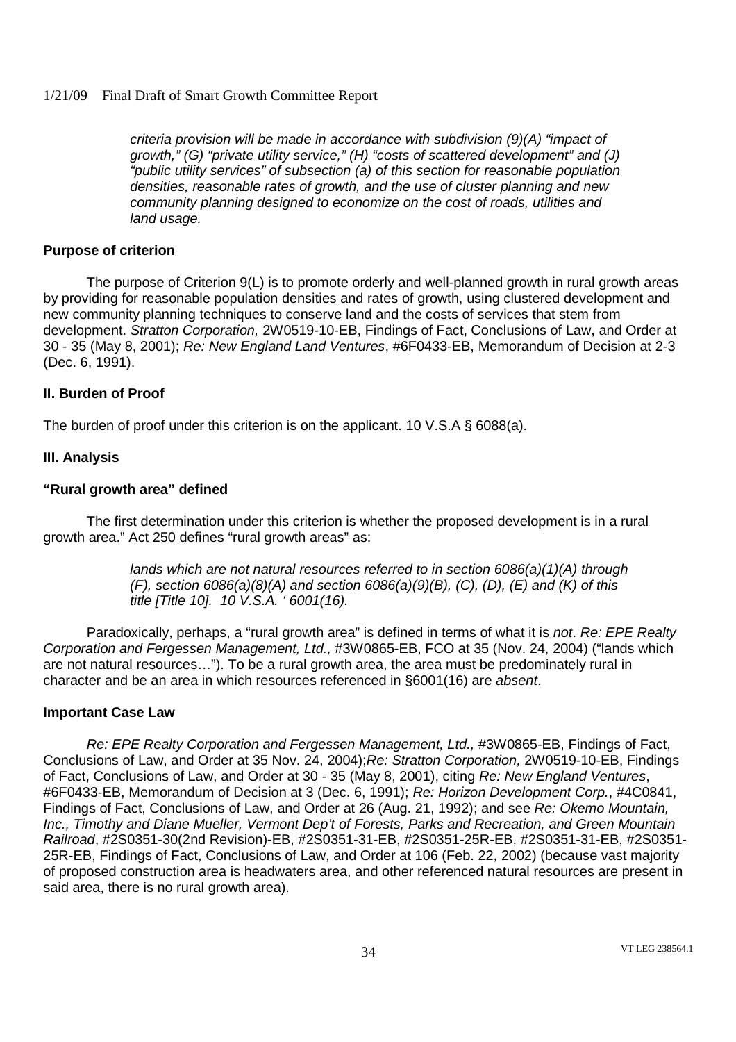*criteria provision will be made in accordance with subdivision (9)(A) "impact of growth," (G) "private utility service," (H) "costs of scattered development" and (J) "public utility services" of subsection (a) of this section for reasonable population densities, reasonable rates of growth, and the use of cluster planning and new community planning designed to economize on the cost of roads, utilities and land usage.*

**Purpose of criterion**

The purpose of Criterion 9(L) is to promote orderly and well-planned growth in rural growth areas by providing for reasonable population densities and rates of growth, using clustered development and new community planning techniques to conserve land and the costs of services that stem from development. *Stratton Corporation,* 2W0519-10-EB, Findings of Fact, Conclusions of Law, and Order at 30 - 35 (May 8, 2001); *Re: New England Land Ventures*, #6F0433-EB, Memorandum of Decision at 2-3 (Dec. 6, 1991).

## II. Burden of Proof

The burden of proof under this criterion is on the applicant. 10 V.S.A § 6088(a).

## III. Analysis

**"Rural growth area" defined**

The first determination under this criterion is whether the proposed development is in a rural growth area." Act 250 defines "rural growth areas" as:

> *lands which are not natural resources referred to in section 6086(a)(1)(A) through (F), section 6086(a)(8)(A) and section 6086(a)(9)(B), (C), (D), (E) and (K) of this title [Title 10]. 10 V.S.A. ' 6001(16).*

Paradoxically, perhaps, a "rural growth area" is defined in terms of what it is *not*. *Re: EPE Realty Corporation and Fergessen Management, Ltd.,* #3W0865-EB, FCO at 35 (Nov. 24, 2004) ("lands which are not natural resources…"). To be a rural growth area, the area must be predominately rural in character and be an area in which resources referenced in §6001(16) are *absent*.

**Important Case Law**

*Re: EPE Realty Corporation and Fergessen Management, Ltd.,* #3W0865-EB, Findings of Fact, Conclusions of Law, and Order at 35 Nov. 24, 2004);*Re: Stratton Corporation,* 2W0519-10-EB, Findings of Fact, Conclusions of Law, and Order at 30 - 35 (May 8, 2001), citing *Re: New England Ventures*, #6F0433-EB, Memorandum of Decision at 3 (Dec. 6, 1991); *Re: Horizon Development Corp.*, #4C0841, Findings of Fact, Conclusions of Law, and Order at 26 (Aug. 21, 1992); and see *Re: Okemo Mountain, Inc., Timothy and Diane Mueller, Vermont Dep't of Forests, Parks and Recreation, and Green Mountain Railroad*, #2S0351-30(2nd Revision)-EB, #2S0351-31-EB, #2S0351-25R-EB, #2S0351-31-EB, #2S0351-25R-EB, Findings of Fact, Conclusions of Law, and Order at 106 (Feb. 22, 2002) (because vast majority of proposed construction area is headwaters area, and other referenced natural resources are present in said area, there is no rural growth area).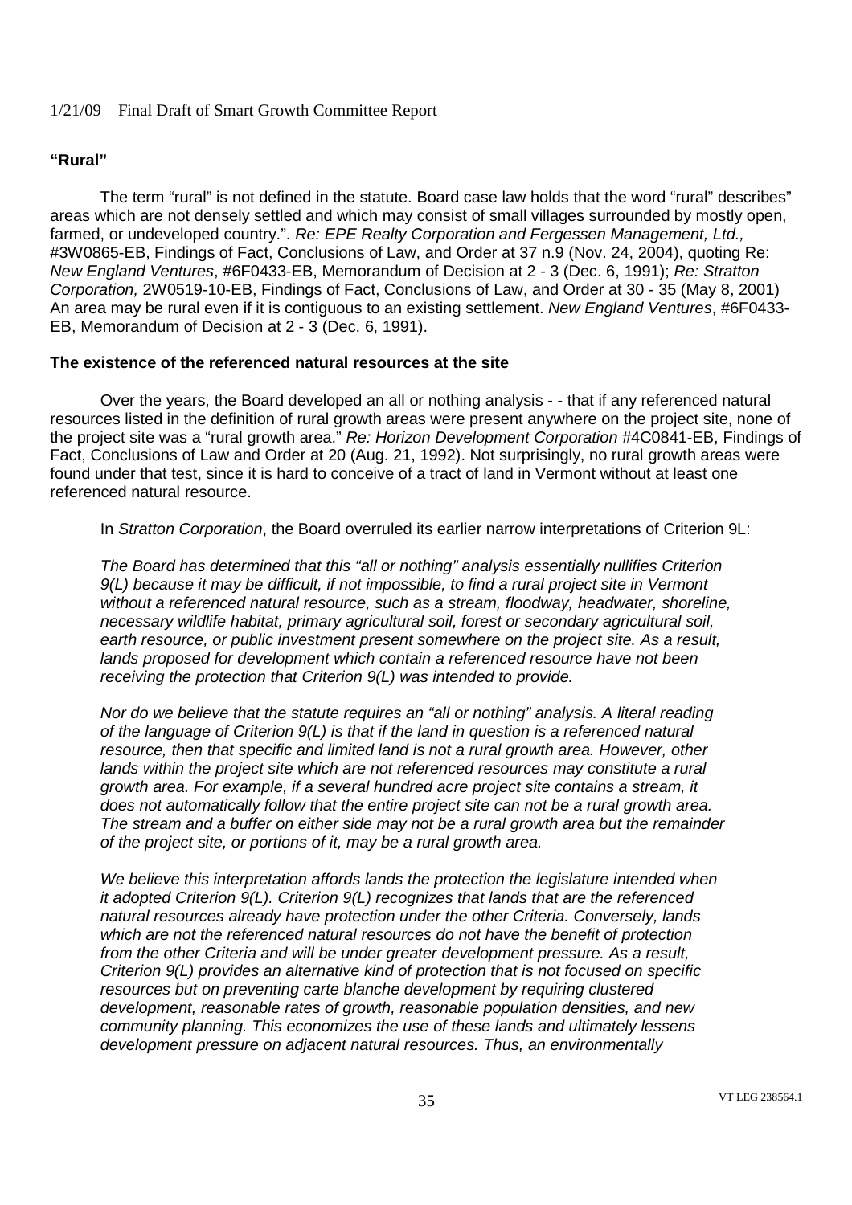**"Rural"**

The term "rural" is not defined in the statute. Board case law holds that the word "rural" describes" areas which are not densely settled and which may consist of small villages surrounded by mostly open, farmed, or undeveloped country.". *Re: EPE Realty Corporation and Fergessen Management, Ltd.,* #3W0865-EB, Findings of Fact, Conclusions of Law, and Order at 37 n.9 (Nov. 24, 2004), quoting Re: *New England Ventures*, #6F0433-EB, Memorandum of Decision at 2 - 3 (Dec. 6, 1991); *Re: Stratton Corporation,* 2W0519-10-EB, Findings of Fact, Conclusions of Law, and Order at 30 - 35 (May 8, 2001) An area may be rural even if it is contiguous to an existing settlement. *New England Ventures*, #6F0433-EB, Memorandum of Decision at 2 - 3 (Dec. 6, 1991).

**The existence of the referenced natural resources at the site**

Over the years, the Board developed an all or nothing analysis - - that if any referenced natural resources listed in the definition of rural growth areas were present anywhere on the project site, none of the project site was a "rural growth area." *Re: Horizon Development Corporation* #4C0841-EB, Findings of Fact, Conclusions of Law and Order at 20 (Aug. 21, 1992). Not surprisingly, no rural growth areas were found under that test, since it is hard to conceive of a tract of land in Vermont without at least one referenced natural resource.

In *Stratton Corporation*, the Board overruled its earlier narrow interpretations of Criterion 9L:

> *The Board has determined that this "all or nothing" analysis essentially nullifies Criterion 9(L) because it may be difficult, if not impossible, to find a rural project site in Vermont without a referenced natural resource, such as a stream, floodway, headwater, shoreline, necessary wildlife habitat, primary agricultural soil, forest or secondary agricultural soil, earth resource, or public investment present somewhere on the project site. As a result, lands proposed for development which contain a referenced resource have not been receiving the protection that Criterion 9(L) was intended to provide.*
>
> *Nor do we believe that the statute requires an "all or nothing" analysis. A literal reading of the language of Criterion 9(L) is that if the land in question is a referenced natural resource, then that specific and limited land is not a rural growth area. However, other lands within the project site which are not referenced resources may constitute a rural growth area. For example, if a several hundred acre project site contains a stream, it does not automatically follow that the entire project site can not be a rural growth area. The stream and a buffer on either side may not be a rural growth area but the remainder of the project site, or portions of it, may be a rural growth area.*
>
> *We believe this interpretation affords lands the protection the legislature intended when it adopted Criterion 9(L). Criterion 9(L) recognizes that lands that are the referenced natural resources already have protection under the other Criteria. Conversely, lands which are not the referenced natural resources do not have the benefit of protection from the other Criteria and will be under greater development pressure. As a result, Criterion 9(L) provides an alternative kind of protection that is not focused on specific resources but on preventing carte blanche development by requiring clustered development, reasonable rates of growth, reasonable population densities, and new community planning. This economizes the use of these lands and ultimately lessens development pressure on adjacent natural resources. Thus, an environmentally*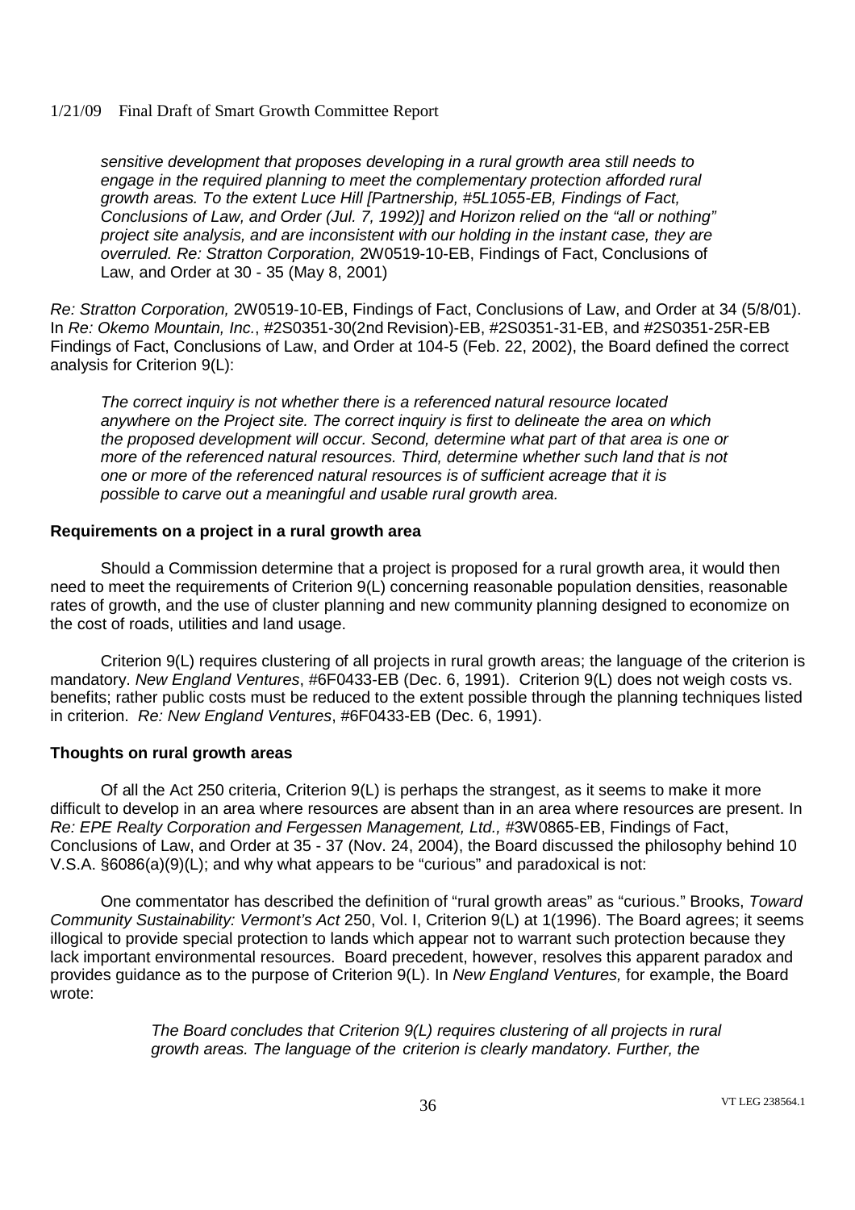*sensitive development that proposes developing in a rural growth area still needs to engage in the required planning to meet the complementary protection afforded rural growth areas. To the extent Luce Hill [Partnership, #5L1055-EB, Findings of Fact, Conclusions of Law, and Order (Jul. 7, 1992)] and Horizon relied on the "all or nothing" project site analysis, and are inconsistent with our holding in the instant case, they are overruled. Re: Stratton Corporation,* 2W0519-10-EB, Findings of Fact, Conclusions of Law, and Order at 30 - 35 (May 8, 2001)

*Re: Stratton Corporation,* 2W0519-10-EB, Findings of Fact, Conclusions of Law, and Order at 34 (5/8/01). In *Re: Okemo Mountain, Inc.*, #2S0351-30(2nd Revision)-EB, #2S0351-31-EB, and #2S0351-25R-EB Findings of Fact, Conclusions of Law, and Order at 104-5 (Feb. 22, 2002), the Board defined the correct analysis for Criterion 9(L):

*The correct inquiry is not whether there is a referenced natural resource located anywhere on the Project site. The correct inquiry is first to delineate the area on which the proposed development will occur. Second, determine what part of that area is one or more of the referenced natural resources. Third, determine whether such land that is not one or more of the referenced natural resources is of sufficient acreage that it is possible to carve out a meaningful and usable rural growth area.*

**Requirements on a project in a rural growth area**

Should a Commission determine that a project is proposed for a rural growth area, it would then need to meet the requirements of Criterion 9(L) concerning reasonable population densities, reasonable rates of growth, and the use of cluster planning and new community planning designed to economize on the cost of roads, utilities and land usage.

Criterion 9(L) requires clustering of all projects in rural growth areas; the language of the criterion is mandatory. *New England Ventures*, #6F0433-EB (Dec. 6, 1991). Criterion 9(L) does not weigh costs vs. benefits; rather public costs must be reduced to the extent possible through the planning techniques listed in criterion. *Re: New England Ventures*, #6F0433-EB (Dec. 6, 1991).

**Thoughts on rural growth areas**

Of all the Act 250 criteria, Criterion 9(L) is perhaps the strangest, as it seems to make it more difficult to develop in an area where resources are absent than in an area where resources are present. In *Re: EPE Realty Corporation and Fergessen Management, Ltd.,* #3W0865-EB, Findings of Fact, Conclusions of Law, and Order at 35 - 37 (Nov. 24, 2004), the Board discussed the philosophy behind 10 V.S.A. §6086(a)(9)(L); and why what appears to be "curious" and paradoxical is not:

One commentator has described the definition of "rural growth areas" as "curious." Brooks, *Toward Community Sustainability: Vermont's Act* 250, Vol. I, Criterion 9(L) at 1(1996). The Board agrees; it seems illogical to provide special protection to lands which appear not to warrant such protection because they lack important environmental resources. Board precedent, however, resolves this apparent paradox and provides guidance as to the purpose of Criterion 9(L). In *New England Ventures,* for example, the Board wrote:

> *The Board concludes that Criterion 9(L) requires clustering of all projects in rural growth areas. The language of the criterion is clearly mandatory. Further, the*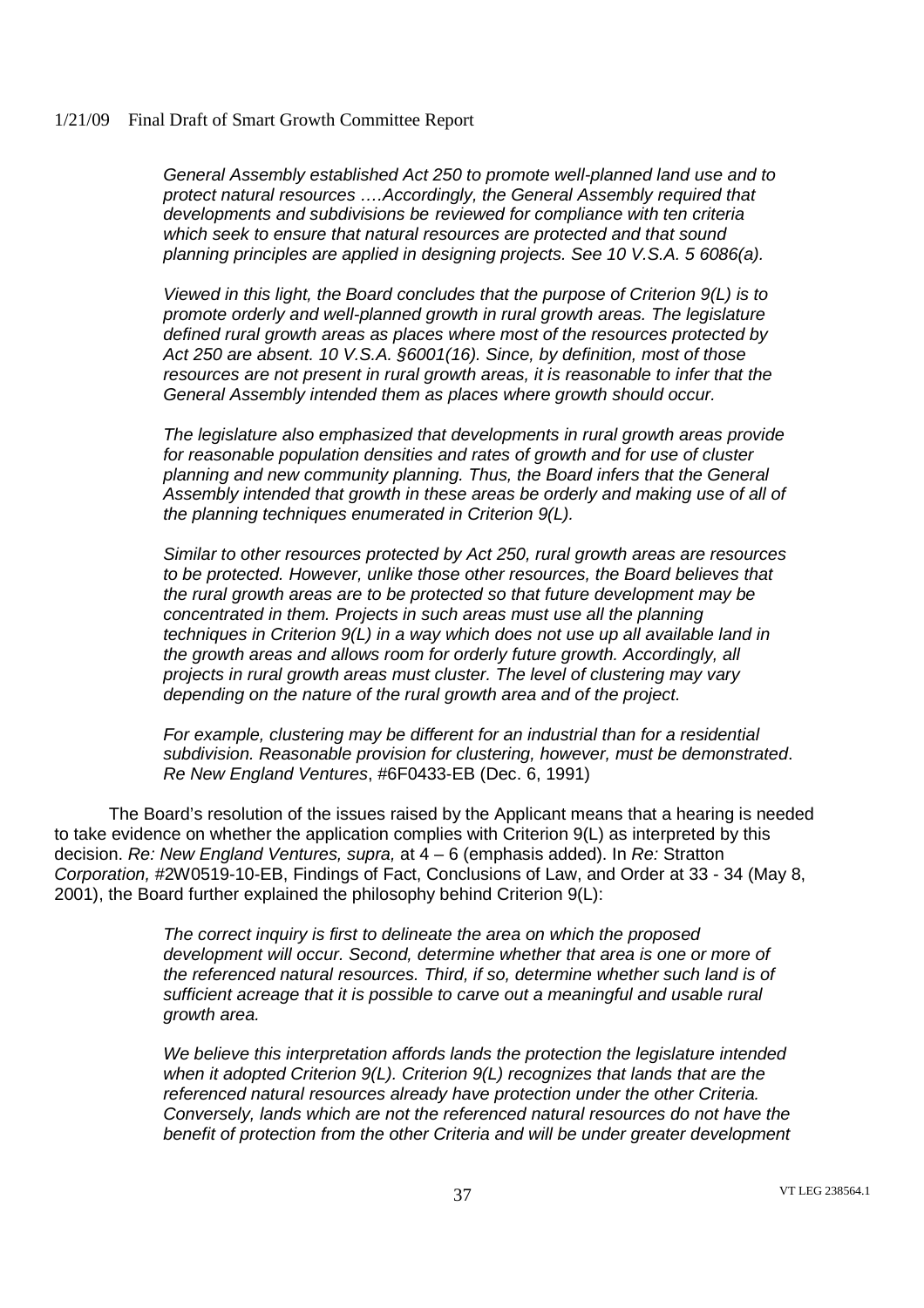*General Assembly established Act 250 to promote well-planned land use and to protect natural resources ….Accordingly, the General Assembly required that developments and subdivisions be reviewed for compliance with ten criteria which seek to ensure that natural resources are protected and that sound planning principles are applied in designing projects. See 10 V.S.A. 5 6086(a).*

*Viewed in this light, the Board concludes that the purpose of Criterion 9(L) is to promote orderly and well-planned growth in rural growth areas. The legislature defined rural growth areas as places where most of the resources protected by Act 250 are absent. 10 V.S.A. §6001(16). Since, by definition, most of those resources are not present in rural growth areas, it is reasonable to infer that the General Assembly intended them as places where growth should occur.*

*The legislature also emphasized that developments in rural growth areas provide for reasonable population densities and rates of growth and for use of cluster planning and new community planning. Thus, the Board infers that the General Assembly intended that growth in these areas be orderly and making use of all of the planning techniques enumerated in Criterion 9(L).*

*Similar to other resources protected by Act 250, rural growth areas are resources to be protected. However, unlike those other resources, the Board believes that the rural growth areas are to be protected so that future development may be concentrated in them. Projects in such areas must use all the planning techniques in Criterion 9(L) in a way which does not use up all available land in the growth areas and allows room for orderly future growth. Accordingly, all projects in rural growth areas must cluster. The level of clustering may vary depending on the nature of the rural growth area and of the project.*

*For example, clustering may be different for an industrial than for a residential subdivision. Reasonable provision for clustering, however, must be demonstrated. Re New England Ventures*, #6F0433-EB (Dec. 6, 1991)

The Board's resolution of the issues raised by the Applicant means that a hearing is needed to take evidence on whether the application complies with Criterion 9(L) as interpreted by this decision. *Re: New England Ventures, supra,* at 4 – 6 (emphasis added). In *Re:* Stratton *Corporation,* #2W0519-10-EB, Findings of Fact, Conclusions of Law, and Order at 33 - 34 (May 8, 2001), the Board further explained the philosophy behind Criterion 9(L):

*The correct inquiry is first to delineate the area on which the proposed development will occur. Second, determine whether that area is one or more of the referenced natural resources. Third, if so, determine whether such land is of sufficient acreage that it is possible to carve out a meaningful and usable rural growth area.*

*We believe this interpretation affords lands the protection the legislature intended when it adopted Criterion 9(L). Criterion 9(L) recognizes that lands that are the referenced natural resources already have protection under the other Criteria. Conversely, lands which are not the referenced natural resources do not have the benefit of protection from the other Criteria and will be under greater development*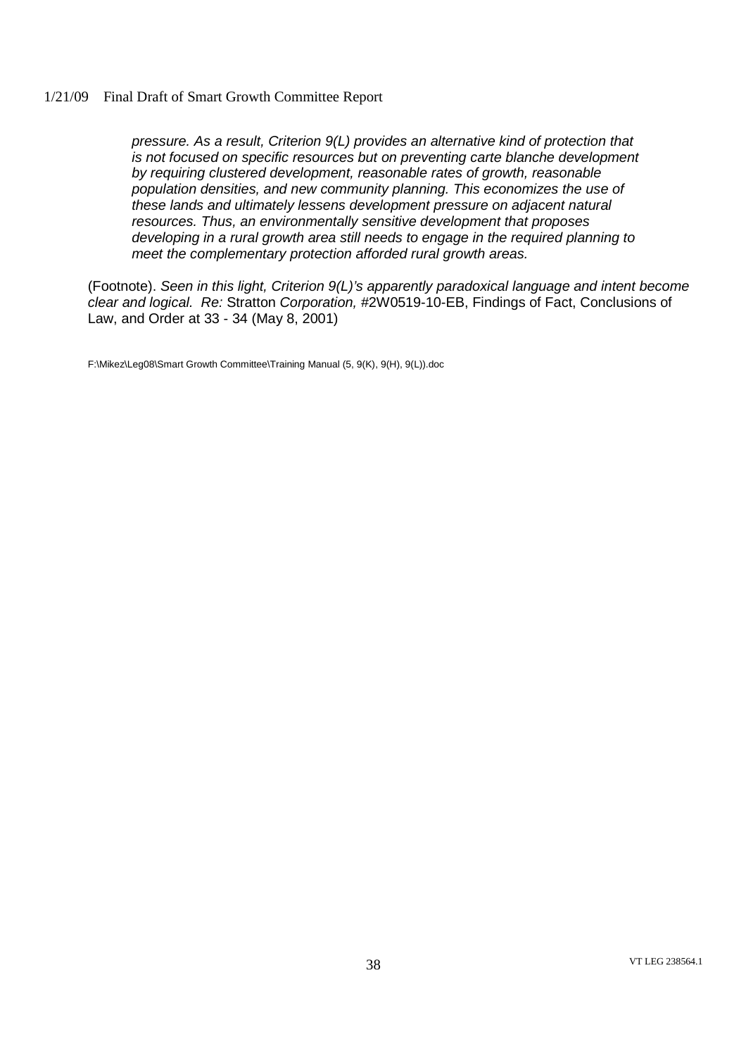*pressure. As a result, Criterion 9(L) provides an alternative kind of protection that is not focused on specific resources but on preventing carte blanche development by requiring clustered development, reasonable rates of growth, reasonable population densities, and new community planning. This economizes the use of these lands and ultimately lessens development pressure on adjacent natural resources. Thus, an environmentally sensitive development that proposes developing in a rural growth area still needs to engage in the required planning to meet the complementary protection afforded rural growth areas.*

(Footnote). *Seen in this light, Criterion 9(L)'s apparently paradoxical language and intent become clear and logical. Re:* Stratton *Corporation,* #2W0519-10-EB, Findings of Fact, Conclusions of Law, and Order at 33 - 34 (May 8, 2001)

F:\Mikez\Leg08\Smart Growth Committee\Training Manual (5, 9(K), 9(H), 9(L)).doc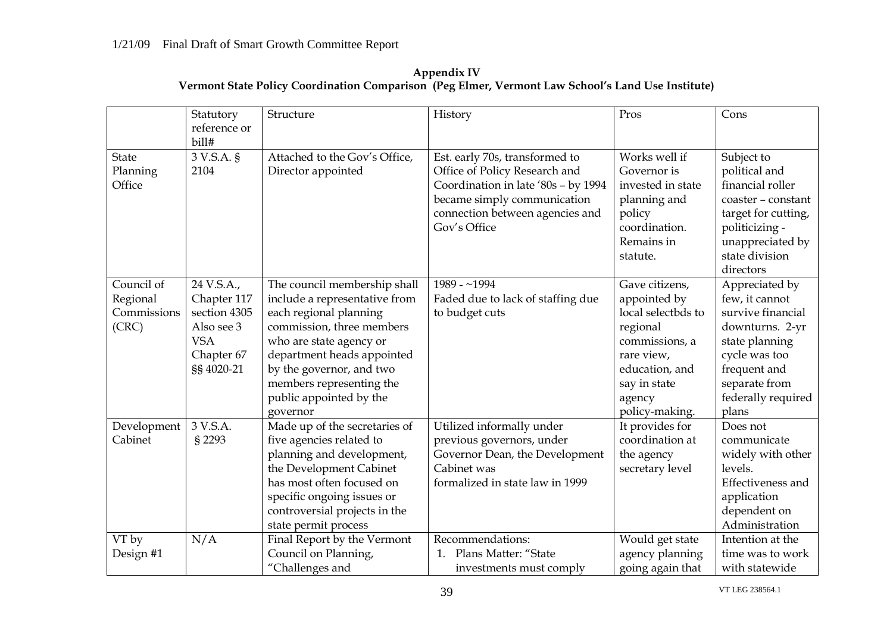**Appendix IV**
**Vermont State Policy Coordination Comparison (Peg Elmer, Vermont Law School's Land Use Institute)**

| | Statutory reference or bill# | Structure | History | Pros | Cons |
|---|---|---|---|---|---|
| State Planning Office | 3 V.S.A. § 2104 | Attached to the Gov's Office, Director appointed | Est. early 70s, transformed to Office of Policy Research and Coordination in late '80s – by 1994 became simply communication connection between agencies and Gov's Office | Works well if Governor is invested in state planning and policy coordination. Remains in statute. | Subject to political and financial roller coaster – constant target for cutting, politicizing - unappreciated by state division directors |
| Council of Regional Commissions (CRC) | 24 V.S.A., Chapter 117 section 4305 Also see 3 VSA Chapter 67 §§ 4020-21 | The council membership shall include a representative from each regional planning commission, three members who are state agency or department heads appointed by the governor, and two members representing the public appointed by the governor | 1989 - ~1994 Faded due to lack of staffing due to budget cuts | Gave citizens, appointed by local selectbds to regional commissions, a rare view, education, and say in state agency policy-making. | Appreciated by few, it cannot survive financial downturns. 2-yr state planning cycle was too frequent and separate from federally required plans |
| Development Cabinet | 3 V.S.A. § 2293 | Made up of the secretaries of five agencies related to planning and development, the Development Cabinet has most often focused on specific ongoing issues or controversial projects in the state permit process | Utilized informally under previous governors, under Governor Dean, the Development Cabinet was formalized in state law in 1999 | It provides for coordination at the agency secretary level | Does not communicate widely with other levels. Effectiveness and application dependent on Administration |
| VT by Design #1 | N/A | Final Report by the Vermont Council on Planning, "Challenges and | Recommendations: 1. Plans Matter: "State investments must comply | Would get state agency planning going again that | Intention at the time was to work with statewide |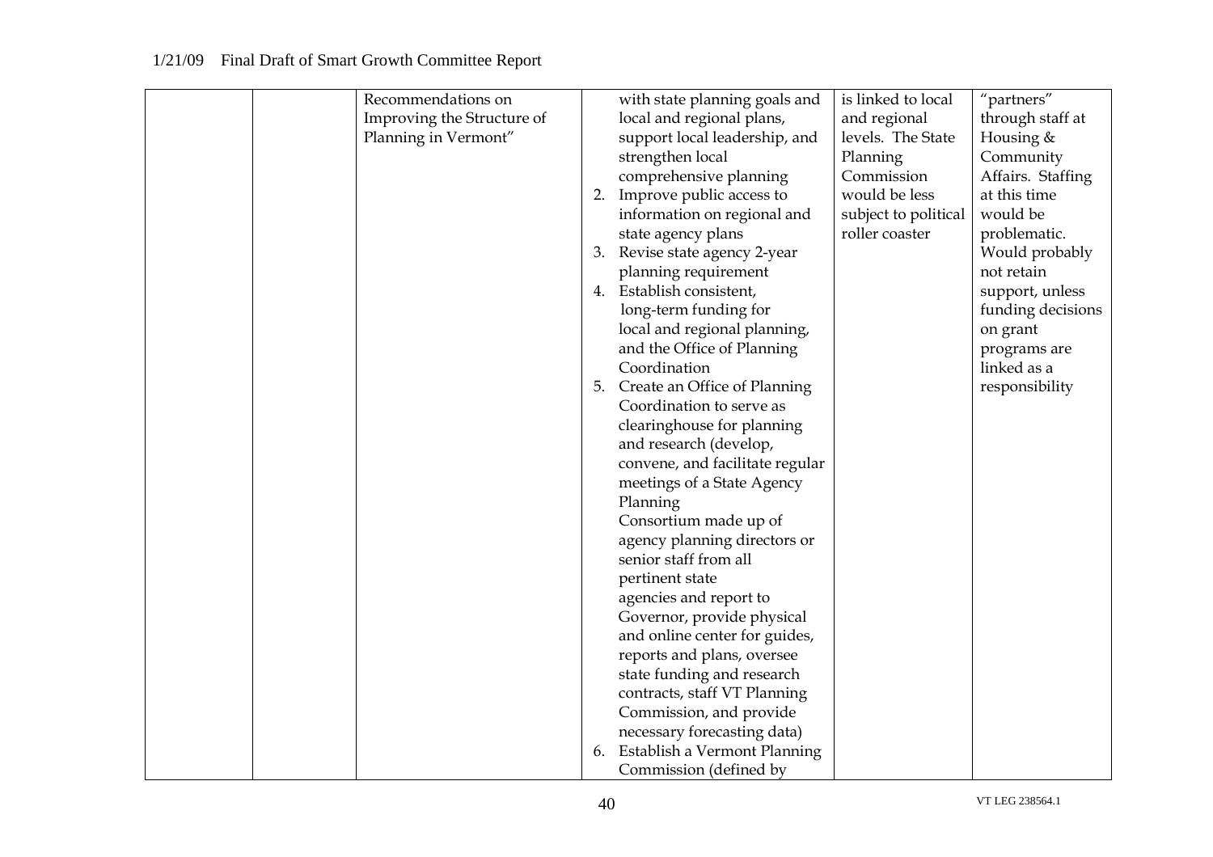| | | | | | |
|---|---|---|---|---|---|
| | | Recommendations on Improving the Structure of Planning in Vermont" | with state planning goals and local and regional plans, support local leadership, and strengthen local comprehensive planning<br>2. Improve public access to information on regional and state agency plans<br>3. Revise state agency 2-year planning requirement<br>4. Establish consistent, long-term funding for local and regional planning, and the Office of Planning Coordination<br>5. Create an Office of Planning Coordination to serve as clearinghouse for planning and research (develop, convene, and facilitate regular meetings of a State Agency Planning Consortium made up of agency planning directors or senior staff from all pertinent state agencies and report to Governor, provide physical and online center for guides, reports and plans, oversee state funding and research contracts, staff VT Planning Commission, and provide necessary forecasting data)<br>6. Establish a Vermont Planning Commission (defined by | is linked to local and regional levels. The State Planning Commission would be less subject to political roller coaster | "partners" through staff at Housing & Community Affairs. Staffing at this time would be problematic. Would probably not retain support, unless funding decisions on grant programs are linked as a responsibility |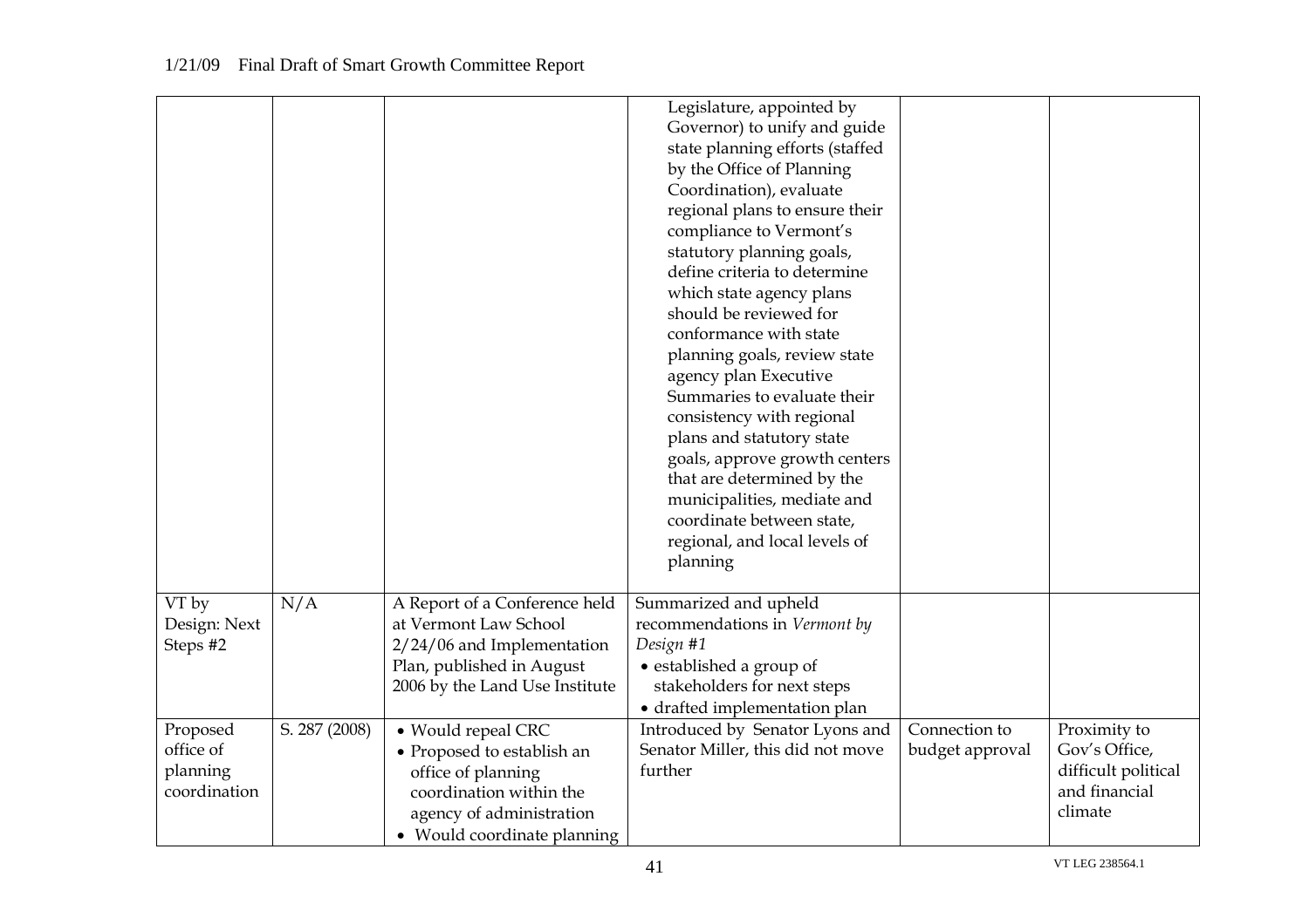| | | | Legislature, appointed by Governor) to unify and guide state planning efforts (staffed by the Office of Planning Coordination), evaluate regional plans to ensure their compliance to Vermont's statutory planning goals, define criteria to determine which state agency plans should be reviewed for conformance with state planning goals, review state agency plan Executive Summaries to evaluate their consistency with regional plans and statutory state goals, approve growth centers that are determined by the municipalities, mediate and coordinate between state, regional, and local levels of planning | | |
|---|---|---|---|---|---|
| VT by Design: Next Steps #2 | N/A | A Report of a Conference held at Vermont Law School 2/24/06 and Implementation Plan, published in August 2006 by the Land Use Institute | Summarized and upheld recommendations in *Vermont by Design #1*<br>• established a group of stakeholders for next steps<br>• drafted implementation plan | | |
| Proposed office of planning coordination | S. 287 (2008) | • Would repeal CRC<br>• Proposed to establish an office of planning coordination within the agency of administration<br>• Would coordinate planning | Introduced by Senator Lyons and Senator Miller, this did not move further | Connection to budget approval | Proximity to Gov's Office, difficult political and financial climate |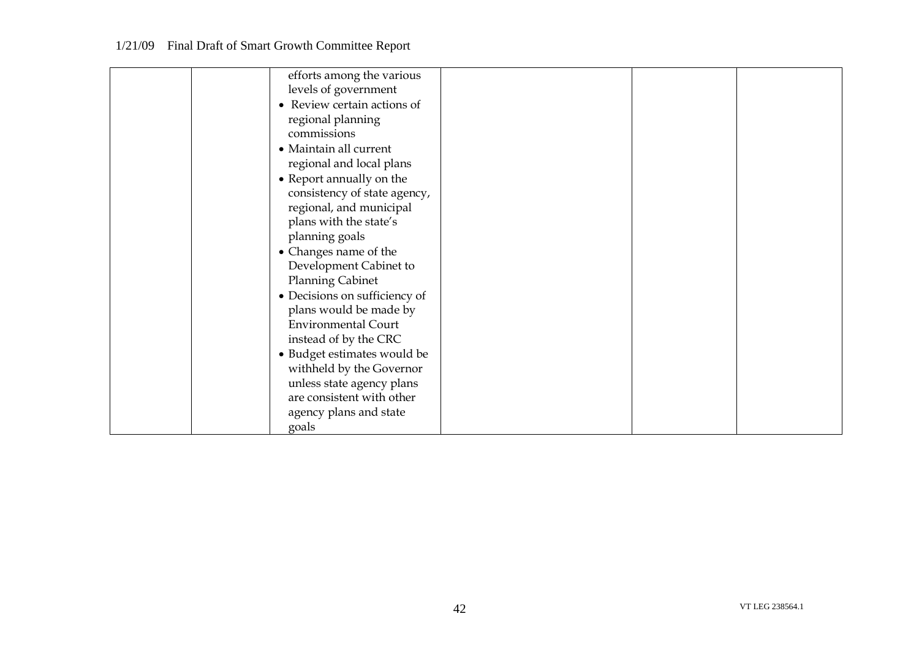| | | efforts among the various levels of government<br>• Review certain actions of regional planning commissions<br>• Maintain all current regional and local plans<br>• Report annually on the consistency of state agency, regional, and municipal plans with the state's planning goals<br>• Changes name of the Development Cabinet to Planning Cabinet<br>• Decisions on sufficiency of plans would be made by Environmental Court instead of by the CRC<br>• Budget estimates would be withheld by the Governor unless state agency plans are consistent with other agency plans and state goals | | | |
|---|---|---|---|---|---|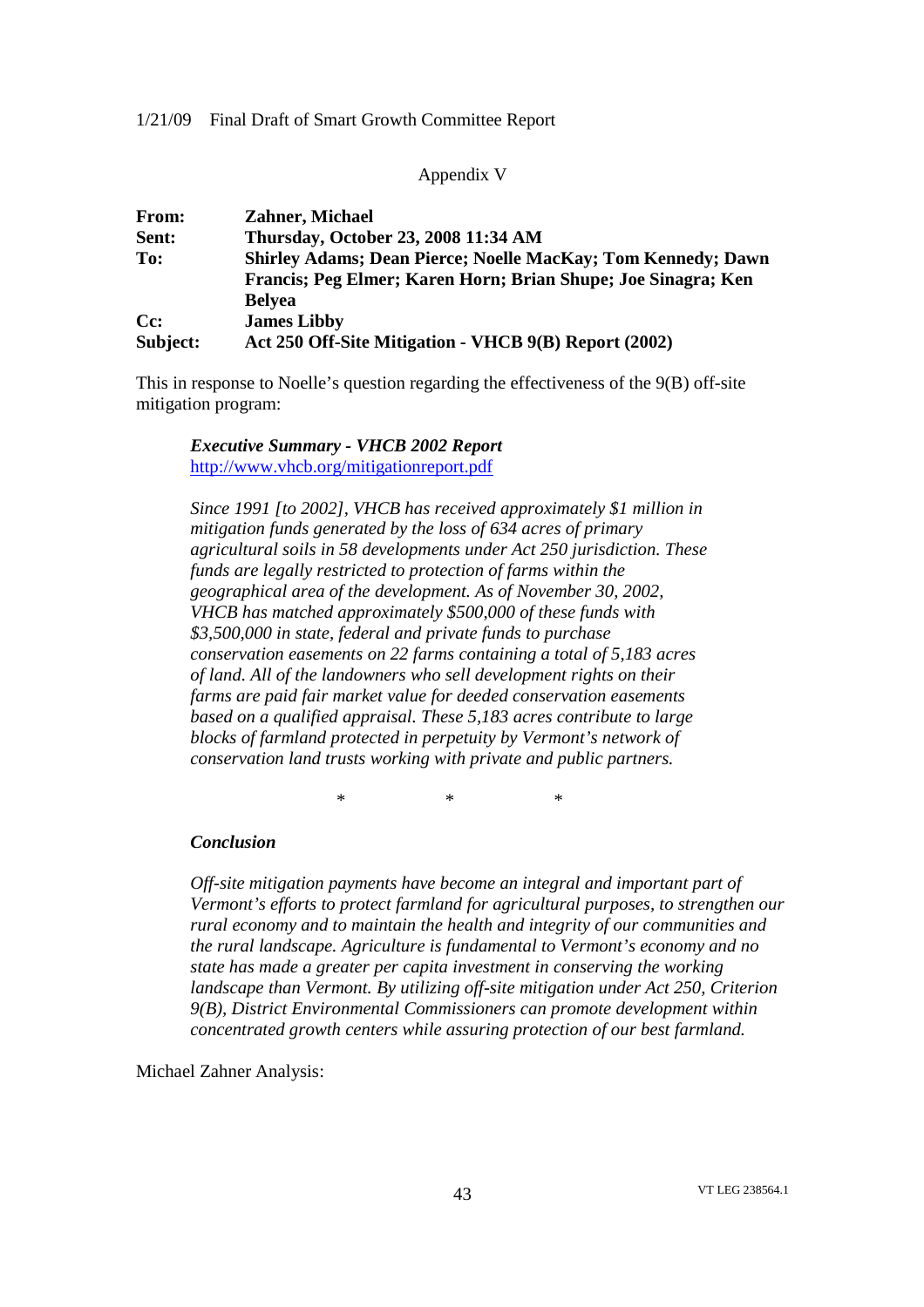Appendix V

**From:** Zahner, Michael
**Sent:** Thursday, October 23, 2008 11:34 AM
**To:** Shirley Adams; Dean Pierce; Noelle MacKay; Tom Kennedy; Dawn Francis; Peg Elmer; Karen Horn; Brian Shupe; Joe Sinagra; Ken Belyea
**Cc:** James Libby
**Subject:** Act 250 Off-Site Mitigation - VHCB 9(B) Report (2002)

This in response to Noelle's question regarding the effectiveness of the 9(B) off-site mitigation program:

> ***Executive Summary - VHCB 2002 Report***
> http://www.vhcb.org/mitigationreport.pdf
>
> *Since 1991 [to 2002], VHCB has received approximately $1 million in mitigation funds generated by the loss of 634 acres of primary agricultural soils in 58 developments under Act 250 jurisdiction. These funds are legally restricted to protection of farms within the geographical area of the development. As of November 30, 2002, VHCB has matched approximately $500,000 of these funds with $3,500,000 in state, federal and private funds to purchase conservation easements on 22 farms containing a total of 5,183 acres of land. All of the landowners who sell development rights on their farms are paid fair market value for deeded conservation easements based on a qualified appraisal. These 5,183 acres contribute to large blocks of farmland protected in perpetuity by Vermont's network of conservation land trusts working with private and public partners.*
>
> \*　　　\*　　　\*
>
> ***Conclusion***
>
> *Off-site mitigation payments have become an integral and important part of Vermont's efforts to protect farmland for agricultural purposes, to strengthen our rural economy and to maintain the health and integrity of our communities and the rural landscape. Agriculture is fundamental to Vermont's economy and no state has made a greater per capita investment in conserving the working landscape than Vermont. By utilizing off-site mitigation under Act 250, Criterion 9(B), District Environmental Commissioners can promote development within concentrated growth centers while assuring protection of our best farmland.*

Michael Zahner Analysis: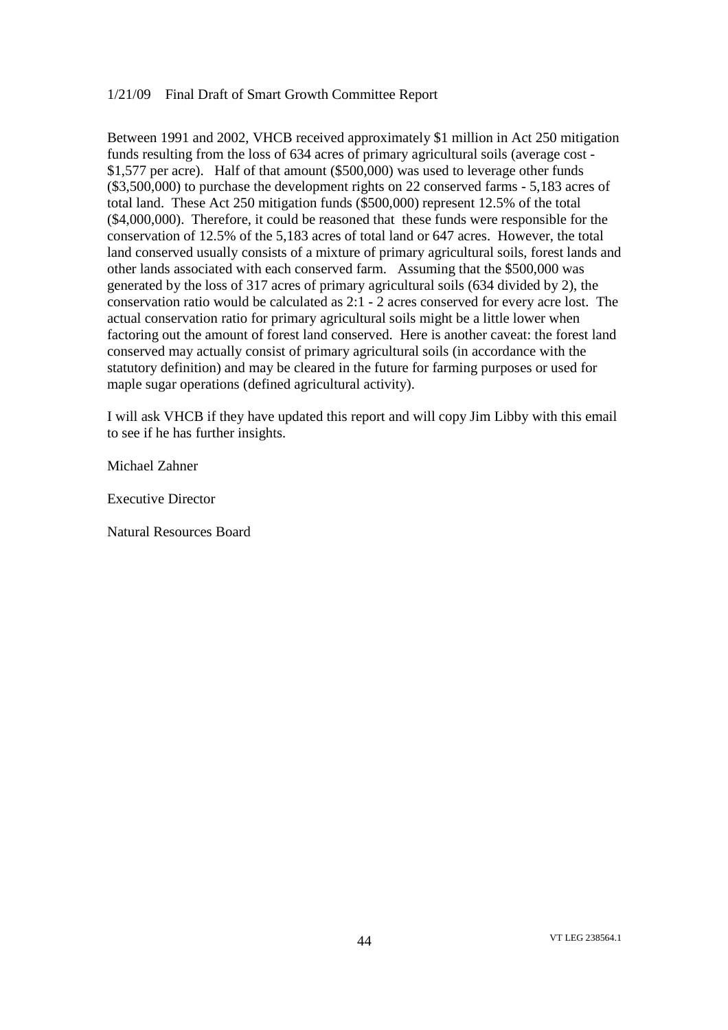Between 1991 and 2002, VHCB received approximately $1 million in Act 250 mitigation funds resulting from the loss of 634 acres of primary agricultural soils (average cost - $1,577 per acre). Half of that amount ($500,000) was used to leverage other funds ($3,500,000) to purchase the development rights on 22 conserved farms - 5,183 acres of total land. These Act 250 mitigation funds ($500,000) represent 12.5% of the total ($4,000,000). Therefore, it could be reasoned that these funds were responsible for the conservation of 12.5% of the 5,183 acres of total land or 647 acres. However, the total land conserved usually consists of a mixture of primary agricultural soils, forest lands and other lands associated with each conserved farm. Assuming that the $500,000 was generated by the loss of 317 acres of primary agricultural soils (634 divided by 2), the conservation ratio would be calculated as 2:1 - 2 acres conserved for every acre lost. The actual conservation ratio for primary agricultural soils might be a little lower when factoring out the amount of forest land conserved. Here is another caveat: the forest land conserved may actually consist of primary agricultural soils (in accordance with the statutory definition) and may be cleared in the future for farming purposes or used for maple sugar operations (defined agricultural activity).

I will ask VHCB if they have updated this report and will copy Jim Libby with this email to see if he has further insights.

Michael Zahner

Executive Director

Natural Resources Board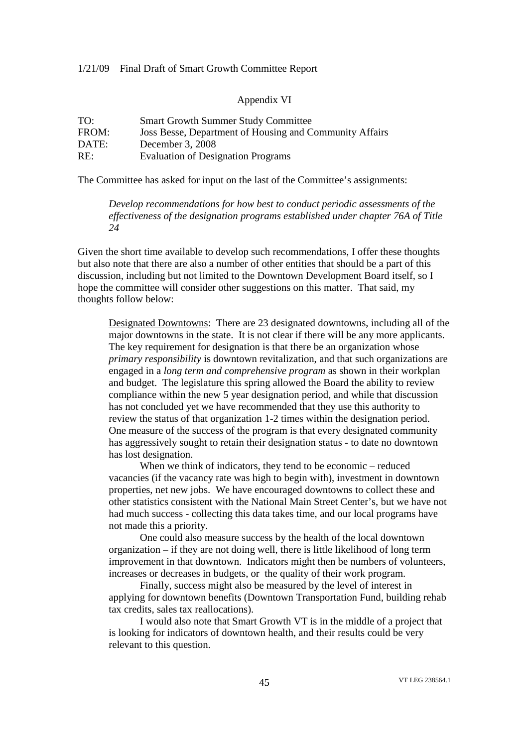## Appendix VI

TO: Smart Growth Summer Study Committee
FROM: Joss Besse, Department of Housing and Community Affairs
DATE: December 3, 2008
RE: Evaluation of Designation Programs

The Committee has asked for input on the last of the Committee's assignments:

> *Develop recommendations for how best to conduct periodic assessments of the effectiveness of the designation programs established under chapter 76A of Title 24*

Given the short time available to develop such recommendations, I offer these thoughts but also note that there are also a number of other entities that should be a part of this discussion, including but not limited to the Downtown Development Board itself, so I hope the committee will consider other suggestions on this matter. That said, my thoughts follow below:

Designated Downtowns: There are 23 designated downtowns, including all of the major downtowns in the state. It is not clear if there will be any more applicants. The key requirement for designation is that there be an organization whose *primary responsibility* is downtown revitalization, and that such organizations are engaged in a *long term and comprehensive program* as shown in their workplan and budget. The legislature this spring allowed the Board the ability to review compliance within the new 5 year designation period, and while that discussion has not concluded yet we have recommended that they use this authority to review the status of that organization 1-2 times within the designation period. One measure of the success of the program is that every designated community has aggressively sought to retain their designation status - to date no downtown has lost designation.

When we think of indicators, they tend to be economic – reduced vacancies (if the vacancy rate was high to begin with), investment in downtown properties, net new jobs. We have encouraged downtowns to collect these and other statistics consistent with the National Main Street Center's, but we have not had much success - collecting this data takes time, and our local programs have not made this a priority.

One could also measure success by the health of the local downtown organization – if they are not doing well, there is little likelihood of long term improvement in that downtown. Indicators might then be numbers of volunteers, increases or decreases in budgets, or the quality of their work program.

Finally, success might also be measured by the level of interest in applying for downtown benefits (Downtown Transportation Fund, building rehab tax credits, sales tax reallocations).

I would also note that Smart Growth VT is in the middle of a project that is looking for indicators of downtown health, and their results could be very relevant to this question.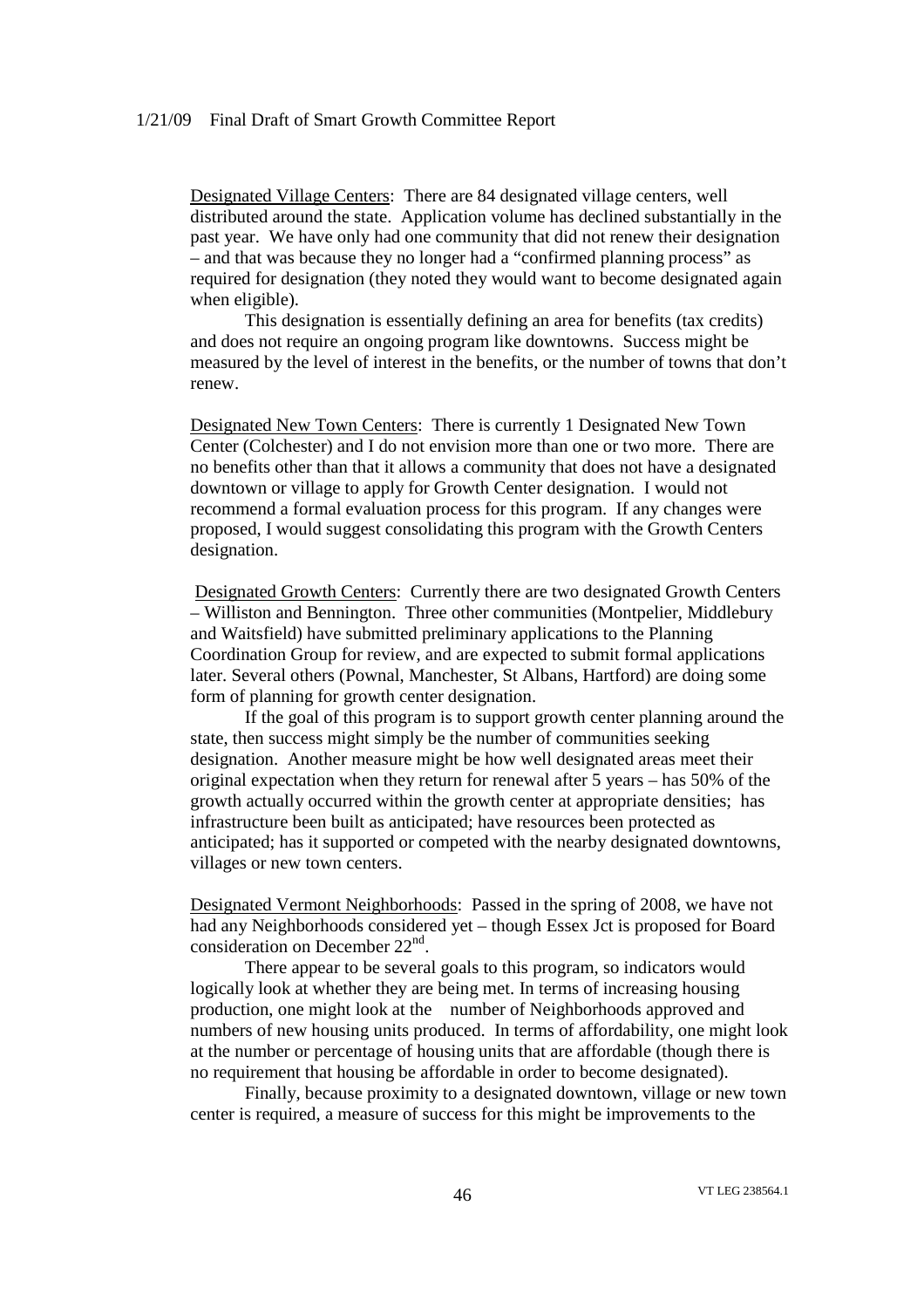Designated Village Centers: There are 84 designated village centers, well distributed around the state. Application volume has declined substantially in the past year. We have only had one community that did not renew their designation – and that was because they no longer had a "confirmed planning process" as required for designation (they noted they would want to become designated again when eligible).

This designation is essentially defining an area for benefits (tax credits) and does not require an ongoing program like downtowns. Success might be measured by the level of interest in the benefits, or the number of towns that don't renew.

Designated New Town Centers: There is currently 1 Designated New Town Center (Colchester) and I do not envision more than one or two more. There are no benefits other than that it allows a community that does not have a designated downtown or village to apply for Growth Center designation. I would not recommend a formal evaluation process for this program. If any changes were proposed, I would suggest consolidating this program with the Growth Centers designation.

Designated Growth Centers: Currently there are two designated Growth Centers – Williston and Bennington. Three other communities (Montpelier, Middlebury and Waitsfield) have submitted preliminary applications to the Planning Coordination Group for review, and are expected to submit formal applications later. Several others (Pownal, Manchester, St Albans, Hartford) are doing some form of planning for growth center designation.

If the goal of this program is to support growth center planning around the state, then success might simply be the number of communities seeking designation. Another measure might be how well designated areas meet their original expectation when they return for renewal after 5 years – has 50% of the growth actually occurred within the growth center at appropriate densities; has infrastructure been built as anticipated; have resources been protected as anticipated; has it supported or competed with the nearby designated downtowns, villages or new town centers.

Designated Vermont Neighborhoods: Passed in the spring of 2008, we have not had any Neighborhoods considered yet – though Essex Jct is proposed for Board consideration on December 22nd.

There appear to be several goals to this program, so indicators would logically look at whether they are being met. In terms of increasing housing production, one might look at the number of Neighborhoods approved and numbers of new housing units produced. In terms of affordability, one might look at the number or percentage of housing units that are affordable (though there is no requirement that housing be affordable in order to become designated).

Finally, because proximity to a designated downtown, village or new town center is required, a measure of success for this might be improvements to the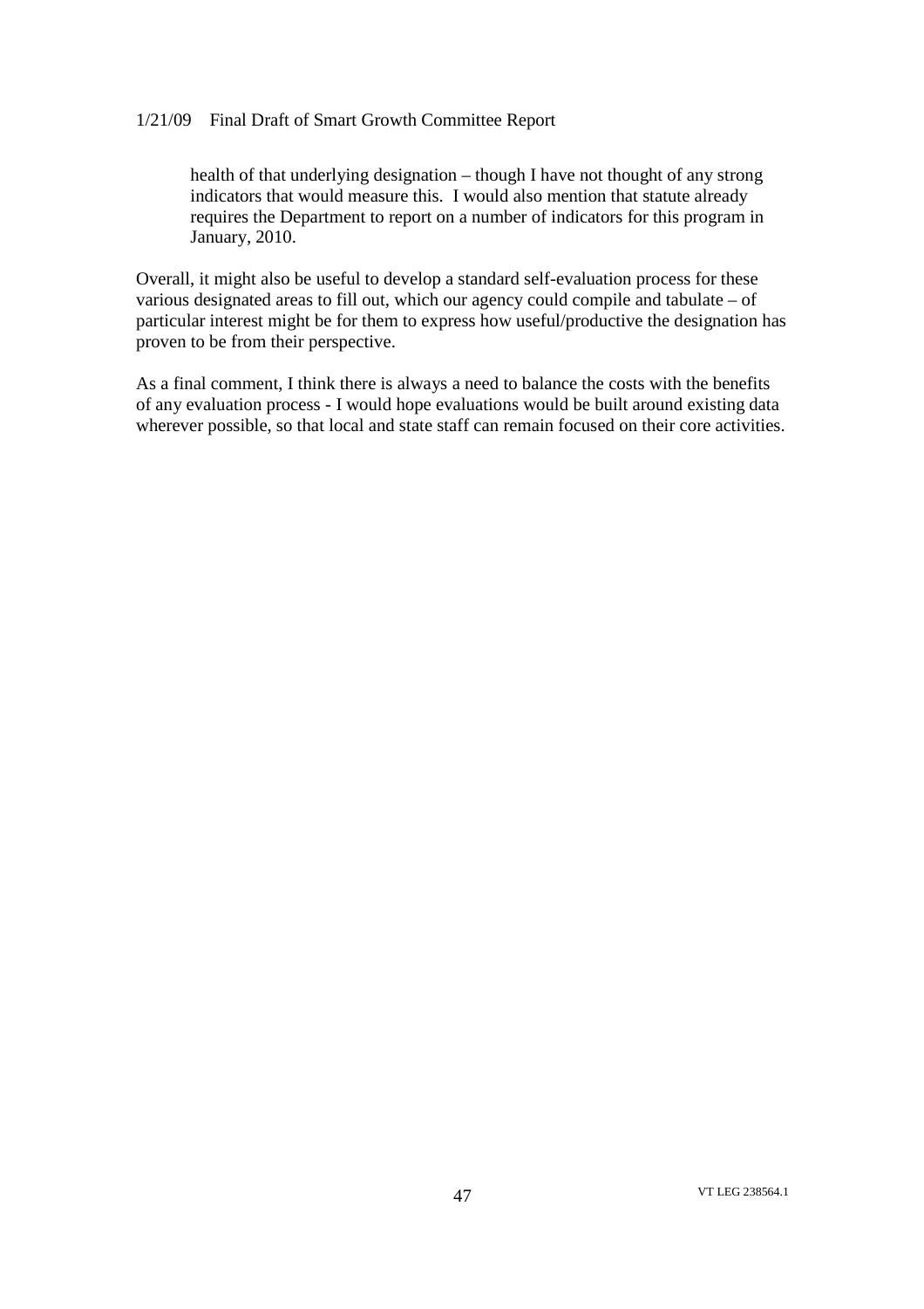health of that underlying designation – though I have not thought of any strong indicators that would measure this. I would also mention that statute already requires the Department to report on a number of indicators for this program in January, 2010.

Overall, it might also be useful to develop a standard self-evaluation process for these various designated areas to fill out, which our agency could compile and tabulate – of particular interest might be for them to express how useful/productive the designation has proven to be from their perspective.

As a final comment, I think there is always a need to balance the costs with the benefits of any evaluation process - I would hope evaluations would be built around existing data wherever possible, so that local and state staff can remain focused on their core activities.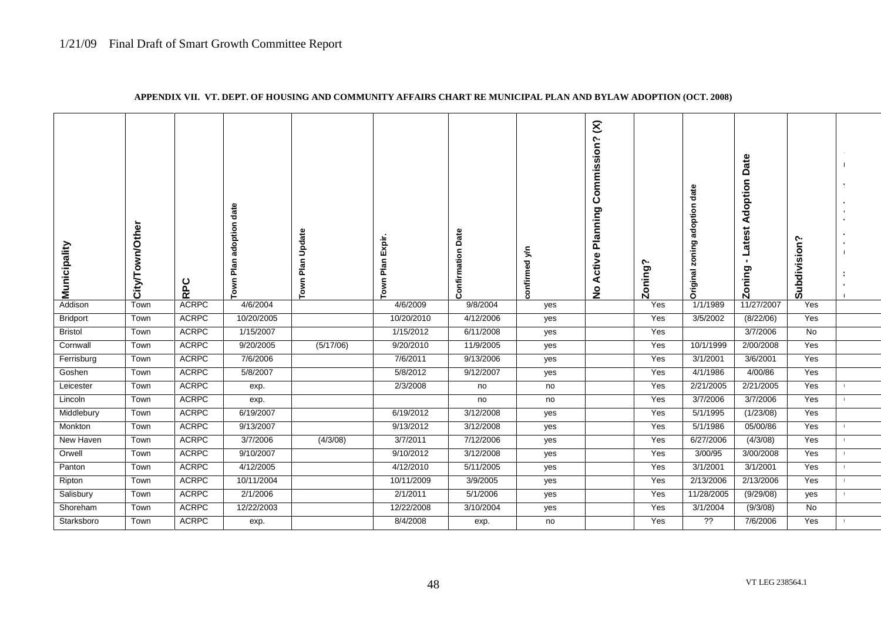## APPENDIX VII. VT. DEPT. OF HOUSING AND COMMUNITY AFFAIRS CHART RE MUNICIPAL PLAN AND BYLAW ADOPTION (OCT. 2008)

| Municipality | City/Town/Other | RPC | Town Plan adoption date | Town Plan Update | Town Plan Expir. | Confirmation Date | confirmed y/n | No Active Planning Commission? (X) | Zoning? | Original zoning adoption date | Zoning - Latest Adoption Date | Subdivision? |
|---|---|---|---|---|---|---|---|---|---|---|---|---|
| Addison | Town | ACRPC | 4/6/2004 | | 4/6/2009 | 9/8/2004 | yes | | Yes | 1/1/1989 | 11/27/2007 | Yes |
| Bridport | Town | ACRPC | 10/20/2005 | | 10/20/2010 | 4/12/2006 | yes | | Yes | 3/5/2002 | (8/22/06) | Yes |
| Bristol | Town | ACRPC | 1/15/2007 | | 1/15/2012 | 6/11/2008 | yes | | Yes | | 3/7/2006 | No |
| Cornwall | Town | ACRPC | 9/20/2005 | (5/17/06) | 9/20/2010 | 11/9/2005 | yes | | Yes | 10/1/1999 | 2/00/2008 | Yes |
| Ferrisburg | Town | ACRPC | 7/6/2006 | | 7/6/2011 | 9/13/2006 | yes | | Yes | 3/1/2001 | 3/6/2001 | Yes |
| Goshen | Town | ACRPC | 5/8/2007 | | 5/8/2012 | 9/12/2007 | yes | | Yes | 4/1/1986 | 4/00/86 | Yes |
| Leicester | Town | ACRPC | exp. | | 2/3/2008 | no | no | | Yes | 2/21/2005 | 2/21/2005 | Yes |
| Lincoln | Town | ACRPC | exp. | | | no | no | | Yes | 3/7/2006 | 3/7/2006 | Yes |
| Middlebury | Town | ACRPC | 6/19/2007 | | 6/19/2012 | 3/12/2008 | yes | | Yes | 5/1/1995 | (1/23/08) | Yes |
| Monkton | Town | ACRPC | 9/13/2007 | | 9/13/2012 | 3/12/2008 | yes | | Yes | 5/1/1986 | 05/00/86 | Yes |
| New Haven | Town | ACRPC | 3/7/2006 | (4/3/08) | 3/7/2011 | 7/12/2006 | yes | | Yes | 6/27/2006 | (4/3/08) | Yes |
| Orwell | Town | ACRPC | 9/10/2007 | | 9/10/2012 | 3/12/2008 | yes | | Yes | 3/00/95 | 3/00/2008 | Yes |
| Panton | Town | ACRPC | 4/12/2005 | | 4/12/2010 | 5/11/2005 | yes | | Yes | 3/1/2001 | 3/1/2001 | Yes |
| Ripton | Town | ACRPC | 10/11/2004 | | 10/11/2009 | 3/9/2005 | yes | | Yes | 2/13/2006 | 2/13/2006 | Yes |
| Salisbury | Town | ACRPC | 2/1/2006 | | 2/1/2011 | 5/1/2006 | yes | | Yes | 11/28/2005 | (9/29/08) | yes |
| Shoreham | Town | ACRPC | 12/22/2003 | | 12/22/2008 | 3/10/2004 | yes | | Yes | 3/1/2004 | (9/3/08) | No |
| Starksboro | Town | ACRPC | exp. | | 8/4/2008 | exp. | no | | Yes | ?? | 7/6/2006 | Yes |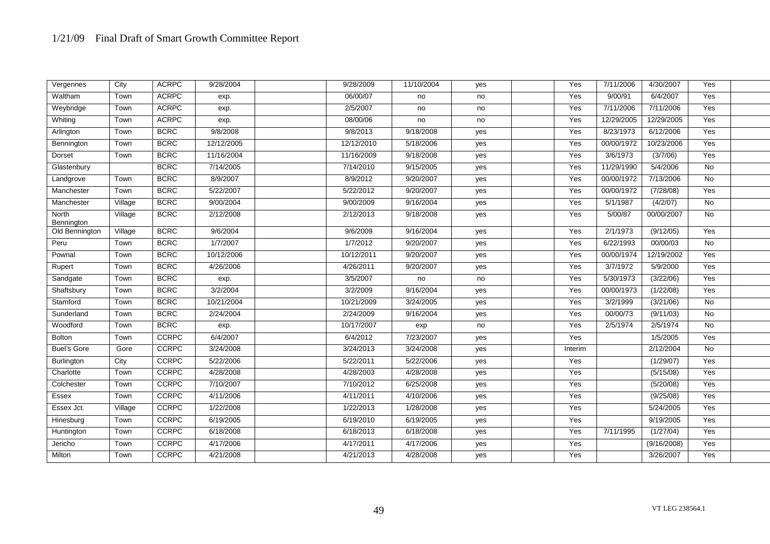| Vergennes | City | ACRPC | 9/28/2004 | | 9/28/2009 | 11/10/2004 | yes | | Yes | 7/11/2006 | 4/30/2007 | Yes | |
|---|---|---|---|---|---|---|---|---|---|---|---|---|---|
| Waltham | Town | ACRPC | exp. | | 06/00/07 | no | no | | Yes | 9/00/91 | 6/4/2007 | Yes | |
| Weybridge | Town | ACRPC | exp. | | 2/5/2007 | no | no | | Yes | 7/11/2006 | 7/11/2006 | Yes | |
| Whiting | Town | ACRPC | exp. | | 08/00/06 | no | no | | Yes | 12/29/2005 | 12/29/2005 | Yes | |
| Arlington | Town | BCRC | 9/8/2008 | | 9/8/2013 | 9/18/2008 | yes | | Yes | 8/23/1973 | 6/12/2006 | Yes | |
| Bennington | Town | BCRC | 12/12/2005 | | 12/12/2010 | 5/18/2006 | yes | | Yes | 00/00/1972 | 10/23/2006 | Yes | |
| Dorset | Town | BCRC | 11/16/2004 | | 11/16/2009 | 9/18/2008 | yes | | Yes | 3/6/1973 | (3/7/06) | Yes | |
| Glastenbury | | BCRC | 7/14/2005 | | 7/14/2010 | 9/15/2005 | yes | | Yes | 11/29/1990 | 5/4/2006 | No | |
| Landgrove | Town | BCRC | 8/9/2007 | | 8/9/2012 | 9/20/2007 | yes | | Yes | 00/00/1972 | 7/13/2006 | No | |
| Manchester | Town | BCRC | 5/22/2007 | | 5/22/2012 | 9/20/2007 | yes | | Yes | 00/00/1972 | (7/28/08) | Yes | |
| Manchester | Village | BCRC | 9/00/2004 | | 9/00/2009 | 9/16/2004 | yes | | Yes | 5/1/1987 | (4/2/07) | No | |
| North Bennington | Village | BCRC | 2/12/2008 | | 2/12/2013 | 9/18/2008 | yes | | Yes | 5/00/87 | 00/00/2007 | No | |
| Old Bennington | Village | BCRC | 9/6/2004 | | 9/6/2009 | 9/16/2004 | yes | | Yes | 2/1/1973 | (9/12/05) | Yes | |
| Peru | Town | BCRC | 1/7/2007 | | 1/7/2012 | 9/20/2007 | yes | | Yes | 6/22/1993 | 00/00/03 | No | |
| Pownal | Town | BCRC | 10/12/2006 | | 10/12/2011 | 9/20/2007 | yes | | Yes | 00/00/1974 | 12/19/2002 | Yes | |
| Rupert | Town | BCRC | 4/26/2006 | | 4/26/2011 | 9/20/2007 | yes | | Yes | 3/7/1972 | 5/9/2000 | Yes | |
| Sandgate | Town | BCRC | exp. | | 3/5/2007 | no | no | | Yes | 5/30/1973 | (3/22/06) | Yes | |
| Shaftsbury | Town | BCRC | 3/2/2004 | | 3/2/2009 | 9/16/2004 | yes | | Yes | 00/00/1973 | (1/22/08) | Yes | |
| Stamford | Town | BCRC | 10/21/2004 | | 10/21/2009 | 3/24/2005 | yes | | Yes | 3/2/1999 | (3/21/06) | No | |
| Sunderland | Town | BCRC | 2/24/2004 | | 2/24/2009 | 9/16/2004 | yes | | Yes | 00/00/73 | (9/11/03) | No | |
| Woodford | Town | BCRC | exp. | | 10/17/2007 | exp | no | | Yes | 2/5/1974 | 2/5/1974 | No | |
| Bolton | Town | CCRPC | 6/4/2007 | | 6/4/2012 | 7/23/2007 | yes | | Yes | | 1/5/2005 | Yes | |
| Buel's Gore | Gore | CCRPC | 3/24/2008 | | 3/24/2013 | 3/24/2008 | yes | | Interim | | 2/12/2004 | No | |
| Burlington | City | CCRPC | 5/22/2006 | | 5/22/2011 | 5/22/2006 | yes | | Yes | | (1/29/07) | Yes | |
| Charlotte | Town | CCRPC | 4/28/2008 | | 4/28/2003 | 4/28/2008 | yes | | Yes | | (5/15/08) | Yes | |
| Colchester | Town | CCRPC | 7/10/2007 | | 7/10/2012 | 6/25/2008 | yes | | Yes | | (5/20/08) | Yes | |
| Essex | Town | CCRPC | 4/11/2006 | | 4/11/2011 | 4/10/2006 | yes | | Yes | | (9/25/08) | Yes | |
| Essex Jct. | Village | CCRPC | 1/22/2008 | | 1/22/2013 | 1/28/2008 | yes | | Yes | | 5/24/2005 | Yes | |
| Hinesburg | Town | CCRPC | 6/19/2005 | | 6/19/2010 | 6/19/2005 | yes | | Yes | | 9/19/2005 | Yes | |
| Huntington | Town | CCRPC | 6/18/2008 | | 6/18/2013 | 6/18/2008 | yes | | Yes | 7/11/1995 | (1/27/04) | Yes | |
| Jericho | Town | CCRPC | 4/17/2006 | | 4/17/2011 | 4/17/2006 | yes | | Yes | | (9/16/2008) | Yes | |
| Milton | Town | CCRPC | 4/21/2008 | | 4/21/2013 | 4/28/2008 | yes | | Yes | | 3/26/2007 | Yes | |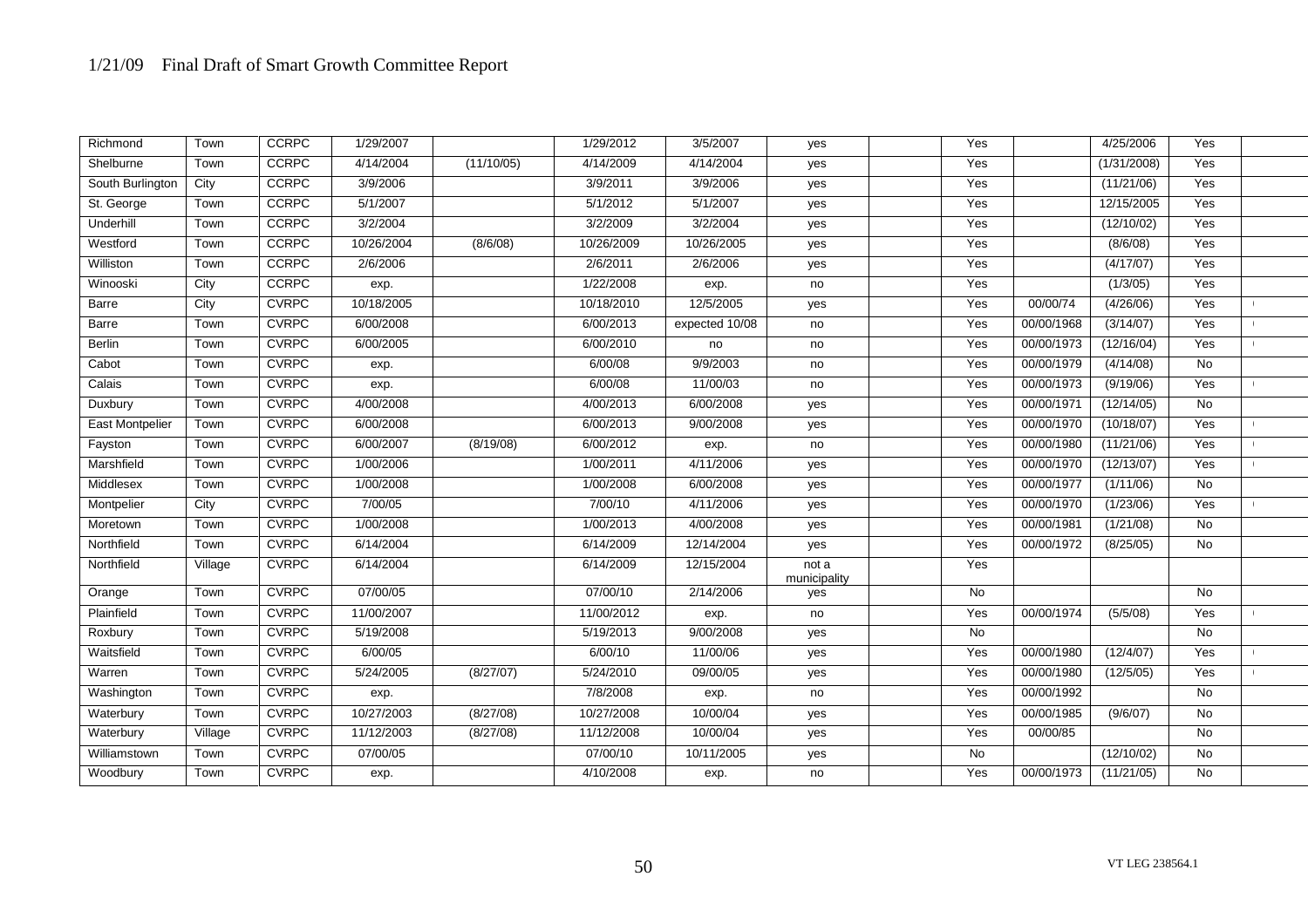| | | | | | | | | | | | | | |
|---|---|---|---|---|---|---|---|---|---|---|---|---|---|
| Richmond | Town | CCRPC | 1/29/2007 | | 1/29/2012 | 3/5/2007 | yes | | Yes | | 4/25/2006 | Yes | |
| Shelburne | Town | CCRPC | 4/14/2004 | (11/10/05) | 4/14/2009 | 4/14/2004 | yes | | Yes | | (1/31/2008) | Yes | |
| South Burlington | City | CCRPC | 3/9/2006 | | 3/9/2011 | 3/9/2006 | yes | | Yes | | (11/21/06) | Yes | |
| St. George | Town | CCRPC | 5/1/2007 | | 5/1/2012 | 5/1/2007 | yes | | Yes | | 12/15/2005 | Yes | |
| Underhill | Town | CCRPC | 3/2/2004 | | 3/2/2009 | 3/2/2004 | yes | | Yes | | (12/10/02) | Yes | |
| Westford | Town | CCRPC | 10/26/2004 | (8/6/08) | 10/26/2009 | 10/26/2005 | yes | | Yes | | (8/6/08) | Yes | |
| Williston | Town | CCRPC | 2/6/2006 | | 2/6/2011 | 2/6/2006 | yes | | Yes | | (4/17/07) | Yes | |
| Winooski | City | CCRPC | exp. | | 1/22/2008 | exp. | no | | Yes | | (1/3/05) | Yes | |
| Barre | City | CVRPC | 10/18/2005 | | 10/18/2010 | 12/5/2005 | yes | | Yes | 00/00/74 | (4/26/06) | Yes | |
| Barre | Town | CVRPC | 6/00/2008 | | 6/00/2013 | expected 10/08 | no | | Yes | 00/00/1968 | (3/14/07) | Yes | |
| Berlin | Town | CVRPC | 6/00/2005 | | 6/00/2010 | no | no | | Yes | 00/00/1973 | (12/16/04) | Yes | |
| Cabot | Town | CVRPC | exp. | | 6/00/08 | 9/9/2003 | no | | Yes | 00/00/1979 | (4/14/08) | No | |
| Calais | Town | CVRPC | exp. | | 6/00/08 | 11/00/03 | no | | Yes | 00/00/1973 | (9/19/06) | Yes | |
| Duxbury | Town | CVRPC | 4/00/2008 | | 4/00/2013 | 6/00/2008 | yes | | Yes | 00/00/1971 | (12/14/05) | No | |
| East Montpelier | Town | CVRPC | 6/00/2008 | | 6/00/2013 | 9/00/2008 | yes | | Yes | 00/00/1970 | (10/18/07) | Yes | |
| Fayston | Town | CVRPC | 6/00/2007 | (8/19/08) | 6/00/2012 | exp. | no | | Yes | 00/00/1980 | (11/21/06) | Yes | |
| Marshfield | Town | CVRPC | 1/00/2006 | | 1/00/2011 | 4/11/2006 | yes | | Yes | 00/00/1970 | (12/13/07) | Yes | |
| Middlesex | Town | CVRPC | 1/00/2008 | | 1/00/2008 | 6/00/2008 | yes | | Yes | 00/00/1977 | (1/11/06) | No | |
| Montpelier | City | CVRPC | 7/00/05 | | 7/00/10 | 4/11/2006 | yes | | Yes | 00/00/1970 | (1/23/06) | Yes | |
| Moretown | Town | CVRPC | 1/00/2008 | | 1/00/2013 | 4/00/2008 | yes | | Yes | 00/00/1981 | (1/21/08) | No | |
| Northfield | Town | CVRPC | 6/14/2004 | | 6/14/2009 | 12/14/2004 | yes | | Yes | 00/00/1972 | (8/25/05) | No | |
| Northfield | Village | CVRPC | 6/14/2004 | | 6/14/2009 | 12/15/2004 | not a municipality | | Yes | | | | |
| Orange | Town | CVRPC | 07/00/05 | | 07/00/10 | 2/14/2006 | yes | | No | | | No | |
| Plainfield | Town | CVRPC | 11/00/2007 | | 11/00/2012 | exp. | no | | Yes | 00/00/1974 | (5/5/08) | Yes | |
| Roxbury | Town | CVRPC | 5/19/2008 | | 5/19/2013 | 9/00/2008 | yes | | No | | | No | |
| Waitsfield | Town | CVRPC | 6/00/05 | | 6/00/10 | 11/00/06 | yes | | Yes | 00/00/1980 | (12/4/07) | Yes | |
| Warren | Town | CVRPC | 5/24/2005 | (8/27/07) | 5/24/2010 | 09/00/05 | yes | | Yes | 00/00/1980 | (12/5/05) | Yes | |
| Washington | Town | CVRPC | exp. | | 7/8/2008 | exp. | no | | Yes | 00/00/1992 | | No | |
| Waterbury | Town | CVRPC | 10/27/2003 | (8/27/08) | 10/27/2008 | 10/00/04 | yes | | Yes | 00/00/1985 | (9/6/07) | No | |
| Waterbury | Village | CVRPC | 11/12/2003 | (8/27/08) | 11/12/2008 | 10/00/04 | yes | | Yes | 00/00/85 | | No | |
| Williamstown | Town | CVRPC | 07/00/05 | | 07/00/10 | 10/11/2005 | yes | | No | | (12/10/02) | No | |
| Woodbury | Town | CVRPC | exp. | | 4/10/2008 | exp. | no | | Yes | 00/00/1973 | (11/21/05) | No | |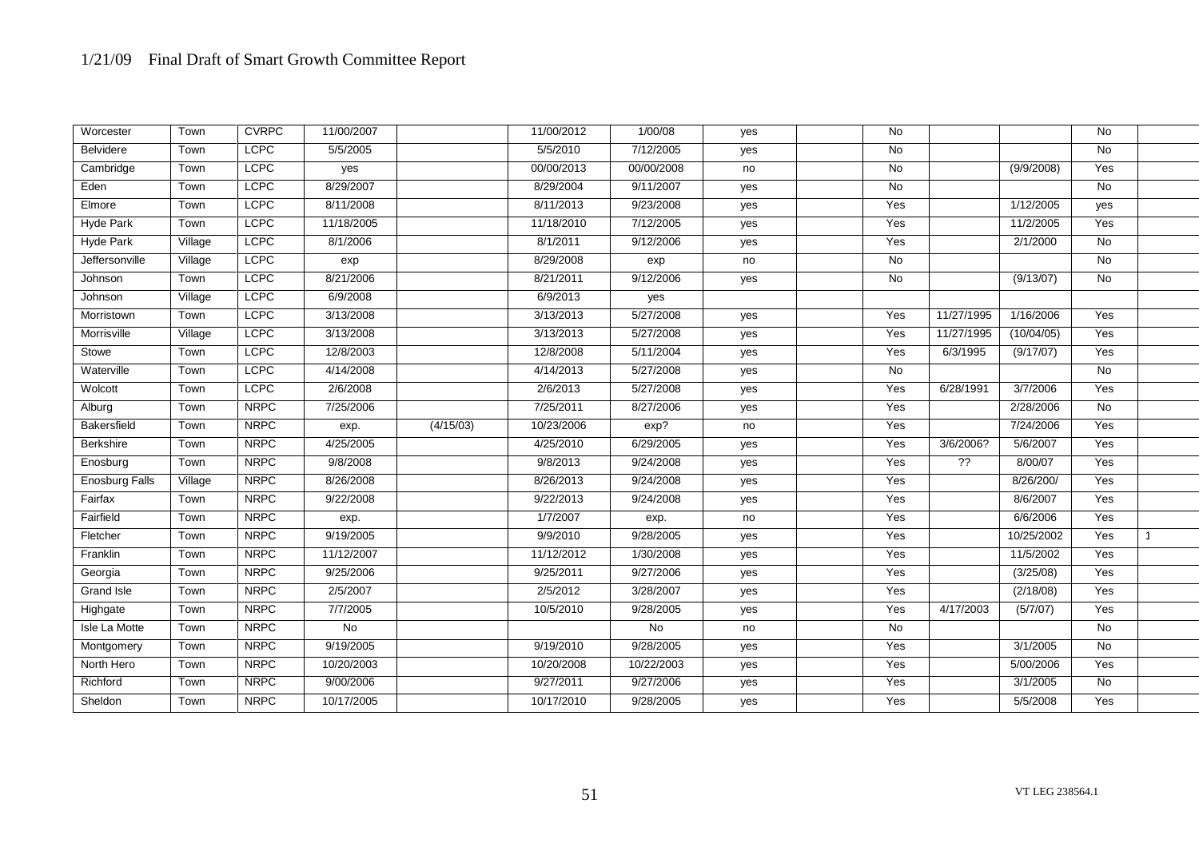| | | | | | | | | | | | | | | |
|---|---|---|---|---|---|---|---|---|---|---|---|---|---|---|
| Worcester | Town | CVRPC | 11/00/2007 | | 11/00/2012 | 1/00/08 | yes | | No | | | No | |
| Belvidere | Town | LCPC | 5/5/2005 | | 5/5/2010 | 7/12/2005 | yes | | No | | | No | |
| Cambridge | Town | LCPC | yes | | 00/00/2013 | 00/00/2008 | no | | No | | (9/9/2008) | Yes | |
| Eden | Town | LCPC | 8/29/2007 | | 8/29/2004 | 9/11/2007 | yes | | No | | | No | |
| Elmore | Town | LCPC | 8/11/2008 | | 8/11/2013 | 9/23/2008 | yes | | Yes | | 1/12/2005 | yes | |
| Hyde Park | Town | LCPC | 11/18/2005 | | 11/18/2010 | 7/12/2005 | yes | | Yes | | 11/2/2005 | Yes | |
| Hyde Park | Village | LCPC | 8/1/2006 | | 8/1/2011 | 9/12/2006 | yes | | Yes | | 2/1/2000 | No | |
| Jeffersonville | Village | LCPC | exp | | 8/29/2008 | exp | no | | No | | | No | |
| Johnson | Town | LCPC | 8/21/2006 | | 8/21/2011 | 9/12/2006 | yes | | No | | (9/13/07) | No | |
| Johnson | Village | LCPC | 6/9/2008 | | 6/9/2013 | yes | | | | | | | |
| Morristown | Town | LCPC | 3/13/2008 | | 3/13/2013 | 5/27/2008 | yes | | Yes | 11/27/1995 | 1/16/2006 | Yes | |
| Morrisville | Village | LCPC | 3/13/2008 | | 3/13/2013 | 5/27/2008 | yes | | Yes | 11/27/1995 | (10/04/05) | Yes | |
| Stowe | Town | LCPC | 12/8/2003 | | 12/8/2008 | 5/11/2004 | yes | | Yes | 6/3/1995 | (9/17/07) | Yes | |
| Waterville | Town | LCPC | 4/14/2008 | | 4/14/2013 | 5/27/2008 | yes | | No | | | No | |
| Wolcott | Town | LCPC | 2/6/2008 | | 2/6/2013 | 5/27/2008 | yes | | Yes | 6/28/1991 | 3/7/2006 | Yes | |
| Alburg | Town | NRPC | 7/25/2006 | | 7/25/2011 | 8/27/2006 | yes | | Yes | | 2/28/2006 | No | |
| Bakersfield | Town | NRPC | exp. | (4/15/03) | 10/23/2006 | exp? | no | | Yes | | 7/24/2006 | Yes | |
| Berkshire | Town | NRPC | 4/25/2005 | | 4/25/2010 | 6/29/2005 | yes | | Yes | 3/6/2006? | 5/6/2007 | Yes | |
| Enosburg | Town | NRPC | 9/8/2008 | | 9/8/2013 | 9/24/2008 | yes | | Yes | ?? | 8/00/07 | Yes | |
| Enosburg Falls | Village | NRPC | 8/26/2008 | | 8/26/2013 | 9/24/2008 | yes | | Yes | | 8/26/200/ | Yes | |
| Fairfax | Town | NRPC | 9/22/2008 | | 9/22/2013 | 9/24/2008 | yes | | Yes | | 8/6/2007 | Yes | |
| Fairfield | Town | NRPC | exp. | | 1/7/2007 | exp. | no | | Yes | | 6/6/2006 | Yes | |
| Fletcher | Town | NRPC | 9/19/2005 | | 9/9/2010 | 9/28/2005 | yes | | Yes | | 10/25/2002 | Yes | 1 |
| Franklin | Town | NRPC | 11/12/2007 | | 11/12/2012 | 1/30/2008 | yes | | Yes | | 11/5/2002 | Yes | |
| Georgia | Town | NRPC | 9/25/2006 | | 9/25/2011 | 9/27/2006 | yes | | Yes | | (3/25/08) | Yes | |
| Grand Isle | Town | NRPC | 2/5/2007 | | 2/5/2012 | 3/28/2007 | yes | | Yes | | (2/18/08) | Yes | |
| Highgate | Town | NRPC | 7/7/2005 | | 10/5/2010 | 9/28/2005 | yes | | Yes | 4/17/2003 | (5/7/07) | Yes | |
| Isle La Motte | Town | NRPC | No | | | No | no | | No | | | No | |
| Montgomery | Town | NRPC | 9/19/2005 | | 9/19/2010 | 9/28/2005 | yes | | Yes | | 3/1/2005 | No | |
| North Hero | Town | NRPC | 10/20/2003 | | 10/20/2008 | 10/22/2003 | yes | | Yes | | 5/00/2006 | Yes | |
| Richford | Town | NRPC | 9/00/2006 | | 9/27/2011 | 9/27/2006 | yes | | Yes | | 3/1/2005 | No | |
| Sheldon | Town | NRPC | 10/17/2005 | | 10/17/2010 | 9/28/2005 | yes | | Yes | | 5/5/2008 | Yes | |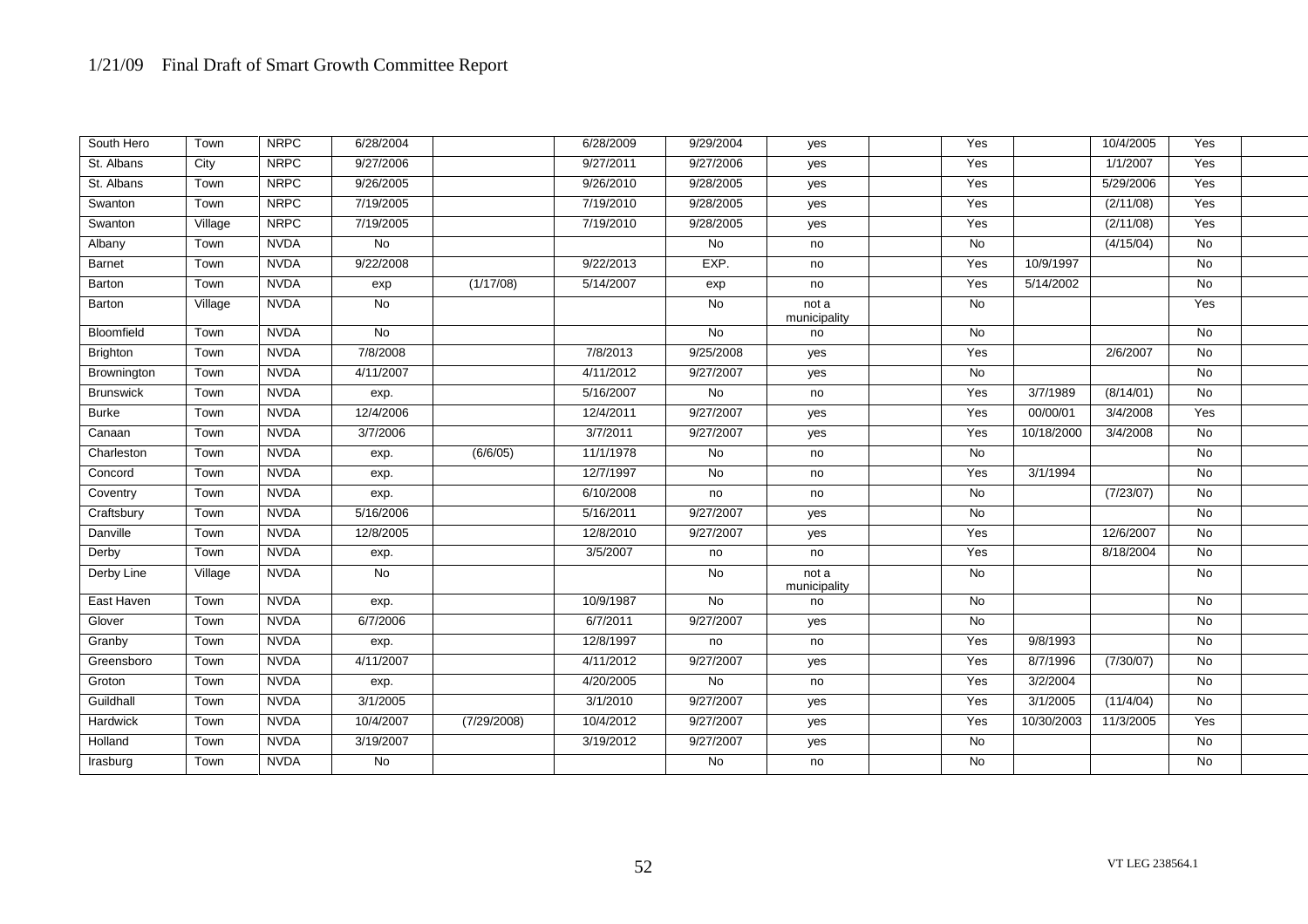| | | | | | | | | | | | | | |
|---|---|---|---|---|---|---|---|---|---|---|---|---|---|
| South Hero | Town | NRPC | 6/28/2004 | | 6/28/2009 | 9/29/2004 | yes | | Yes | | 10/4/2005 | Yes | |
| St. Albans | City | NRPC | 9/27/2006 | | 9/27/2011 | 9/27/2006 | yes | | Yes | | 1/1/2007 | Yes | |
| St. Albans | Town | NRPC | 9/26/2005 | | 9/26/2010 | 9/28/2005 | yes | | Yes | | 5/29/2006 | Yes | |
| Swanton | Town | NRPC | 7/19/2005 | | 7/19/2010 | 9/28/2005 | yes | | Yes | | (2/11/08) | Yes | |
| Swanton | Village | NRPC | 7/19/2005 | | 7/19/2010 | 9/28/2005 | yes | | Yes | | (2/11/08) | Yes | |
| Albany | Town | NVDA | No | | | No | no | | No | | (4/15/04) | No | |
| Barnet | Town | NVDA | 9/22/2008 | | 9/22/2013 | EXP. | no | | Yes | 10/9/1997 | | No | |
| Barton | Town | NVDA | exp | (1/17/08) | 5/14/2007 | exp | no | | Yes | 5/14/2002 | | No | |
| Barton | Village | NVDA | No | | | No | not a municipality | | No | | | Yes | |
| Bloomfield | Town | NVDA | No | | | No | no | | No | | | No | |
| Brighton | Town | NVDA | 7/8/2008 | | 7/8/2013 | 9/25/2008 | yes | | Yes | | 2/6/2007 | No | |
| Brownington | Town | NVDA | 4/11/2007 | | 4/11/2012 | 9/27/2007 | yes | | No | | | No | |
| Brunswick | Town | NVDA | exp. | | 5/16/2007 | No | no | | Yes | 3/7/1989 | (8/14/01) | No | |
| Burke | Town | NVDA | 12/4/2006 | | 12/4/2011 | 9/27/2007 | yes | | Yes | 00/00/01 | 3/4/2008 | Yes | |
| Canaan | Town | NVDA | 3/7/2006 | | 3/7/2011 | 9/27/2007 | yes | | Yes | 10/18/2000 | 3/4/2008 | No | |
| Charleston | Town | NVDA | exp. | (6/6/05) | 11/1/1978 | No | no | | No | | | No | |
| Concord | Town | NVDA | exp. | | 12/7/1997 | No | no | | Yes | 3/1/1994 | | No | |
| Coventry | Town | NVDA | exp. | | 6/10/2008 | no | no | | No | | (7/23/07) | No | |
| Craftsbury | Town | NVDA | 5/16/2006 | | 5/16/2011 | 9/27/2007 | yes | | No | | | No | |
| Danville | Town | NVDA | 12/8/2005 | | 12/8/2010 | 9/27/2007 | yes | | Yes | | 12/6/2007 | No | |
| Derby | Town | NVDA | exp. | | 3/5/2007 | no | no | | Yes | | 8/18/2004 | No | |
| Derby Line | Village | NVDA | No | | | No | not a municipality | | No | | | No | |
| East Haven | Town | NVDA | exp. | | 10/9/1987 | No | no | | No | | | No | |
| Glover | Town | NVDA | 6/7/2006 | | 6/7/2011 | 9/27/2007 | yes | | No | | | No | |
| Granby | Town | NVDA | exp. | | 12/8/1997 | no | no | | Yes | 9/8/1993 | | No | |
| Greensboro | Town | NVDA | 4/11/2007 | | 4/11/2012 | 9/27/2007 | yes | | Yes | 8/7/1996 | (7/30/07) | No | |
| Groton | Town | NVDA | exp. | | 4/20/2005 | No | no | | Yes | 3/2/2004 | | No | |
| Guildhall | Town | NVDA | 3/1/2005 | | 3/1/2010 | 9/27/2007 | yes | | Yes | 3/1/2005 | (11/4/04) | No | |
| Hardwick | Town | NVDA | 10/4/2007 | (7/29/2008) | 10/4/2012 | 9/27/2007 | yes | | Yes | 10/30/2003 | 11/3/2005 | Yes | |
| Holland | Town | NVDA | 3/19/2007 | | 3/19/2012 | 9/27/2007 | yes | | No | | | No | |
| Irasburg | Town | NVDA | No | | | No | no | | No | | | No | |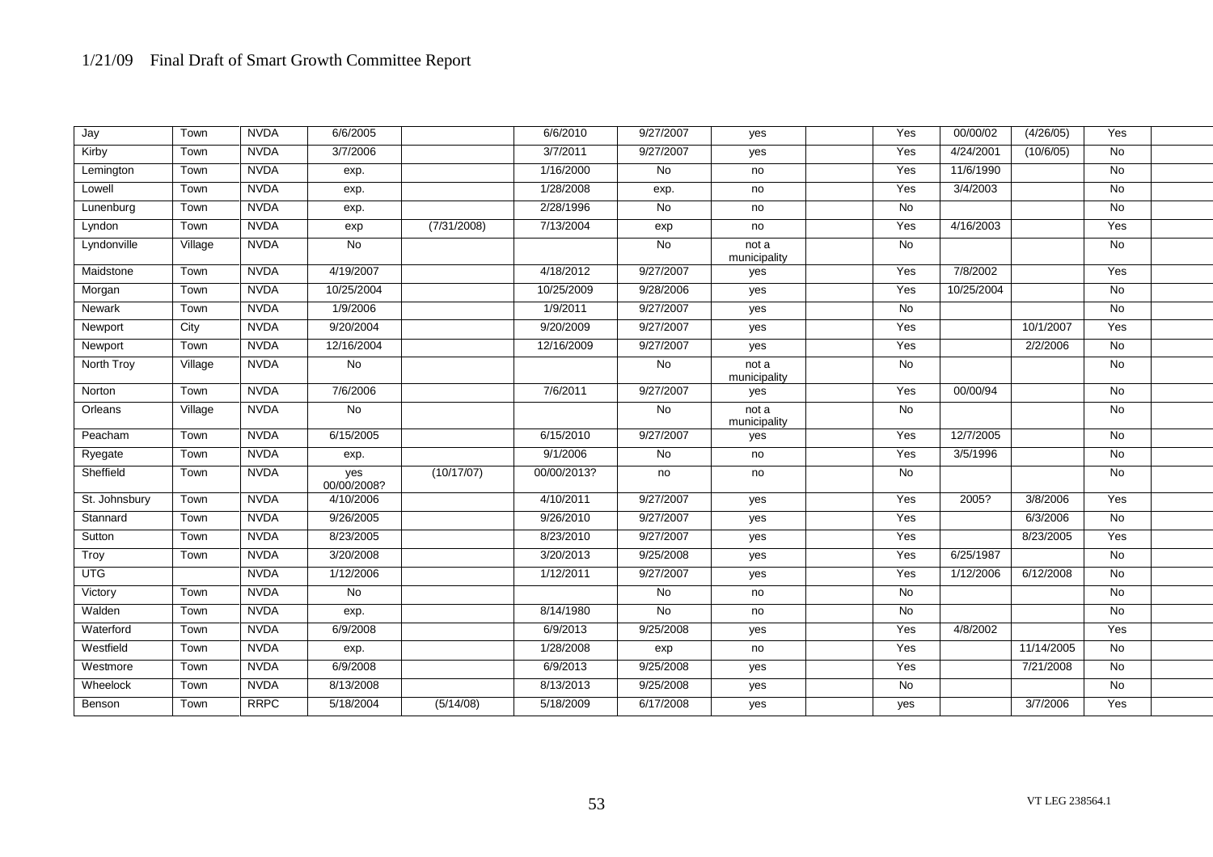| | | | | | | | | | | | | | |
|---|---|---|---|---|---|---|---|---|---|---|---|---|---|
| Jay | Town | NVDA | 6/6/2005 | | 6/6/2010 | 9/27/2007 | yes | | Yes | 00/00/02 | (4/26/05) | Yes | |
| Kirby | Town | NVDA | 3/7/2006 | | 3/7/2011 | 9/27/2007 | yes | | Yes | 4/24/2001 | (10/6/05) | No | |
| Lemington | Town | NVDA | exp. | | 1/16/2000 | No | no | | Yes | 11/6/1990 | | No | |
| Lowell | Town | NVDA | exp. | | 1/28/2008 | exp. | no | | Yes | 3/4/2003 | | No | |
| Lunenburg | Town | NVDA | exp. | | 2/28/1996 | No | no | | No | | | No | |
| Lyndon | Town | NVDA | exp | (7/31/2008) | 7/13/2004 | exp | no | | Yes | 4/16/2003 | | Yes | |
| Lyndonville | Village | NVDA | No | | | No | not a municipality | | No | | | No | |
| Maidstone | Town | NVDA | 4/19/2007 | | 4/18/2012 | 9/27/2007 | yes | | Yes | 7/8/2002 | | Yes | |
| Morgan | Town | NVDA | 10/25/2004 | | 10/25/2009 | 9/28/2006 | yes | | Yes | 10/25/2004 | | No | |
| Newark | Town | NVDA | 1/9/2006 | | 1/9/2011 | 9/27/2007 | yes | | No | | | No | |
| Newport | City | NVDA | 9/20/2004 | | 9/20/2009 | 9/27/2007 | yes | | Yes | | 10/1/2007 | Yes | |
| Newport | Town | NVDA | 12/16/2004 | | 12/16/2009 | 9/27/2007 | yes | | Yes | | 2/2/2006 | No | |
| North Troy | Village | NVDA | No | | | No | not a municipality | | No | | | No | |
| Norton | Town | NVDA | 7/6/2006 | | 7/6/2011 | 9/27/2007 | yes | | Yes | 00/00/94 | | No | |
| Orleans | Village | NVDA | No | | | No | not a municipality | | No | | | No | |
| Peacham | Town | NVDA | 6/15/2005 | | 6/15/2010 | 9/27/2007 | yes | | Yes | 12/7/2005 | | No | |
| Ryegate | Town | NVDA | exp. | | 9/1/2006 | No | no | | Yes | 3/5/1996 | | No | |
| Sheffield | Town | NVDA | yes 00/00/2008? | (10/17/07) | 00/00/2013? | no | no | | No | | | No | |
| St. Johnsbury | Town | NVDA | 4/10/2006 | | 4/10/2011 | 9/27/2007 | yes | | Yes | 2005? | 3/8/2006 | Yes | |
| Stannard | Town | NVDA | 9/26/2005 | | 9/26/2010 | 9/27/2007 | yes | | Yes | | 6/3/2006 | No | |
| Sutton | Town | NVDA | 8/23/2005 | | 8/23/2010 | 9/27/2007 | yes | | Yes | | 8/23/2005 | Yes | |
| Troy | Town | NVDA | 3/20/2008 | | 3/20/2013 | 9/25/2008 | yes | | Yes | 6/25/1987 | | No | |
| UTG | | NVDA | 1/12/2006 | | 1/12/2011 | 9/27/2007 | yes | | Yes | 1/12/2006 | 6/12/2008 | No | |
| Victory | Town | NVDA | No | | | No | no | | No | | | No | |
| Walden | Town | NVDA | exp. | | 8/14/1980 | No | no | | No | | | No | |
| Waterford | Town | NVDA | 6/9/2008 | | 6/9/2013 | 9/25/2008 | yes | | Yes | 4/8/2002 | | Yes | |
| Westfield | Town | NVDA | exp. | | 1/28/2008 | exp | no | | Yes | | 11/14/2005 | No | |
| Westmore | Town | NVDA | 6/9/2008 | | 6/9/2013 | 9/25/2008 | yes | | Yes | | 7/21/2008 | No | |
| Wheelock | Town | NVDA | 8/13/2008 | | 8/13/2013 | 9/25/2008 | yes | | No | | | No | |
| Benson | Town | RRPC | 5/18/2004 | (5/14/08) | 5/18/2009 | 6/17/2008 | yes | | yes | | 3/7/2006 | Yes | |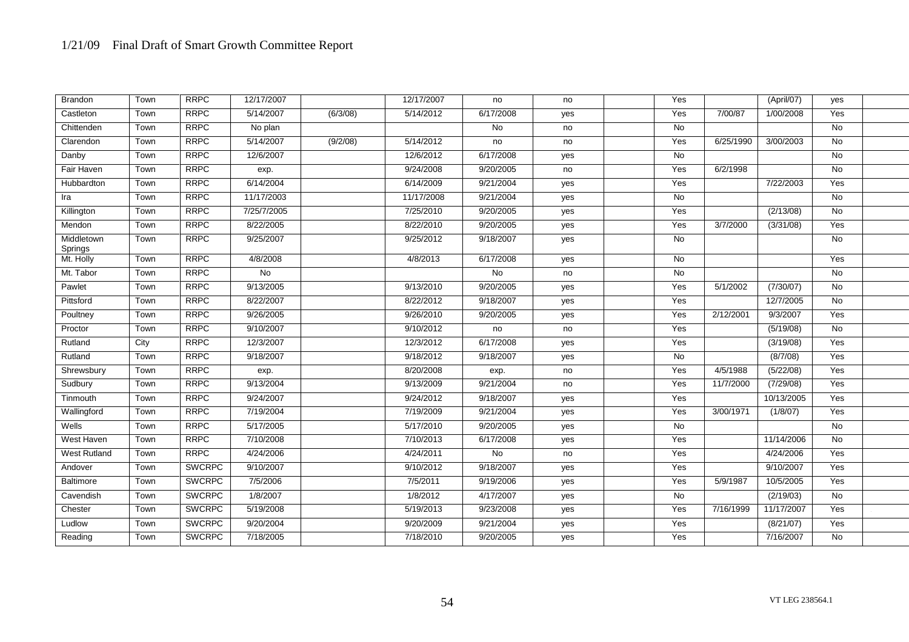| | | | | | | | | | | | | | |
|---|---|---|---|---|---|---|---|---|---|---|---|---|---|
| Brandon | Town | RRPC | 12/17/2007 | | 12/17/2007 | no | no | | Yes | | (April/07) | yes | |
| Castleton | Town | RRPC | 5/14/2007 | (6/3/08) | 5/14/2012 | 6/17/2008 | yes | | Yes | 7/00/87 | 1/00/2008 | Yes | |
| Chittenden | Town | RRPC | No plan | | | No | no | | No | | | No | |
| Clarendon | Town | RRPC | 5/14/2007 | (9/2/08) | 5/14/2012 | no | no | | Yes | 6/25/1990 | 3/00/2003 | No | |
| Danby | Town | RRPC | 12/6/2007 | | 12/6/2012 | 6/17/2008 | yes | | No | | | No | |
| Fair Haven | Town | RRPC | exp. | | 9/24/2008 | 9/20/2005 | no | | Yes | 6/2/1998 | | No | |
| Hubbardton | Town | RRPC | 6/14/2004 | | 6/14/2009 | 9/21/2004 | yes | | Yes | | 7/22/2003 | Yes | |
| Ira | Town | RRPC | 11/17/2003 | | 11/17/2008 | 9/21/2004 | yes | | No | | | No | |
| Killington | Town | RRPC | 7/25/7/2005 | | 7/25/2010 | 9/20/2005 | yes | | Yes | | (2/13/08) | No | |
| Mendon | Town | RRPC | 8/22/2005 | | 8/22/2010 | 9/20/2005 | yes | | Yes | 3/7/2000 | (3/31/08) | Yes | |
| Middletown Springs | Town | RRPC | 9/25/2007 | | 9/25/2012 | 9/18/2007 | yes | | No | | | No | |
| Mt. Holly | Town | RRPC | 4/8/2008 | | 4/8/2013 | 6/17/2008 | yes | | No | | | Yes | |
| Mt. Tabor | Town | RRPC | No | | | No | no | | No | | | No | |
| Pawlet | Town | RRPC | 9/13/2005 | | 9/13/2010 | 9/20/2005 | yes | | Yes | 5/1/2002 | (7/30/07) | No | |
| Pittsford | Town | RRPC | 8/22/2007 | | 8/22/2012 | 9/18/2007 | yes | | Yes | | 12/7/2005 | No | |
| Poultney | Town | RRPC | 9/26/2005 | | 9/26/2010 | 9/20/2005 | yes | | Yes | 2/12/2001 | 9/3/2007 | Yes | |
| Proctor | Town | RRPC | 9/10/2007 | | 9/10/2012 | no | no | | Yes | | (5/19/08) | No | |
| Rutland | City | RRPC | 12/3/2007 | | 12/3/2012 | 6/17/2008 | yes | | Yes | | (3/19/08) | Yes | |
| Rutland | Town | RRPC | 9/18/2007 | | 9/18/2012 | 9/18/2007 | yes | | No | | (8/7/08) | Yes | |
| Shrewsbury | Town | RRPC | exp. | | 8/20/2008 | exp. | no | | Yes | 4/5/1988 | (5/22/08) | Yes | |
| Sudbury | Town | RRPC | 9/13/2004 | | 9/13/2009 | 9/21/2004 | no | | Yes | 11/7/2000 | (7/29/08) | Yes | |
| Tinmouth | Town | RRPC | 9/24/2007 | | 9/24/2012 | 9/18/2007 | yes | | Yes | | 10/13/2005 | Yes | |
| Wallingford | Town | RRPC | 7/19/2004 | | 7/19/2009 | 9/21/2004 | yes | | Yes | 3/00/1971 | (1/8/07) | Yes | |
| Wells | Town | RRPC | 5/17/2005 | | 5/17/2010 | 9/20/2005 | yes | | No | | | No | |
| West Haven | Town | RRPC | 7/10/2008 | | 7/10/2013 | 6/17/2008 | yes | | Yes | | 11/14/2006 | No | |
| West Rutland | Town | RRPC | 4/24/2006 | | 4/24/2011 | No | no | | Yes | | 4/24/2006 | Yes | |
| Andover | Town | SWCRPC | 9/10/2007 | | 9/10/2012 | 9/18/2007 | yes | | Yes | | 9/10/2007 | Yes | |
| Baltimore | Town | SWCRPC | 7/5/2006 | | 7/5/2011 | 9/19/2006 | yes | | Yes | 5/9/1987 | 10/5/2005 | Yes | |
| Cavendish | Town | SWCRPC | 1/8/2007 | | 1/8/2012 | 4/17/2007 | yes | | No | | (2/19/03) | No | |
| Chester | Town | SWCRPC | 5/19/2008 | | 5/19/2013 | 9/23/2008 | yes | | Yes | 7/16/1999 | 11/17/2007 | Yes | |
| Ludlow | Town | SWCRPC | 9/20/2004 | | 9/20/2009 | 9/21/2004 | yes | | Yes | | (8/21/07) | Yes | |
| Reading | Town | SWCRPC | 7/18/2005 | | 7/18/2010 | 9/20/2005 | yes | | Yes | | 7/16/2007 | No | |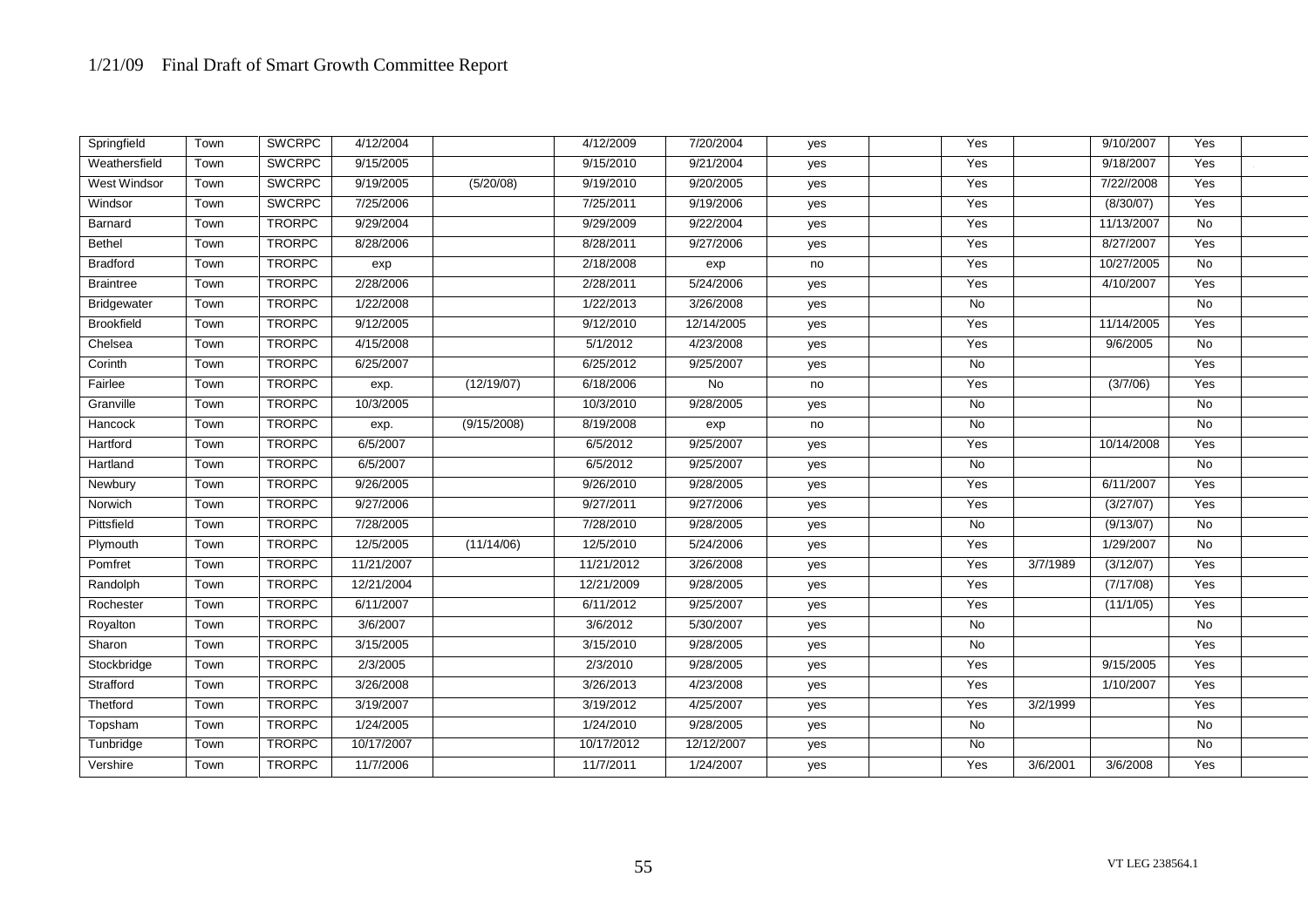| Springfield | Town | SWCRPC | 4/12/2004 | | 4/12/2009 | 7/20/2004 | yes | | Yes | | 9/10/2007 | Yes | |
|---|---|---|---|---|---|---|---|---|---|---|---|---|---|
| Weathersfield | Town | SWCRPC | 9/15/2005 | | 9/15/2010 | 9/21/2004 | yes | | Yes | | 9/18/2007 | Yes | |
| West Windsor | Town | SWCRPC | 9/19/2005 | (5/20/08) | 9/19/2010 | 9/20/2005 | yes | | Yes | | 7/22//2008 | Yes | |
| Windsor | Town | SWCRPC | 7/25/2006 | | 7/25/2011 | 9/19/2006 | yes | | Yes | | (8/30/07) | Yes | |
| Barnard | Town | TRORPC | 9/29/2004 | | 9/29/2009 | 9/22/2004 | yes | | Yes | | 11/13/2007 | No | |
| Bethel | Town | TRORPC | 8/28/2006 | | 8/28/2011 | 9/27/2006 | yes | | Yes | | 8/27/2007 | Yes | |
| Bradford | Town | TRORPC | exp | | 2/18/2008 | exp | no | | Yes | | 10/27/2005 | No | |
| Braintree | Town | TRORPC | 2/28/2006 | | 2/28/2011 | 5/24/2006 | yes | | Yes | | 4/10/2007 | Yes | |
| Bridgewater | Town | TRORPC | 1/22/2008 | | 1/22/2013 | 3/26/2008 | yes | | No | | | No | |
| Brookfield | Town | TRORPC | 9/12/2005 | | 9/12/2010 | 12/14/2005 | yes | | Yes | | 11/14/2005 | Yes | |
| Chelsea | Town | TRORPC | 4/15/2008 | | 5/1/2012 | 4/23/2008 | yes | | Yes | | 9/6/2005 | No | |
| Corinth | Town | TRORPC | 6/25/2007 | | 6/25/2012 | 9/25/2007 | yes | | No | | | Yes | |
| Fairlee | Town | TRORPC | exp. | (12/19/07) | 6/18/2006 | No | no | | Yes | | (3/7/06) | Yes | |
| Granville | Town | TRORPC | 10/3/2005 | | 10/3/2010 | 9/28/2005 | yes | | No | | | No | |
| Hancock | Town | TRORPC | exp. | (9/15/2008) | 8/19/2008 | exp | no | | No | | | No | |
| Hartford | Town | TRORPC | 6/5/2007 | | 6/5/2012 | 9/25/2007 | yes | | Yes | | 10/14/2008 | Yes | |
| Hartland | Town | TRORPC | 6/5/2007 | | 6/5/2012 | 9/25/2007 | yes | | No | | | No | |
| Newbury | Town | TRORPC | 9/26/2005 | | 9/26/2010 | 9/28/2005 | yes | | Yes | | 6/11/2007 | Yes | |
| Norwich | Town | TRORPC | 9/27/2006 | | 9/27/2011 | 9/27/2006 | yes | | Yes | | (3/27/07) | Yes | |
| Pittsfield | Town | TRORPC | 7/28/2005 | | 7/28/2010 | 9/28/2005 | yes | | No | | (9/13/07) | No | |
| Plymouth | Town | TRORPC | 12/5/2005 | (11/14/06) | 12/5/2010 | 5/24/2006 | yes | | Yes | | 1/29/2007 | No | |
| Pomfret | Town | TRORPC | 11/21/2007 | | 11/21/2012 | 3/26/2008 | yes | | Yes | 3/7/1989 | (3/12/07) | Yes | |
| Randolph | Town | TRORPC | 12/21/2004 | | 12/21/2009 | 9/28/2005 | yes | | Yes | | (7/17/08) | Yes | |
| Rochester | Town | TRORPC | 6/11/2007 | | 6/11/2012 | 9/25/2007 | yes | | Yes | | (11/1/05) | Yes | |
| Royalton | Town | TRORPC | 3/6/2007 | | 3/6/2012 | 5/30/2007 | yes | | No | | | No | |
| Sharon | Town | TRORPC | 3/15/2005 | | 3/15/2010 | 9/28/2005 | yes | | No | | | Yes | |
| Stockbridge | Town | TRORPC | 2/3/2005 | | 2/3/2010 | 9/28/2005 | yes | | Yes | | 9/15/2005 | Yes | |
| Strafford | Town | TRORPC | 3/26/2008 | | 3/26/2013 | 4/23/2008 | yes | | Yes | | 1/10/2007 | Yes | |
| Thetford | Town | TRORPC | 3/19/2007 | | 3/19/2012 | 4/25/2007 | yes | | Yes | 3/2/1999 | | Yes | |
| Topsham | Town | TRORPC | 1/24/2005 | | 1/24/2010 | 9/28/2005 | yes | | No | | | No | |
| Tunbridge | Town | TRORPC | 10/17/2007 | | 10/17/2012 | 12/12/2007 | yes | | No | | | No | |
| Vershire | Town | TRORPC | 11/7/2006 | | 11/7/2011 | 1/24/2007 | yes | | Yes | 3/6/2001 | 3/6/2008 | Yes | |

VT LEG 238564.1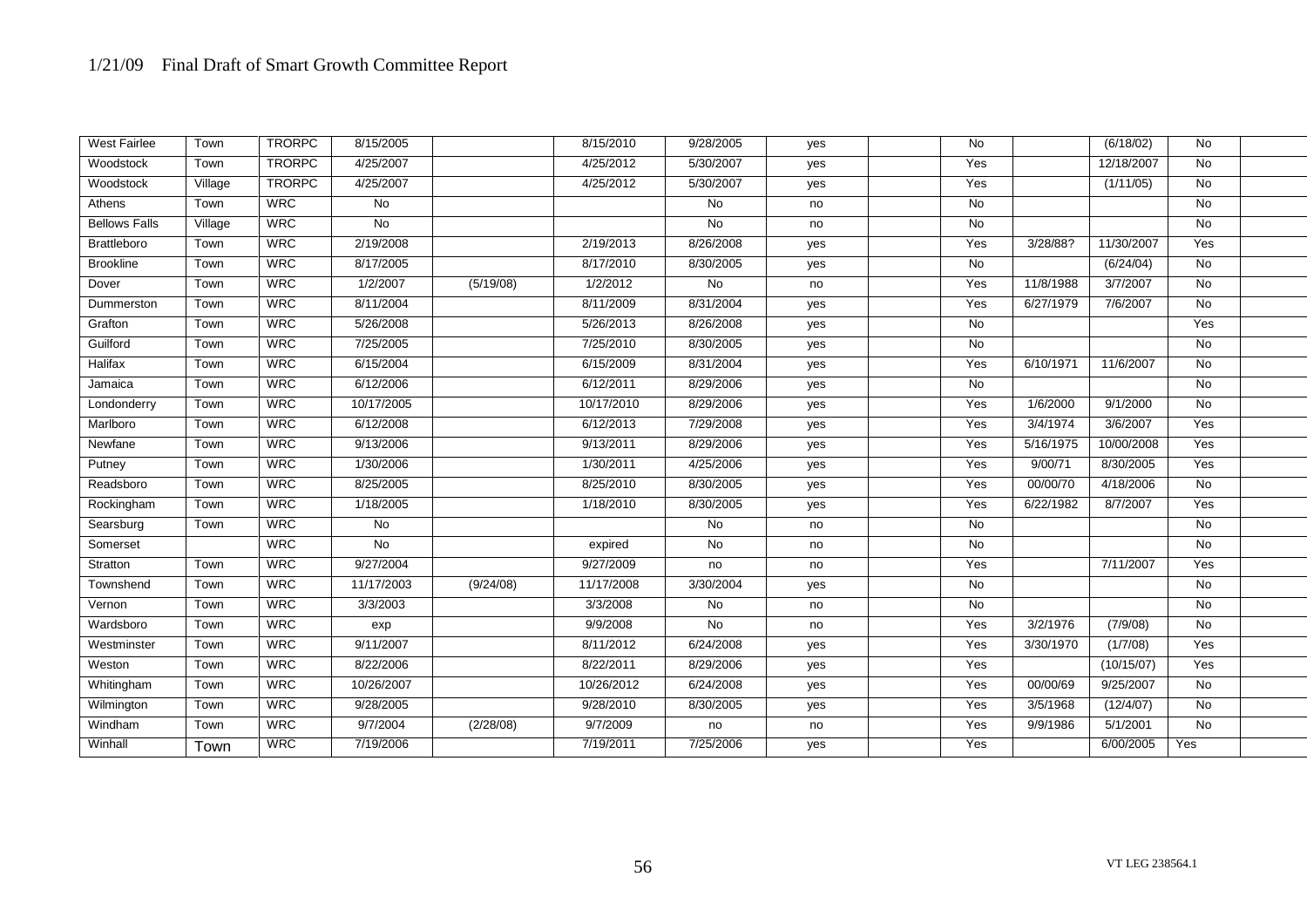| | | | | | | | | | | | | | |
|---|---|---|---|---|---|---|---|---|---|---|---|---|---|
| West Fairlee | Town | TRORPC | 8/15/2005 | | 8/15/2010 | 9/28/2005 | yes | | No | | (6/18/02) | No | |
| Woodstock | Town | TRORPC | 4/25/2007 | | 4/25/2012 | 5/30/2007 | yes | | Yes | | 12/18/2007 | No | |
| Woodstock | Village | TRORPC | 4/25/2007 | | 4/25/2012 | 5/30/2007 | yes | | Yes | | (1/11/05) | No | |
| Athens | Town | WRC | No | | | No | no | | No | | | No | |
| Bellows Falls | Village | WRC | No | | | No | no | | No | | | No | |
| Brattleboro | Town | WRC | 2/19/2008 | | 2/19/2013 | 8/26/2008 | yes | | Yes | 3/28/88? | 11/30/2007 | Yes | |
| Brookline | Town | WRC | 8/17/2005 | | 8/17/2010 | 8/30/2005 | yes | | No | | (6/24/04) | No | |
| Dover | Town | WRC | 1/2/2007 | (5/19/08) | 1/2/2012 | No | no | | Yes | 11/8/1988 | 3/7/2007 | No | |
| Dummerston | Town | WRC | 8/11/2004 | | 8/11/2009 | 8/31/2004 | yes | | Yes | 6/27/1979 | 7/6/2007 | No | |
| Grafton | Town | WRC | 5/26/2008 | | 5/26/2013 | 8/26/2008 | yes | | No | | | Yes | |
| Guilford | Town | WRC | 7/25/2005 | | 7/25/2010 | 8/30/2005 | yes | | No | | | No | |
| Halifax | Town | WRC | 6/15/2004 | | 6/15/2009 | 8/31/2004 | yes | | Yes | 6/10/1971 | 11/6/2007 | No | |
| Jamaica | Town | WRC | 6/12/2006 | | 6/12/2011 | 8/29/2006 | yes | | No | | | No | |
| Londonderry | Town | WRC | 10/17/2005 | | 10/17/2010 | 8/29/2006 | yes | | Yes | 1/6/2000 | 9/1/2000 | No | |
| Marlboro | Town | WRC | 6/12/2008 | | 6/12/2013 | 7/29/2008 | yes | | Yes | 3/4/1974 | 3/6/2007 | Yes | |
| Newfane | Town | WRC | 9/13/2006 | | 9/13/2011 | 8/29/2006 | yes | | Yes | 5/16/1975 | 10/00/2008 | Yes | |
| Putney | Town | WRC | 1/30/2006 | | 1/30/2011 | 4/25/2006 | yes | | Yes | 9/00/71 | 8/30/2005 | Yes | |
| Readsboro | Town | WRC | 8/25/2005 | | 8/25/2010 | 8/30/2005 | yes | | Yes | 00/00/70 | 4/18/2006 | No | |
| Rockingham | Town | WRC | 1/18/2005 | | 1/18/2010 | 8/30/2005 | yes | | Yes | 6/22/1982 | 8/7/2007 | Yes | |
| Searsburg | Town | WRC | No | | | No | no | | No | | | No | |
| Somerset | | WRC | No | | expired | No | no | | No | | | No | |
| Stratton | Town | WRC | 9/27/2004 | | 9/27/2009 | no | no | | Yes | | 7/11/2007 | Yes | |
| Townshend | Town | WRC | 11/17/2003 | (9/24/08) | 11/17/2008 | 3/30/2004 | yes | | No | | | No | |
| Vernon | Town | WRC | 3/3/2003 | | 3/3/2008 | No | no | | No | | | No | |
| Wardsboro | Town | WRC | exp | | 9/9/2008 | No | no | | Yes | 3/2/1976 | (7/9/08) | No | |
| Westminster | Town | WRC | 9/11/2007 | | 8/11/2012 | 6/24/2008 | yes | | Yes | 3/30/1970 | (1/7/08) | Yes | |
| Weston | Town | WRC | 8/22/2006 | | 8/22/2011 | 8/29/2006 | yes | | Yes | | (10/15/07) | Yes | |
| Whitingham | Town | WRC | 10/26/2007 | | 10/26/2012 | 6/24/2008 | yes | | Yes | 00/00/69 | 9/25/2007 | No | |
| Wilmington | Town | WRC | 9/28/2005 | | 9/28/2010 | 8/30/2005 | yes | | Yes | 3/5/1968 | (12/4/07) | No | |
| Windham | Town | WRC | 9/7/2004 | (2/28/08) | 9/7/2009 | no | no | | Yes | 9/9/1986 | 5/1/2001 | No | |
| Winhall | Town | WRC | 7/19/2006 | | 7/19/2011 | 7/25/2006 | yes | | Yes | | 6/00/2005 | Yes | |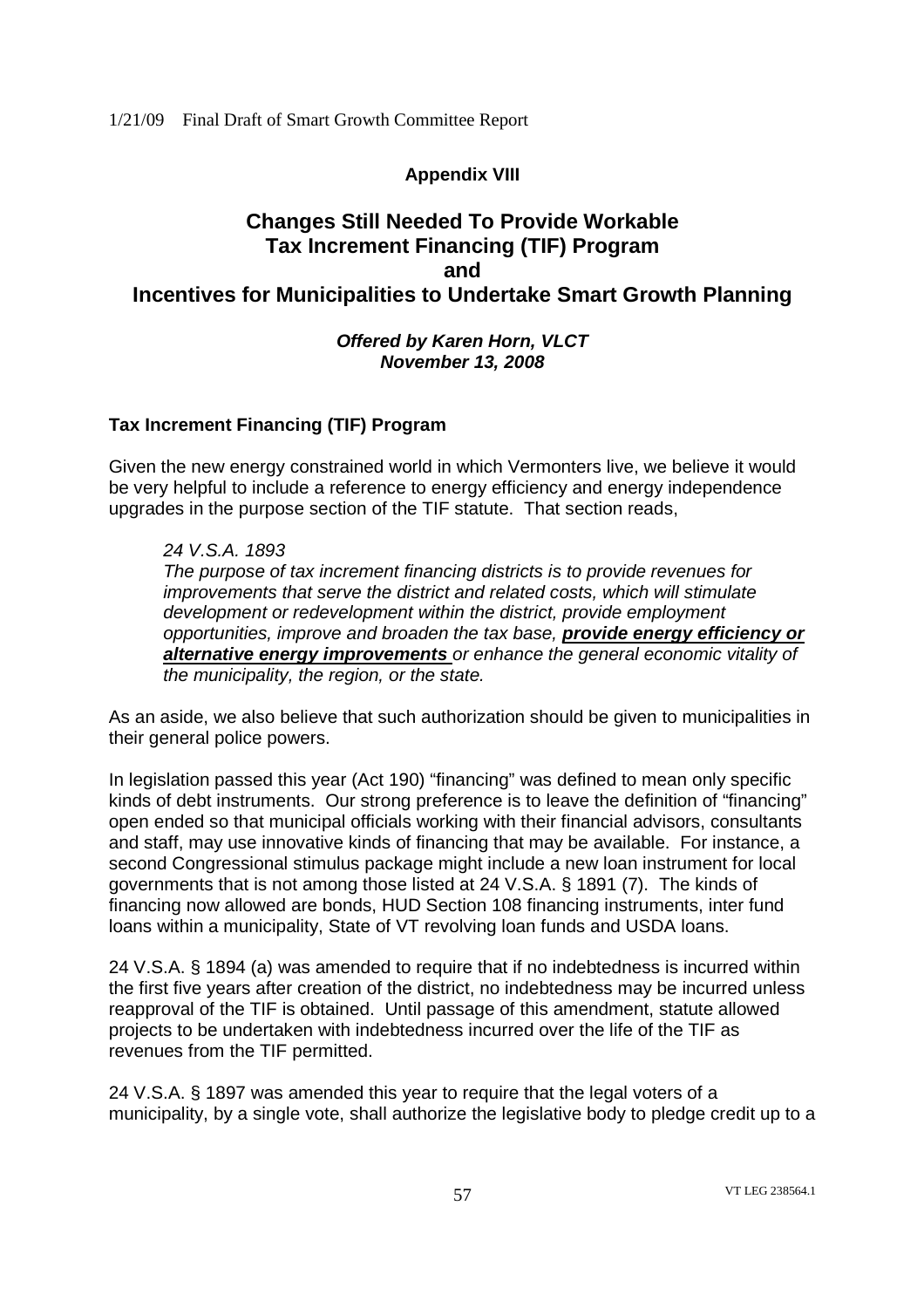**Appendix VIII**

## Changes Still Needed To Provide Workable Tax Increment Financing (TIF) Program and Incentives for Municipalities to Undertake Smart Growth Planning

***Offered by Karen Horn, VLCT***
***November 13, 2008***

### Tax Increment Financing (TIF) Program

Given the new energy constrained world in which Vermonters live, we believe it would be very helpful to include a reference to energy efficiency and energy independence upgrades in the purpose section of the TIF statute. That section reads,

> *24 V.S.A. 1893*
> *The purpose of tax increment financing districts is to provide revenues for improvements that serve the district and related costs, which will stimulate development or redevelopment within the district, provide employment opportunities, improve and broaden the tax base,* ***provide energy efficiency or alternative energy improvements*** *or enhance the general economic vitality of the municipality, the region, or the state.*

As an aside, we also believe that such authorization should be given to municipalities in their general police powers.

In legislation passed this year (Act 190) "financing" was defined to mean only specific kinds of debt instruments. Our strong preference is to leave the definition of "financing" open ended so that municipal officials working with their financial advisors, consultants and staff, may use innovative kinds of financing that may be available. For instance, a second Congressional stimulus package might include a new loan instrument for local governments that is not among those listed at 24 V.S.A. § 1891 (7). The kinds of financing now allowed are bonds, HUD Section 108 financing instruments, inter fund loans within a municipality, State of VT revolving loan funds and USDA loans.

24 V.S.A. § 1894 (a) was amended to require that if no indebtedness is incurred within the first five years after creation of the district, no indebtedness may be incurred unless reapproval of the TIF is obtained. Until passage of this amendment, statute allowed projects to be undertaken with indebtedness incurred over the life of the TIF as revenues from the TIF permitted.

24 V.S.A. § 1897 was amended this year to require that the legal voters of a municipality, by a single vote, shall authorize the legislative body to pledge credit up to a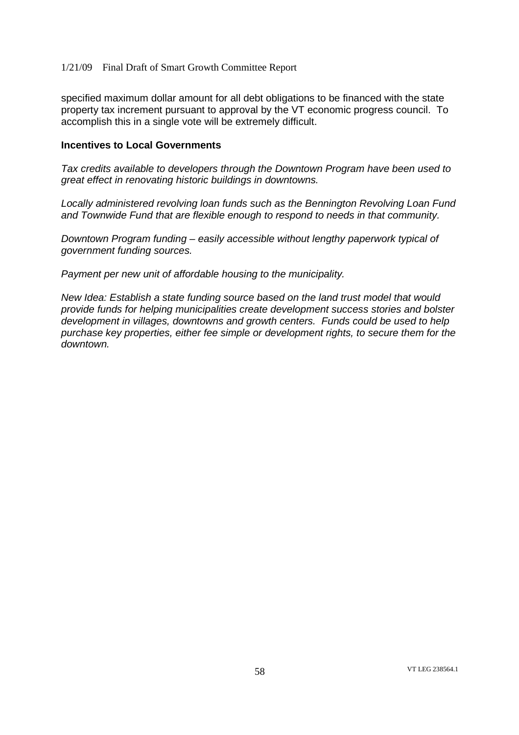specified maximum dollar amount for all debt obligations to be financed with the state property tax increment pursuant to approval by the VT economic progress council. To accomplish this in a single vote will be extremely difficult.

**Incentives to Local Governments**

*Tax credits available to developers through the Downtown Program have been used to great effect in renovating historic buildings in downtowns.*

*Locally administered revolving loan funds such as the Bennington Revolving Loan Fund and Townwide Fund that are flexible enough to respond to needs in that community.*

*Downtown Program funding – easily accessible without lengthy paperwork typical of government funding sources.*

*Payment per new unit of affordable housing to the municipality.*

*New Idea: Establish a state funding source based on the land trust model that would provide funds for helping municipalities create development success stories and bolster development in villages, downtowns and growth centers. Funds could be used to help purchase key properties, either fee simple or development rights, to secure them for the downtown.*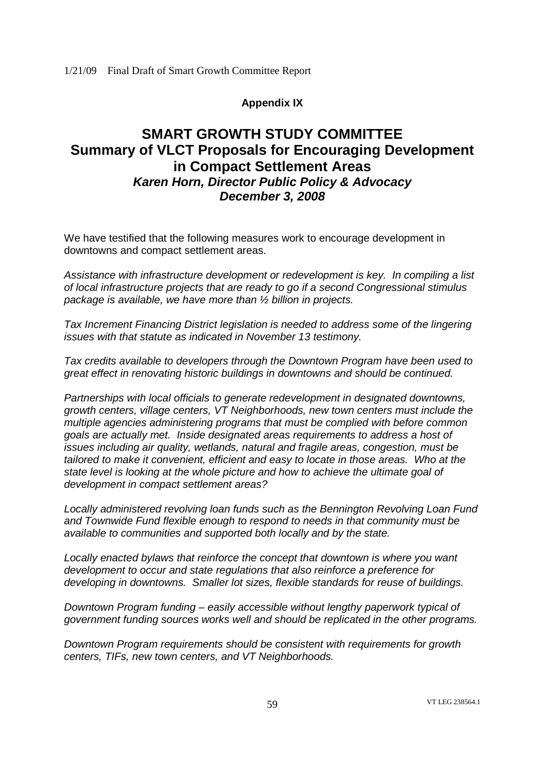**Appendix IX**

# SMART GROWTH STUDY COMMITTEE
## Summary of VLCT Proposals for Encouraging Development in Compact Settlement Areas
### *Karen Horn, Director Public Policy & Advocacy*
### *December 3, 2008*

We have testified that the following measures work to encourage development in downtowns and compact settlement areas.

*Assistance with infrastructure development or redevelopment is key. In compiling a list of local infrastructure projects that are ready to go if a second Congressional stimulus package is available, we have more than ½ billion in projects.*

*Tax Increment Financing District legislation is needed to address some of the lingering issues with that statute as indicated in November 13 testimony.*

*Tax credits available to developers through the Downtown Program have been used to great effect in renovating historic buildings in downtowns and should be continued.*

*Partnerships with local officials to generate redevelopment in designated downtowns, growth centers, village centers, VT Neighborhoods, new town centers must include the multiple agencies administering programs that must be complied with before common goals are actually met. Inside designated areas requirements to address a host of issues including air quality, wetlands, natural and fragile areas, congestion, must be tailored to make it convenient, efficient and easy to locate in those areas. Who at the state level is looking at the whole picture and how to achieve the ultimate goal of development in compact settlement areas?*

*Locally administered revolving loan funds such as the Bennington Revolving Loan Fund and Townwide Fund flexible enough to respond to needs in that community must be available to communities and supported both locally and by the state.*

*Locally enacted bylaws that reinforce the concept that downtown is where you want development to occur and state regulations that also reinforce a preference for developing in downtowns. Smaller lot sizes, flexible standards for reuse of buildings.*

*Downtown Program funding – easily accessible without lengthy paperwork typical of government funding sources works well and should be replicated in the other programs.*

*Downtown Program requirements should be consistent with requirements for growth centers, TIFs, new town centers, and VT Neighborhoods.*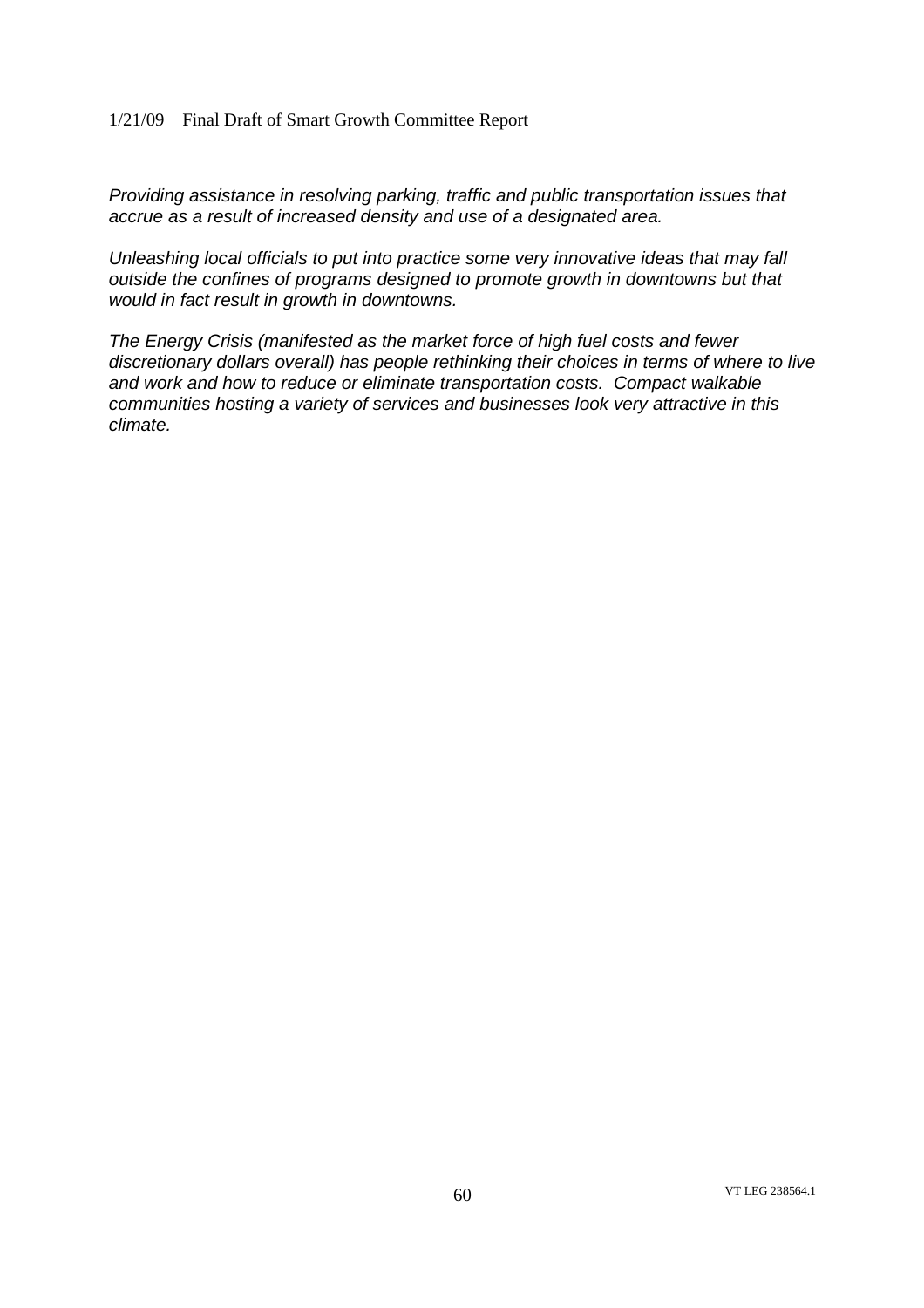*Providing assistance in resolving parking, traffic and public transportation issues that accrue as a result of increased density and use of a designated area.*

*Unleashing local officials to put into practice some very innovative ideas that may fall outside the confines of programs designed to promote growth in downtowns but that would in fact result in growth in downtowns.*

*The Energy Crisis (manifested as the market force of high fuel costs and fewer discretionary dollars overall) has people rethinking their choices in terms of where to live and work and how to reduce or eliminate transportation costs. Compact walkable communities hosting a variety of services and businesses look very attractive in this climate.*